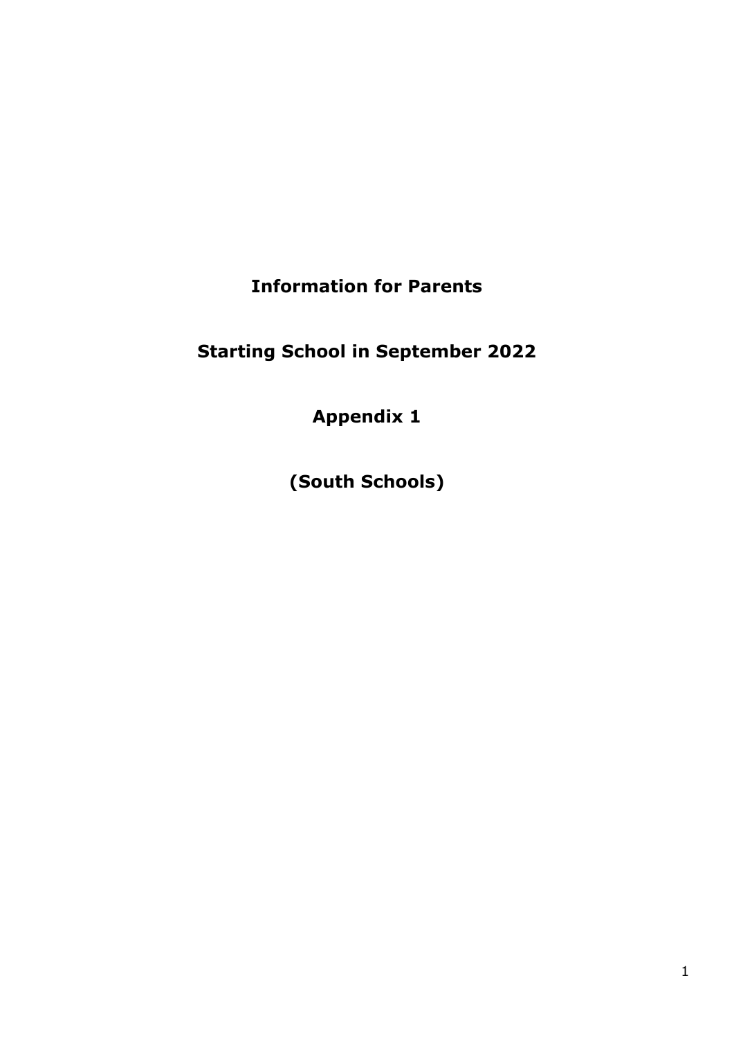# Information for Parents

## Starting School in September 2022

## Appendix 1

## (South Schools)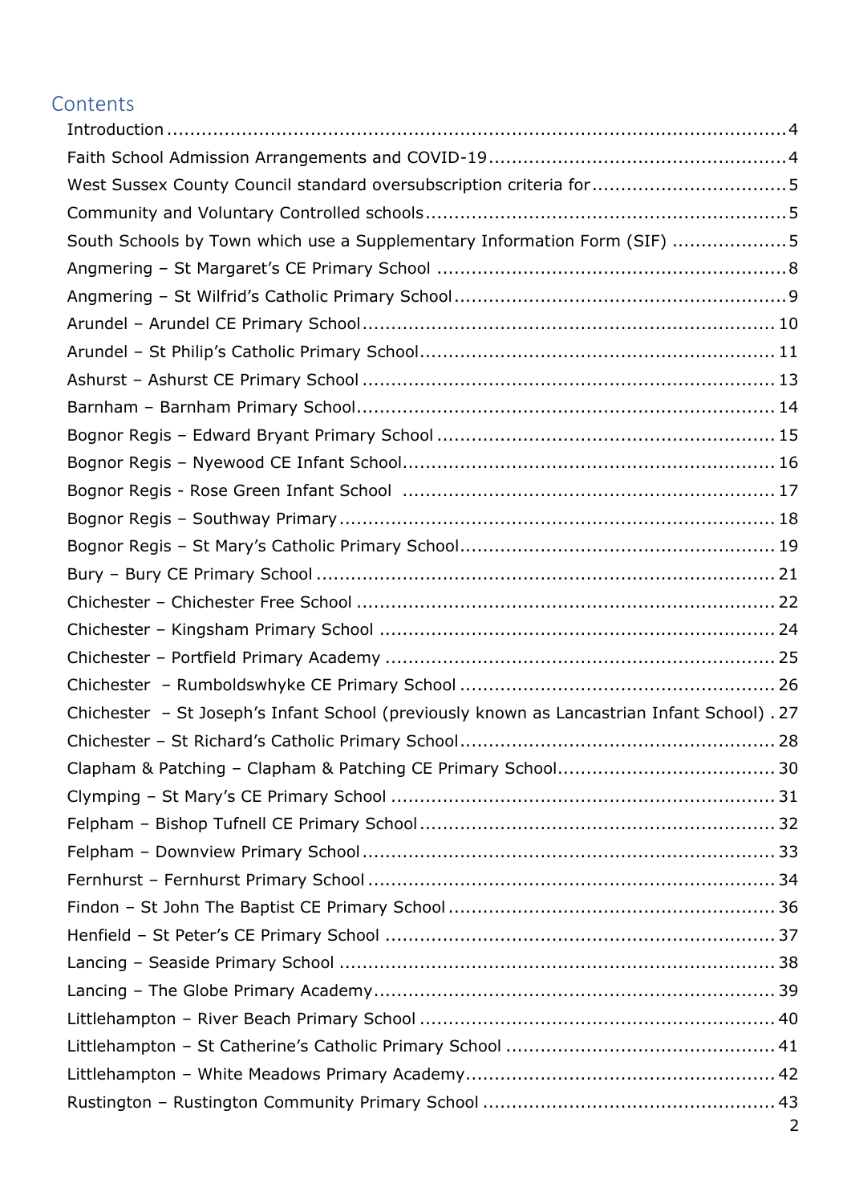## Contents

Introduction ........................................................................................................4
Faith School Admission Arrangements and COVID-19..................................................4
West Sussex County Council standard oversubscription criteria for.................................5
Community and Voluntary Controlled schools..............................................................5
South Schools by Town which use a Supplementary Information Form (SIF) ...................5
Angmering – St Margaret's CE Primary School ............................................................8
Angmering – St Wilfrid's Catholic Primary School.........................................................9
Arundel – Arundel CE Primary School...................................................................... 10
Arundel – St Philip's Catholic Primary School............................................................. 11
Ashurst – Ashurst CE Primary School ...................................................................... 13
Barnham – Barnham Primary School........................................................................ 14
Bognor Regis – Edward Bryant Primary School .......................................................... 15
Bognor Regis – Nyewood CE Infant School................................................................ 16
Bognor Regis - Rose Green Infant School ................................................................ 17
Bognor Regis – Southway Primary........................................................................... 18
Bognor Regis – St Mary's Catholic Primary School...................................................... 19
Bury – Bury CE Primary School ............................................................................... 21
Chichester – Chichester Free School ........................................................................ 22
Chichester – Kingsham Primary School .................................................................... 24
Chichester – Portfield Primary Academy ................................................................... 25
Chichester – Rumboldswhyke CE Primary School ...................................................... 26
Chichester – St Joseph's Infant School (previously known as Lancastrian Infant School) . 27
Chichester – St Richard's Catholic Primary School...................................................... 28
Clapham & Patching – Clapham & Patching CE Primary School..................................... 30
Clymping – St Mary's CE Primary School .................................................................. 31
Felpham – Bishop Tufnell CE Primary School............................................................. 32
Felpham – Downview Primary School....................................................................... 33
Fernhurst – Fernhurst Primary School ...................................................................... 34
Findon – St John The Baptist CE Primary School ........................................................ 36
Henfield – St Peter's CE Primary School ................................................................... 37
Lancing – Seaside Primary School ........................................................................... 38
Lancing – The Globe Primary Academy..................................................................... 39
Littlehampton – River Beach Primary School ............................................................. 40
Littlehampton – St Catherine's Catholic Primary School .............................................. 41
Littlehampton – White Meadows Primary Academy..................................................... 42
Rustington – Rustington Community Primary School .................................................. 43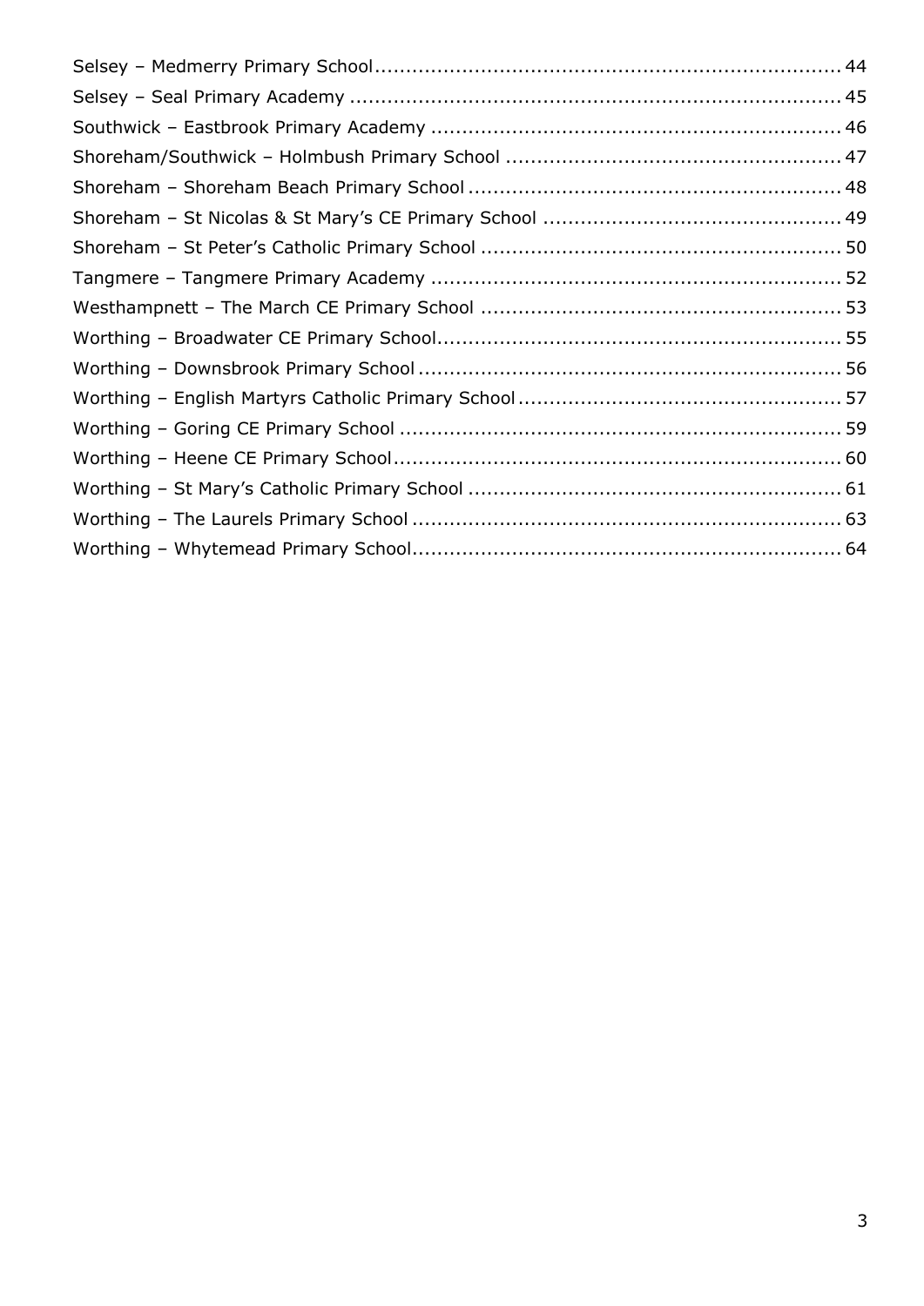Selsey – Medmerry Primary School ........................................................................ 44
Selsey – Seal Primary Academy ............................................................................ 45
Southwick – Eastbrook Primary Academy ................................................................ 46
Shoreham/Southwick – Holmbush Primary School .................................................... 47
Shoreham – Shoreham Beach Primary School .......................................................... 48
Shoreham – St Nicolas & St Mary's CE Primary School .............................................. 49
Shoreham – St Peter's Catholic Primary School ........................................................ 50
Tangmere – Tangmere Primary Academy ................................................................ 52
Westhampnett – The March CE Primary School ........................................................ 53
Worthing – Broadwater CE Primary School ............................................................... 55
Worthing – Downsbrook Primary School .................................................................. 56
Worthing – English Martyrs Catholic Primary School .................................................. 57
Worthing – Goring CE Primary School ..................................................................... 59
Worthing – Heene CE Primary School ...................................................................... 60
Worthing – St Mary's Catholic Primary School .......................................................... 61
Worthing – The Laurels Primary School ................................................................... 63
Worthing – Whytemead Primary School ................................................................... 64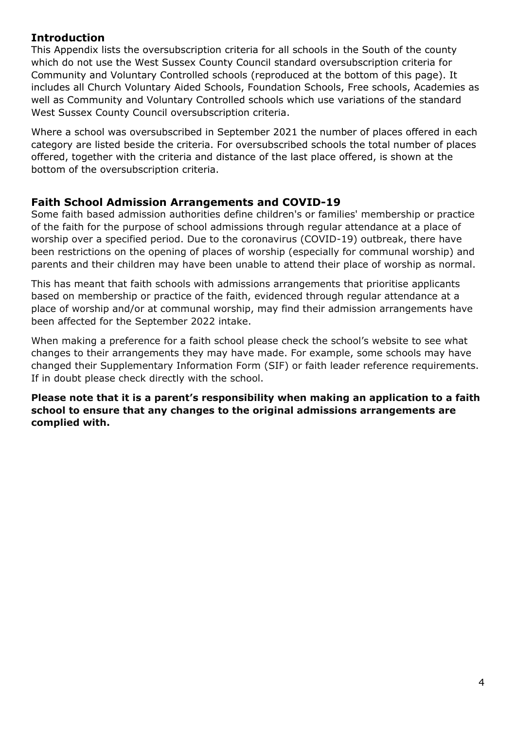## Introduction

This Appendix lists the oversubscription criteria for all schools in the South of the county which do not use the West Sussex County Council standard oversubscription criteria for Community and Voluntary Controlled schools (reproduced at the bottom of this page). It includes all Church Voluntary Aided Schools, Foundation Schools, Free schools, Academies as well as Community and Voluntary Controlled schools which use variations of the standard West Sussex County Council oversubscription criteria.

Where a school was oversubscribed in September 2021 the number of places offered in each category are listed beside the criteria. For oversubscribed schools the total number of places offered, together with the criteria and distance of the last place offered, is shown at the bottom of the oversubscription criteria.

## Faith School Admission Arrangements and COVID-19

Some faith based admission authorities define children's or families' membership or practice of the faith for the purpose of school admissions through regular attendance at a place of worship over a specified period. Due to the coronavirus (COVID-19) outbreak, there have been restrictions on the opening of places of worship (especially for communal worship) and parents and their children may have been unable to attend their place of worship as normal.

This has meant that faith schools with admissions arrangements that prioritise applicants based on membership or practice of the faith, evidenced through regular attendance at a place of worship and/or at communal worship, may find their admission arrangements have been affected for the September 2022 intake.

When making a preference for a faith school please check the school's website to see what changes to their arrangements they may have made. For example, some schools may have changed their Supplementary Information Form (SIF) or faith leader reference requirements. If in doubt please check directly with the school.

**Please note that it is a parent's responsibility when making an application to a faith school to ensure that any changes to the original admissions arrangements are complied with.**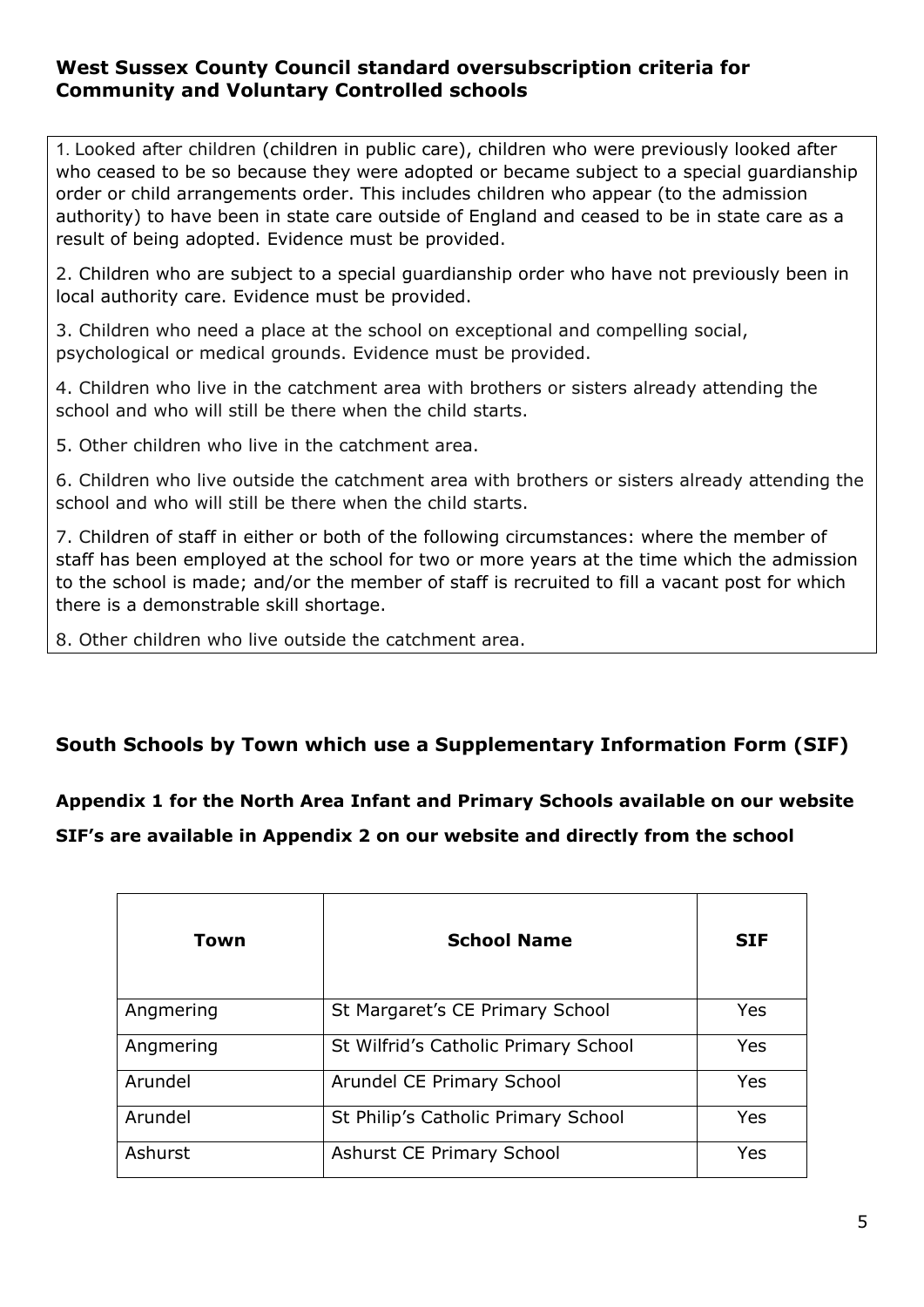## West Sussex County Council standard oversubscription criteria for Community and Voluntary Controlled schools

1. Looked after children (children in public care), children who were previously looked after who ceased to be so because they were adopted or became subject to a special guardianship order or child arrangements order. This includes children who appear (to the admission authority) to have been in state care outside of England and ceased to be in state care as a result of being adopted. Evidence must be provided.

2. Children who are subject to a special guardianship order who have not previously been in local authority care. Evidence must be provided.

3. Children who need a place at the school on exceptional and compelling social, psychological or medical grounds. Evidence must be provided.

4. Children who live in the catchment area with brothers or sisters already attending the school and who will still be there when the child starts.

5. Other children who live in the catchment area.

6. Children who live outside the catchment area with brothers or sisters already attending the school and who will still be there when the child starts.

7. Children of staff in either or both of the following circumstances: where the member of staff has been employed at the school for two or more years at the time which the admission to the school is made; and/or the member of staff is recruited to fill a vacant post for which there is a demonstrable skill shortage.

8. Other children who live outside the catchment area.

## South Schools by Town which use a Supplementary Information Form (SIF)

**Appendix 1 for the North Area Infant and Primary Schools available on our website**

**SIF's are available in Appendix 2 on our website and directly from the school**

| Town | School Name | SIF |
|---|---|---|
| Angmering | St Margaret's CE Primary School | Yes |
| Angmering | St Wilfrid's Catholic Primary School | Yes |
| Arundel | Arundel CE Primary School | Yes |
| Arundel | St Philip's Catholic Primary School | Yes |
| Ashurst | Ashurst CE Primary School | Yes |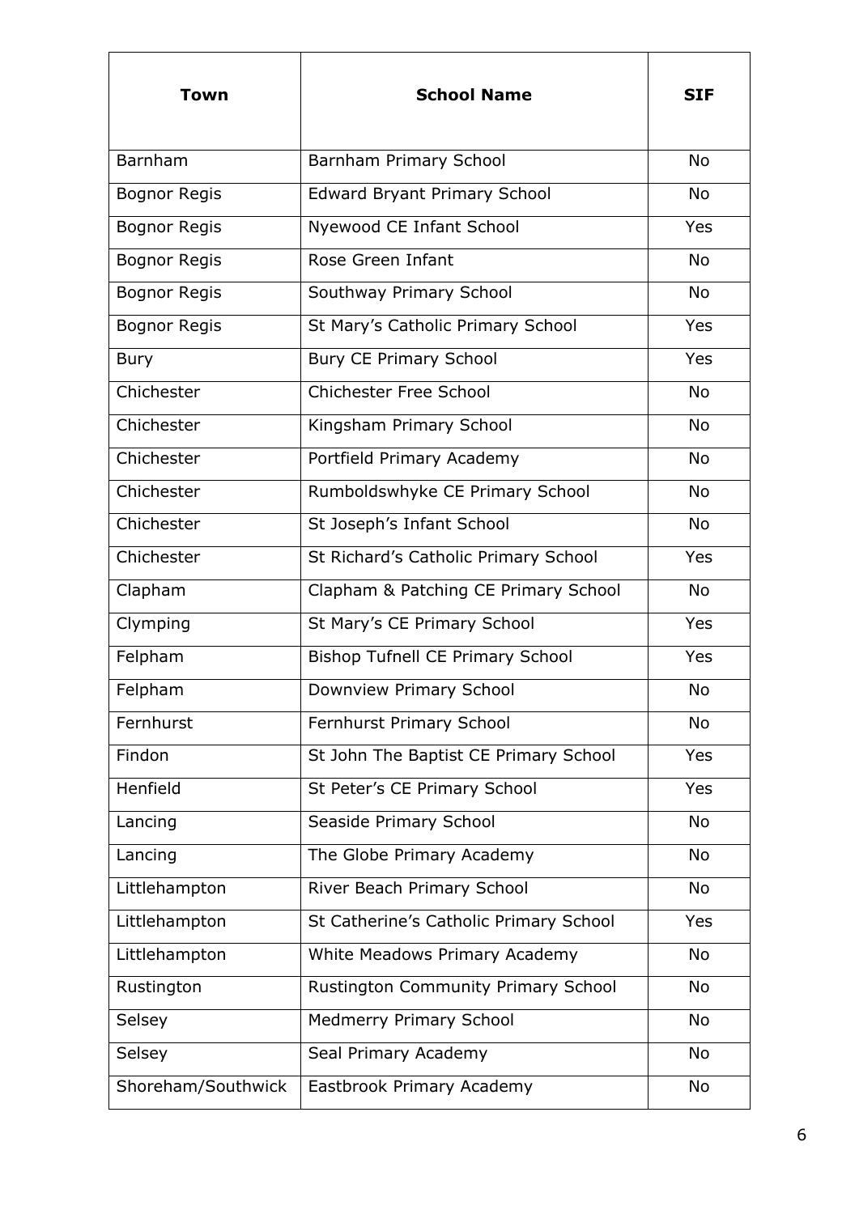| Town | School Name | SIF |
|---|---|---|
| Barnham | Barnham Primary School | No |
| Bognor Regis | Edward Bryant Primary School | No |
| Bognor Regis | Nyewood CE Infant School | Yes |
| Bognor Regis | Rose Green Infant | No |
| Bognor Regis | Southway Primary School | No |
| Bognor Regis | St Mary's Catholic Primary School | Yes |
| Bury | Bury CE Primary School | Yes |
| Chichester | Chichester Free School | No |
| Chichester | Kingsham Primary School | No |
| Chichester | Portfield Primary Academy | No |
| Chichester | Rumboldswhyke CE Primary School | No |
| Chichester | St Joseph's Infant School | No |
| Chichester | St Richard's Catholic Primary School | Yes |
| Clapham | Clapham & Patching CE Primary School | No |
| Clymping | St Mary's CE Primary School | Yes |
| Felpham | Bishop Tufnell CE Primary School | Yes |
| Felpham | Downview Primary School | No |
| Fernhurst | Fernhurst Primary School | No |
| Findon | St John The Baptist CE Primary School | Yes |
| Henfield | St Peter's CE Primary School | Yes |
| Lancing | Seaside Primary School | No |
| Lancing | The Globe Primary Academy | No |
| Littlehampton | River Beach Primary School | No |
| Littlehampton | St Catherine's Catholic Primary School | Yes |
| Littlehampton | White Meadows Primary Academy | No |
| Rustington | Rustington Community Primary School | No |
| Selsey | Medmerry Primary School | No |
| Selsey | Seal Primary Academy | No |
| Shoreham/Southwick | Eastbrook Primary Academy | No |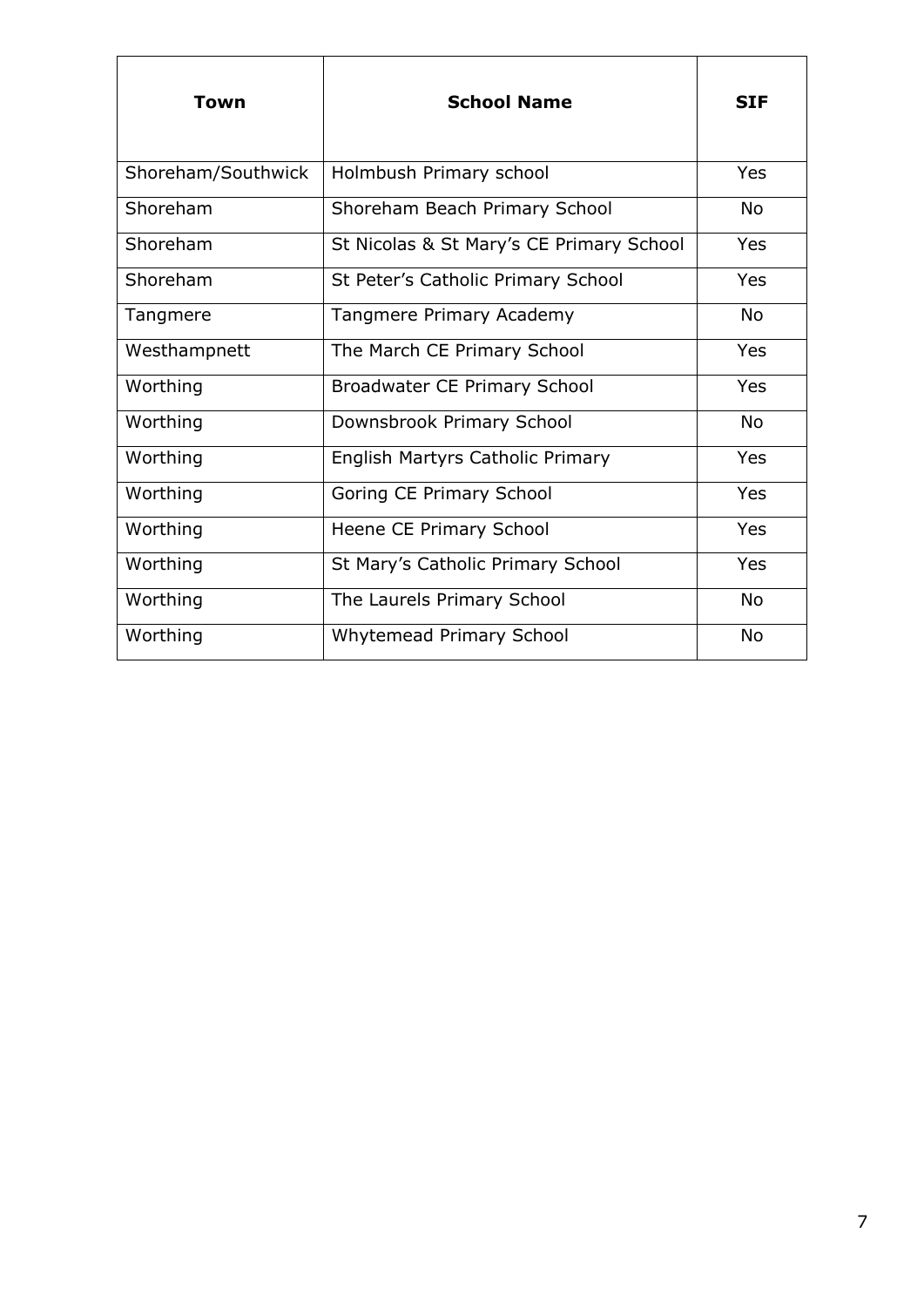| **Town** | **School Name** | **SIF** |
|---|---|---|
| Shoreham/Southwick | Holmbush Primary school | Yes |
| Shoreham | Shoreham Beach Primary School | No |
| Shoreham | St Nicolas & St Mary's CE Primary School | Yes |
| Shoreham | St Peter's Catholic Primary School | Yes |
| Tangmere | Tangmere Primary Academy | No |
| Westhampnett | The March CE Primary School | Yes |
| Worthing | Broadwater CE Primary School | Yes |
| Worthing | Downsbrook Primary School | No |
| Worthing | English Martyrs Catholic Primary | Yes |
| Worthing | Goring CE Primary School | Yes |
| Worthing | Heene CE Primary School | Yes |
| Worthing | St Mary's Catholic Primary School | Yes |
| Worthing | The Laurels Primary School | No |
| Worthing | Whytemead Primary School | No |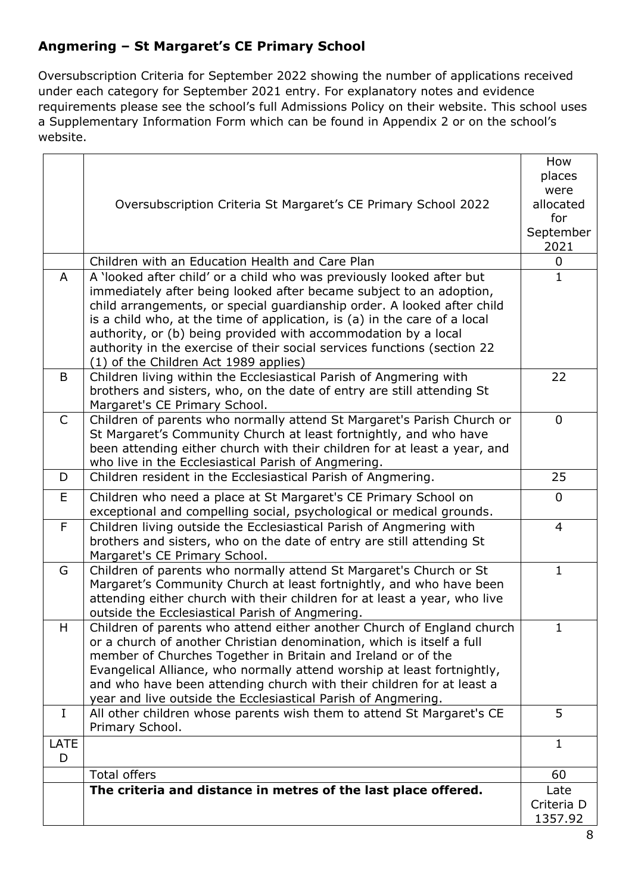### Angmering – St Margaret's CE Primary School

Oversubscription Criteria for September 2022 showing the number of applications received under each category for September 2021 entry. For explanatory notes and evidence requirements please see the school's full Admissions Policy on their website. This school uses a Supplementary Information Form which can be found in Appendix 2 or on the school's website.

| | Oversubscription Criteria St Margaret's CE Primary School 2022 | How places were allocated for September 2021 |
|---|---|---|
| | Children with an Education Health and Care Plan | 0 |
| A | A 'looked after child' or a child who was previously looked after but immediately after being looked after became subject to an adoption, child arrangements, or special guardianship order. A looked after child is a child who, at the time of application, is (a) in the care of a local authority, or (b) being provided with accommodation by a local authority in the exercise of their social services functions (section 22 (1) of the Children Act 1989 applies) | 1 |
| B | Children living within the Ecclesiastical Parish of Angmering with brothers and sisters, who, on the date of entry are still attending St Margaret's CE Primary School. | 22 |
| C | Children of parents who normally attend St Margaret's Parish Church or St Margaret's Community Church at least fortnightly, and who have been attending either church with their children for at least a year, and who live in the Ecclesiastical Parish of Angmering. | 0 |
| D | Children resident in the Ecclesiastical Parish of Angmering. | 25 |
| E | Children who need a place at St Margaret's CE Primary School on exceptional and compelling social, psychological or medical grounds. | 0 |
| F | Children living outside the Ecclesiastical Parish of Angmering with brothers and sisters, who on the date of entry are still attending St Margaret's CE Primary School. | 4 |
| G | Children of parents who normally attend St Margaret's Church or St Margaret's Community Church at least fortnightly, and who have been attending either church with their children for at least a year, who live outside the Ecclesiastical Parish of Angmering. | 1 |
| H | Children of parents who attend either another Church of England church or a church of another Christian denomination, which is itself a full member of Churches Together in Britain and Ireland or of the Evangelical Alliance, who normally attend worship at least fortnightly, and who have been attending church with their children for at least a year and live outside the Ecclesiastical Parish of Angmering. | 1 |
| I | All other children whose parents wish them to attend St Margaret's CE Primary School. | 5 |
| LATE D | | 1 |
| | Total offers | 60 |
| | **The criteria and distance in metres of the last place offered.** | Late Criteria D 1357.92 |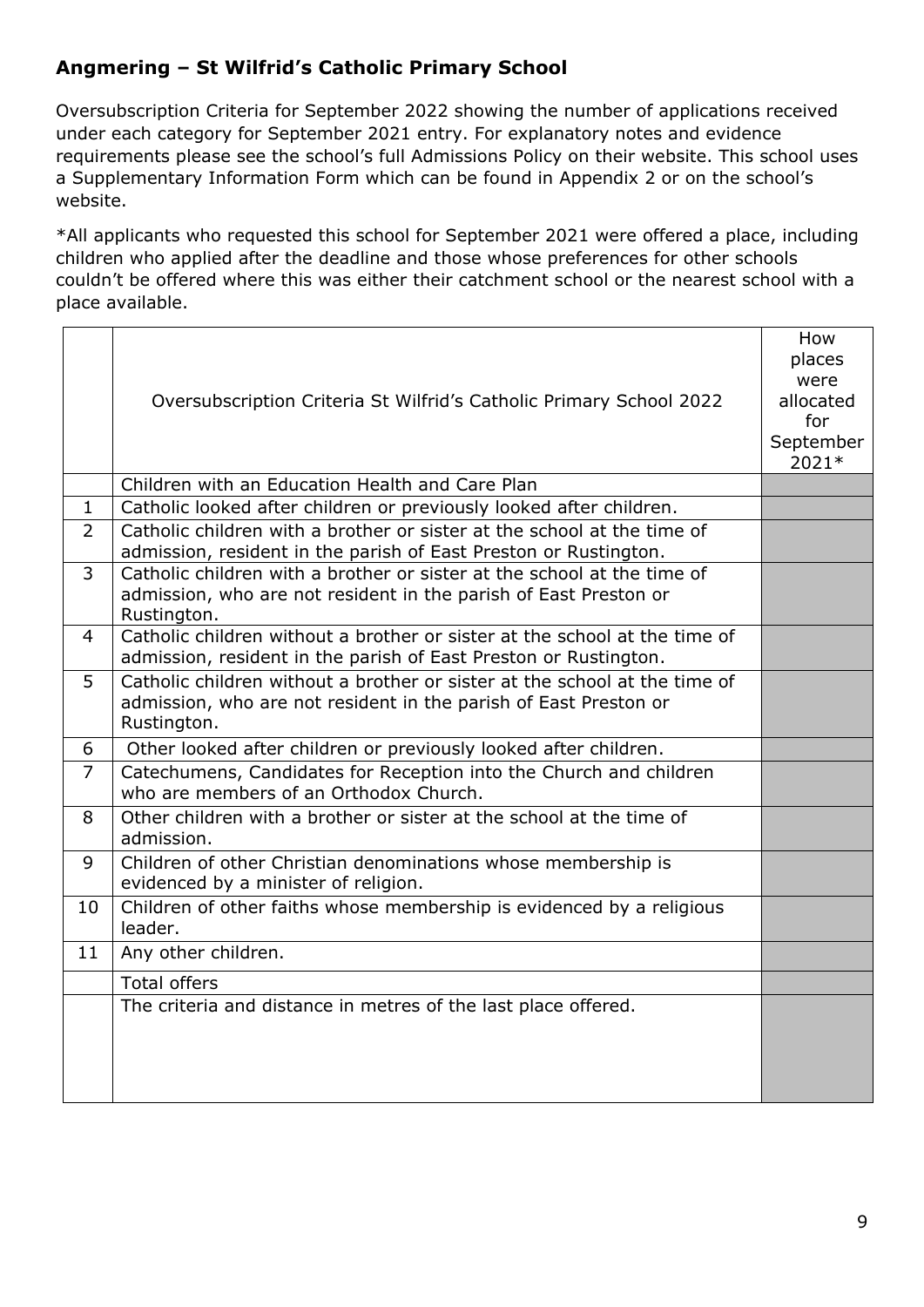## Angmering – St Wilfrid's Catholic Primary School

Oversubscription Criteria for September 2022 showing the number of applications received under each category for September 2021 entry. For explanatory notes and evidence requirements please see the school's full Admissions Policy on their website. This school uses a Supplementary Information Form which can be found in Appendix 2 or on the school's website.

*All applicants who requested this school for September 2021 were offered a place, including children who applied after the deadline and those whose preferences for other schools couldn't be offered where this was either their catchment school or the nearest school with a place available.

| | Oversubscription Criteria St Wilfrid's Catholic Primary School 2022 | How places were allocated for September 2021* |
|---|---|---|
| | Children with an Education Health and Care Plan | |
| 1 | Catholic looked after children or previously looked after children. | |
| 2 | Catholic children with a brother or sister at the school at the time of admission, resident in the parish of East Preston or Rustington. | |
| 3 | Catholic children with a brother or sister at the school at the time of admission, who are not resident in the parish of East Preston or Rustington. | |
| 4 | Catholic children without a brother or sister at the school at the time of admission, resident in the parish of East Preston or Rustington. | |
| 5 | Catholic children without a brother or sister at the school at the time of admission, who are not resident in the parish of East Preston or Rustington. | |
| 6 | Other looked after children or previously looked after children. | |
| 7 | Catechumens, Candidates for Reception into the Church and children who are members of an Orthodox Church. | |
| 8 | Other children with a brother or sister at the school at the time of admission. | |
| 9 | Children of other Christian denominations whose membership is evidenced by a minister of religion. | |
| 10 | Children of other faiths whose membership is evidenced by a religious leader. | |
| 11 | Any other children. | |
| | Total offers | |
| | The criteria and distance in metres of the last place offered. | |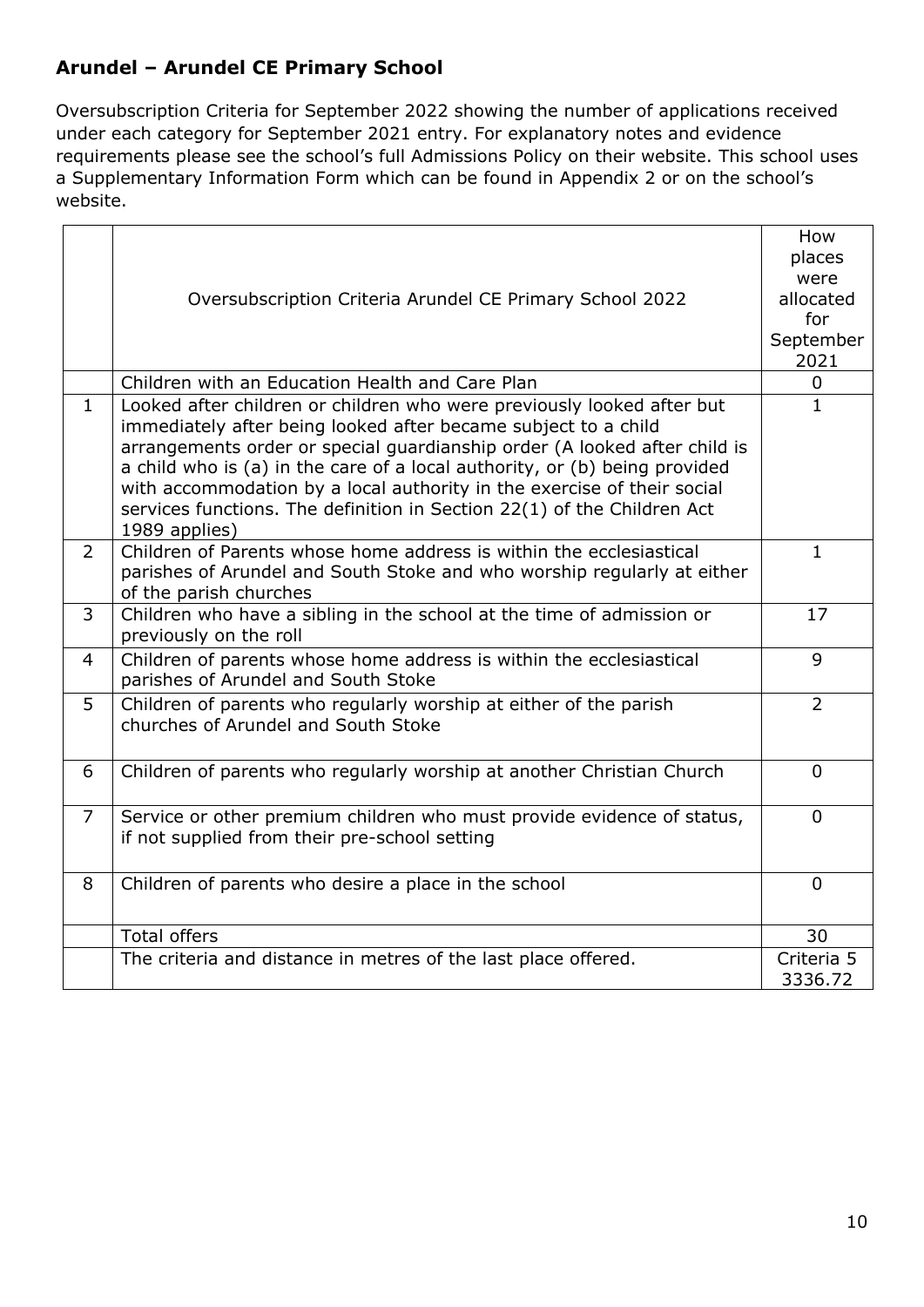## Arundel – Arundel CE Primary School

Oversubscription Criteria for September 2022 showing the number of applications received under each category for September 2021 entry. For explanatory notes and evidence requirements please see the school's full Admissions Policy on their website. This school uses a Supplementary Information Form which can be found in Appendix 2 or on the school's website.

| | Oversubscription Criteria Arundel CE Primary School 2022 | How places were allocated for September 2021 |
|---|---|---|
| | Children with an Education Health and Care Plan | 0 |
| 1 | Looked after children or children who were previously looked after but immediately after being looked after became subject to a child arrangements order or special guardianship order (A looked after child is a child who is (a) in the care of a local authority, or (b) being provided with accommodation by a local authority in the exercise of their social services functions. The definition in Section 22(1) of the Children Act 1989 applies) | 1 |
| 2 | Children of Parents whose home address is within the ecclesiastical parishes of Arundel and South Stoke and who worship regularly at either of the parish churches | 1 |
| 3 | Children who have a sibling in the school at the time of admission or previously on the roll | 17 |
| 4 | Children of parents whose home address is within the ecclesiastical parishes of Arundel and South Stoke | 9 |
| 5 | Children of parents who regularly worship at either of the parish churches of Arundel and South Stoke | 2 |
| 6 | Children of parents who regularly worship at another Christian Church | 0 |
| 7 | Service or other premium children who must provide evidence of status, if not supplied from their pre-school setting | 0 |
| 8 | Children of parents who desire a place in the school | 0 |
| | Total offers | 30 |
| | The criteria and distance in metres of the last place offered. | Criteria 5 3336.72 |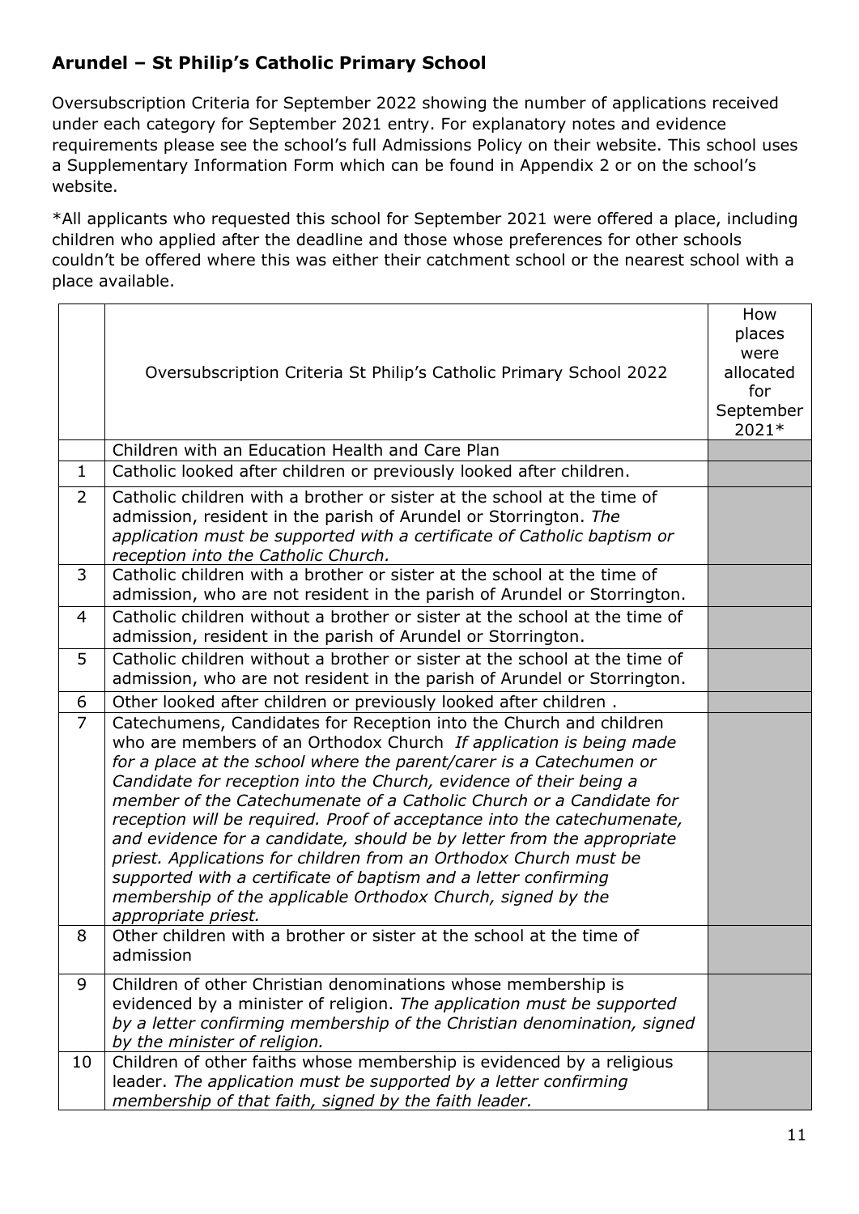## Arundel – St Philip's Catholic Primary School

Oversubscription Criteria for September 2022 showing the number of applications received under each category for September 2021 entry. For explanatory notes and evidence requirements please see the school's full Admissions Policy on their website. This school uses a Supplementary Information Form which can be found in Appendix 2 or on the school's website.

*All applicants who requested this school for September 2021 were offered a place, including children who applied after the deadline and those whose preferences for other schools couldn't be offered where this was either their catchment school or the nearest school with a place available.

| | Oversubscription Criteria St Philip's Catholic Primary School 2022 | How places were allocated for September 2021* |
|---|---|---|
| | Children with an Education Health and Care Plan | |
| 1 | Catholic looked after children or previously looked after children. | |
| 2 | Catholic children with a brother or sister at the school at the time of admission, resident in the parish of Arundel or Storrington. *The application must be supported with a certificate of Catholic baptism or reception into the Catholic Church.* | |
| 3 | Catholic children with a brother or sister at the school at the time of admission, who are not resident in the parish of Arundel or Storrington. | |
| 4 | Catholic children without a brother or sister at the school at the time of admission, resident in the parish of Arundel or Storrington. | |
| 5 | Catholic children without a brother or sister at the school at the time of admission, who are not resident in the parish of Arundel or Storrington. | |
| 6 | Other looked after children or previously looked after children . | |
| 7 | Catechumens, Candidates for Reception into the Church and children who are members of an Orthodox Church *If application is being made for a place at the school where the parent/carer is a Catechumen or Candidate for reception into the Church, evidence of their being a member of the Catechumenate of a Catholic Church or a Candidate for reception will be required. Proof of acceptance into the catechumenate, and evidence for a candidate, should be by letter from the appropriate priest. Applications for children from an Orthodox Church must be supported with a certificate of baptism and a letter confirming membership of the applicable Orthodox Church, signed by the appropriate priest.* | |
| 8 | Other children with a brother or sister at the school at the time of admission | |
| 9 | Children of other Christian denominations whose membership is evidenced by a minister of religion. *The application must be supported by a letter confirming membership of the Christian denomination, signed by the minister of religion.* | |
| 10 | Children of other faiths whose membership is evidenced by a religious leader. *The application must be supported by a letter confirming membership of that faith, signed by the faith leader.* | |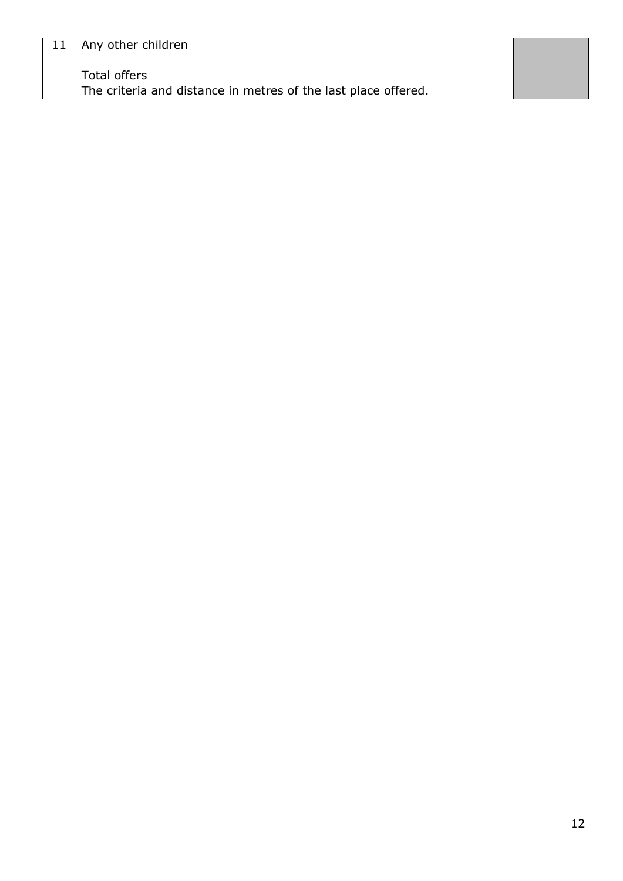| | | |
|---|---|---|
| 11 | Any other children | |
| | Total offers | |
| | The criteria and distance in metres of the last place offered. | |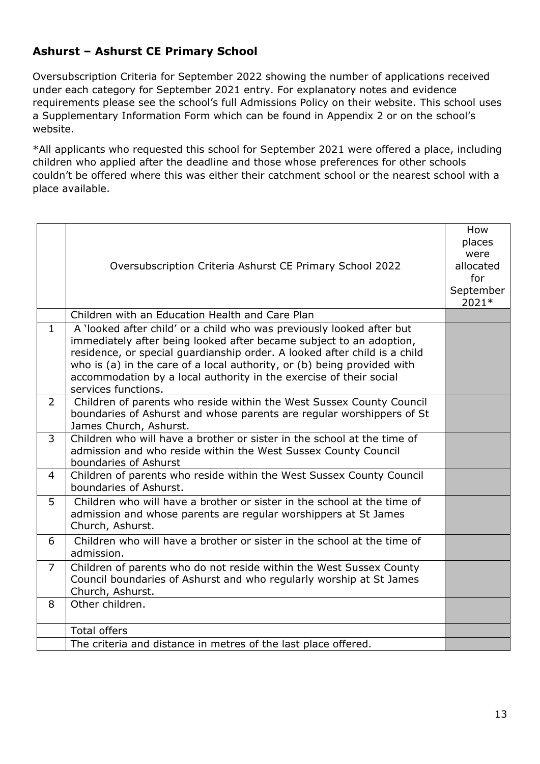## Ashurst – Ashurst CE Primary School

Oversubscription Criteria for September 2022 showing the number of applications received under each category for September 2021 entry. For explanatory notes and evidence requirements please see the school's full Admissions Policy on their website. This school uses a Supplementary Information Form which can be found in Appendix 2 or on the school's website.

*All applicants who requested this school for September 2021 were offered a place, including children who applied after the deadline and those whose preferences for other schools couldn't be offered where this was either their catchment school or the nearest school with a place available.

| | Oversubscription Criteria Ashurst CE Primary School 2022 | How places were allocated for September 2021* |
|---|---|---|
| | Children with an Education Health and Care Plan | |
| 1 | A 'looked after child' or a child who was previously looked after but immediately after being looked after became subject to an adoption, residence, or special guardianship order. A looked after child is a child who is (a) in the care of a local authority, or (b) being provided with accommodation by a local authority in the exercise of their social services functions. | |
| 2 | Children of parents who reside within the West Sussex County Council boundaries of Ashurst and whose parents are regular worshippers of St James Church, Ashurst. | |
| 3 | Children who will have a brother or sister in the school at the time of admission and who reside within the West Sussex County Council boundaries of Ashurst | |
| 4 | Children of parents who reside within the West Sussex County Council boundaries of Ashurst. | |
| 5 | Children who will have a brother or sister in the school at the time of admission and whose parents are regular worshippers at St James Church, Ashurst. | |
| 6 | Children who will have a brother or sister in the school at the time of admission. | |
| 7 | Children of parents who do not reside within the West Sussex County Council boundaries of Ashurst and who regularly worship at St James Church, Ashurst. | |
| 8 | Other children. | |
| | Total offers | |
| | The criteria and distance in metres of the last place offered. | |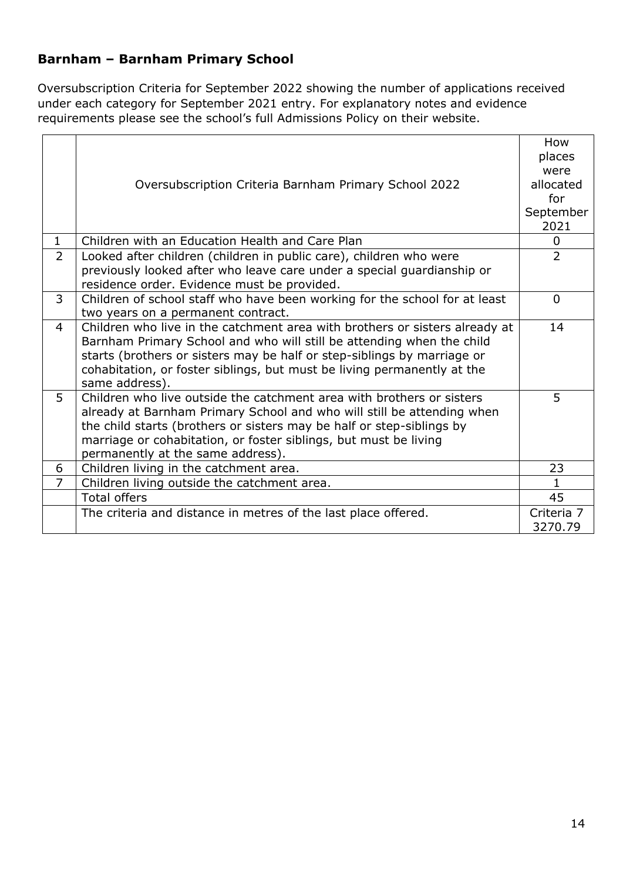## Barnham – Barnham Primary School

Oversubscription Criteria for September 2022 showing the number of applications received under each category for September 2021 entry. For explanatory notes and evidence requirements please see the school's full Admissions Policy on their website.

| | Oversubscription Criteria Barnham Primary School 2022 | How places were allocated for September 2021 |
|---|---|---|
| 1 | Children with an Education Health and Care Plan | 0 |
| 2 | Looked after children (children in public care), children who were previously looked after who leave care under a special guardianship or residence order. Evidence must be provided. | 2 |
| 3 | Children of school staff who have been working for the school for at least two years on a permanent contract. | 0 |
| 4 | Children who live in the catchment area with brothers or sisters already at Barnham Primary School and who will still be attending when the child starts (brothers or sisters may be half or step-siblings by marriage or cohabitation, or foster siblings, but must be living permanently at the same address). | 14 |
| 5 | Children who live outside the catchment area with brothers or sisters already at Barnham Primary School and who will still be attending when the child starts (brothers or sisters may be half or step-siblings by marriage or cohabitation, or foster siblings, but must be living permanently at the same address). | 5 |
| 6 | Children living in the catchment area. | 23 |
| 7 | Children living outside the catchment area. | 1 |
| | Total offers | 45 |
| | The criteria and distance in metres of the last place offered. | Criteria 7 3270.79 |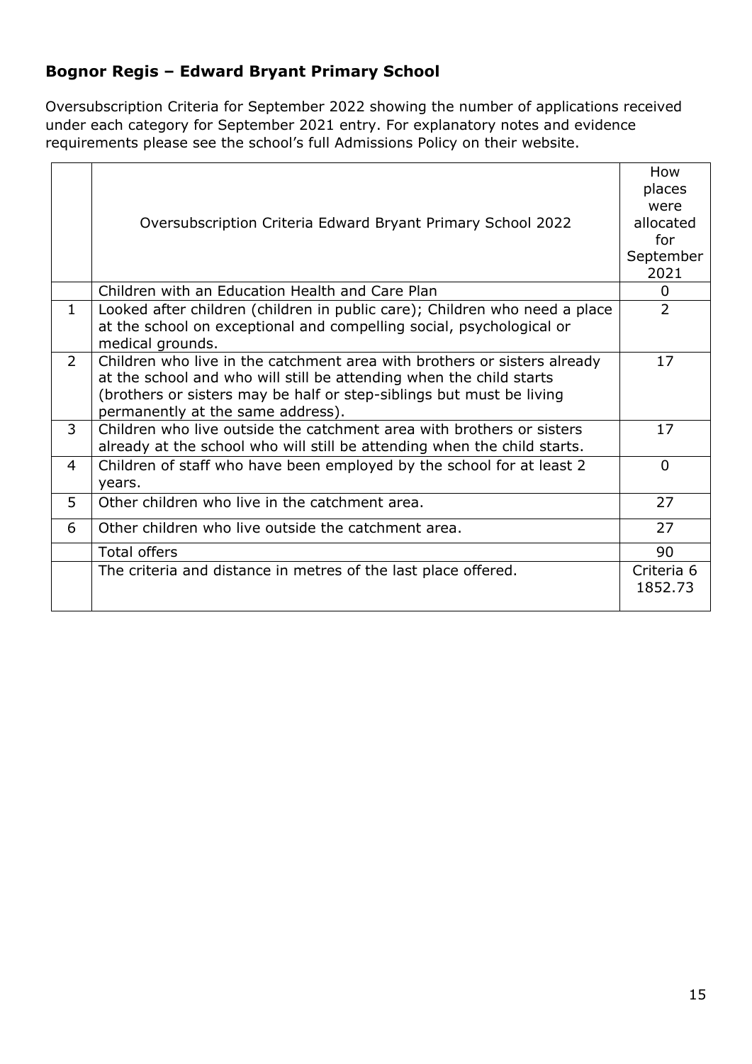## Bognor Regis – Edward Bryant Primary School

Oversubscription Criteria for September 2022 showing the number of applications received under each category for September 2021 entry. For explanatory notes and evidence requirements please see the school's full Admissions Policy on their website.

| | Oversubscription Criteria Edward Bryant Primary School 2022 | How places were allocated for September 2021 |
|---|---|---|
| | Children with an Education Health and Care Plan | 0 |
| 1 | Looked after children (children in public care); Children who need a place at the school on exceptional and compelling social, psychological or medical grounds. | 2 |
| 2 | Children who live in the catchment area with brothers or sisters already at the school and who will still be attending when the child starts (brothers or sisters may be half or step-siblings but must be living permanently at the same address). | 17 |
| 3 | Children who live outside the catchment area with brothers or sisters already at the school who will still be attending when the child starts. | 17 |
| 4 | Children of staff who have been employed by the school for at least 2 years. | 0 |
| 5 | Other children who live in the catchment area. | 27 |
| 6 | Other children who live outside the catchment area. | 27 |
| | Total offers | 90 |
| | The criteria and distance in metres of the last place offered. | Criteria 6 1852.73 |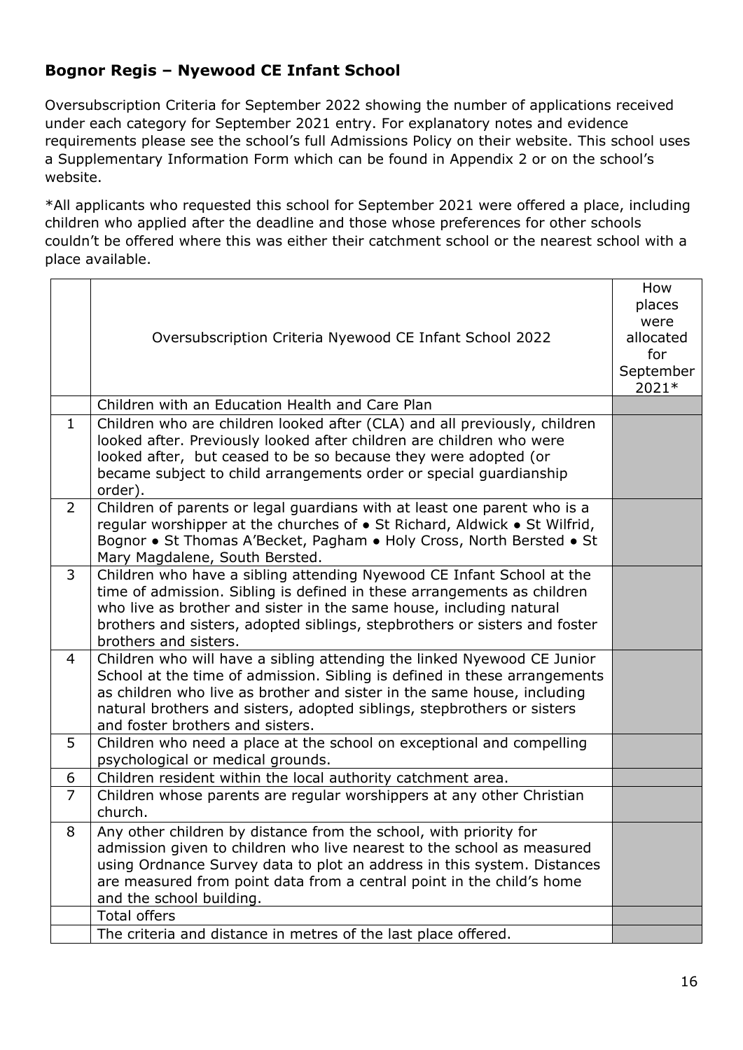## Bognor Regis – Nyewood CE Infant School

Oversubscription Criteria for September 2022 showing the number of applications received under each category for September 2021 entry. For explanatory notes and evidence requirements please see the school's full Admissions Policy on their website. This school uses a Supplementary Information Form which can be found in Appendix 2 or on the school's website.

*All applicants who requested this school for September 2021 were offered a place, including children who applied after the deadline and those whose preferences for other schools couldn't be offered where this was either their catchment school or the nearest school with a place available.

| | Oversubscription Criteria Nyewood CE Infant School 2022 | How places were allocated for September 2021* |
|---|---|---|
| | Children with an Education Health and Care Plan | |
| 1 | Children who are children looked after (CLA) and all previously, children looked after. Previously looked after children are children who were looked after, but ceased to be so because they were adopted (or became subject to child arrangements order or special guardianship order). | |
| 2 | Children of parents or legal guardians with at least one parent who is a regular worshipper at the churches of • St Richard, Aldwick • St Wilfrid, Bognor • St Thomas A'Becket, Pagham • Holy Cross, North Bersted • St Mary Magdalene, South Bersted. | |
| 3 | Children who have a sibling attending Nyewood CE Infant School at the time of admission. Sibling is defined in these arrangements as children who live as brother and sister in the same house, including natural brothers and sisters, adopted siblings, stepbrothers or sisters and foster brothers and sisters. | |
| 4 | Children who will have a sibling attending the linked Nyewood CE Junior School at the time of admission. Sibling is defined in these arrangements as children who live as brother and sister in the same house, including natural brothers and sisters, adopted siblings, stepbrothers or sisters and foster brothers and sisters. | |
| 5 | Children who need a place at the school on exceptional and compelling psychological or medical grounds. | |
| 6 | Children resident within the local authority catchment area. | |
| 7 | Children whose parents are regular worshippers at any other Christian church. | |
| 8 | Any other children by distance from the school, with priority for admission given to children who live nearest to the school as measured using Ordnance Survey data to plot an address in this system. Distances are measured from point data from a central point in the child's home and the school building. | |
| | Total offers | |
| | The criteria and distance in metres of the last place offered. | |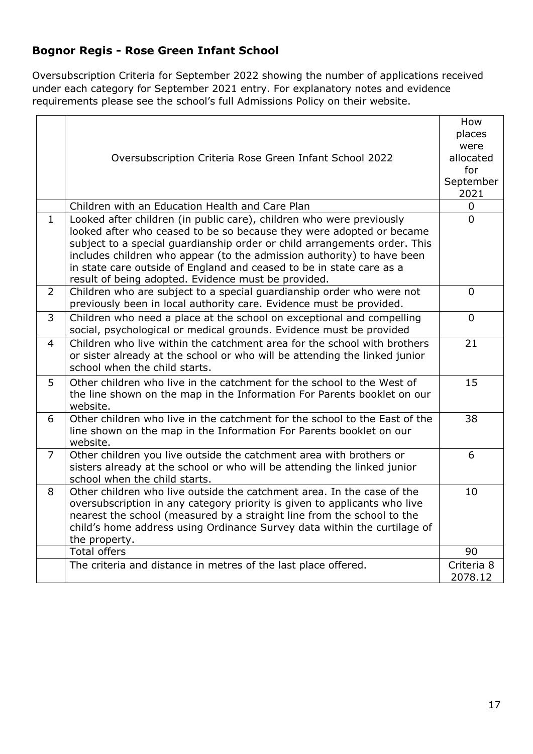## Bognor Regis - Rose Green Infant School

Oversubscription Criteria for September 2022 showing the number of applications received under each category for September 2021 entry. For explanatory notes and evidence requirements please see the school's full Admissions Policy on their website.

| | Oversubscription Criteria Rose Green Infant School 2022 | How places were allocated for September 2021 |
|---|---|---|
| | Children with an Education Health and Care Plan | 0 |
| 1 | Looked after children (in public care), children who were previously looked after who ceased to be so because they were adopted or became subject to a special guardianship order or child arrangements order. This includes children who appear (to the admission authority) to have been in state care outside of England and ceased to be in state care as a result of being adopted. Evidence must be provided. | 0 |
| 2 | Children who are subject to a special guardianship order who were not previously been in local authority care. Evidence must be provided. | 0 |
| 3 | Children who need a place at the school on exceptional and compelling social, psychological or medical grounds. Evidence must be provided | 0 |
| 4 | Children who live within the catchment area for the school with brothers or sister already at the school or who will be attending the linked junior school when the child starts. | 21 |
| 5 | Other children who live in the catchment for the school to the West of the line shown on the map in the Information For Parents booklet on our website. | 15 |
| 6 | Other children who live in the catchment for the school to the East of the line shown on the map in the Information For Parents booklet on our website. | 38 |
| 7 | Other children you live outside the catchment area with brothers or sisters already at the school or who will be attending the linked junior school when the child starts. | 6 |
| 8 | Other children who live outside the catchment area. In the case of the oversubscription in any category priority is given to applicants who live nearest the school (measured by a straight line from the school to the child's home address using Ordinance Survey data within the curtilage of the property. | 10 |
| | Total offers | 90 |
| | The criteria and distance in metres of the last place offered. | Criteria 8 2078.12 |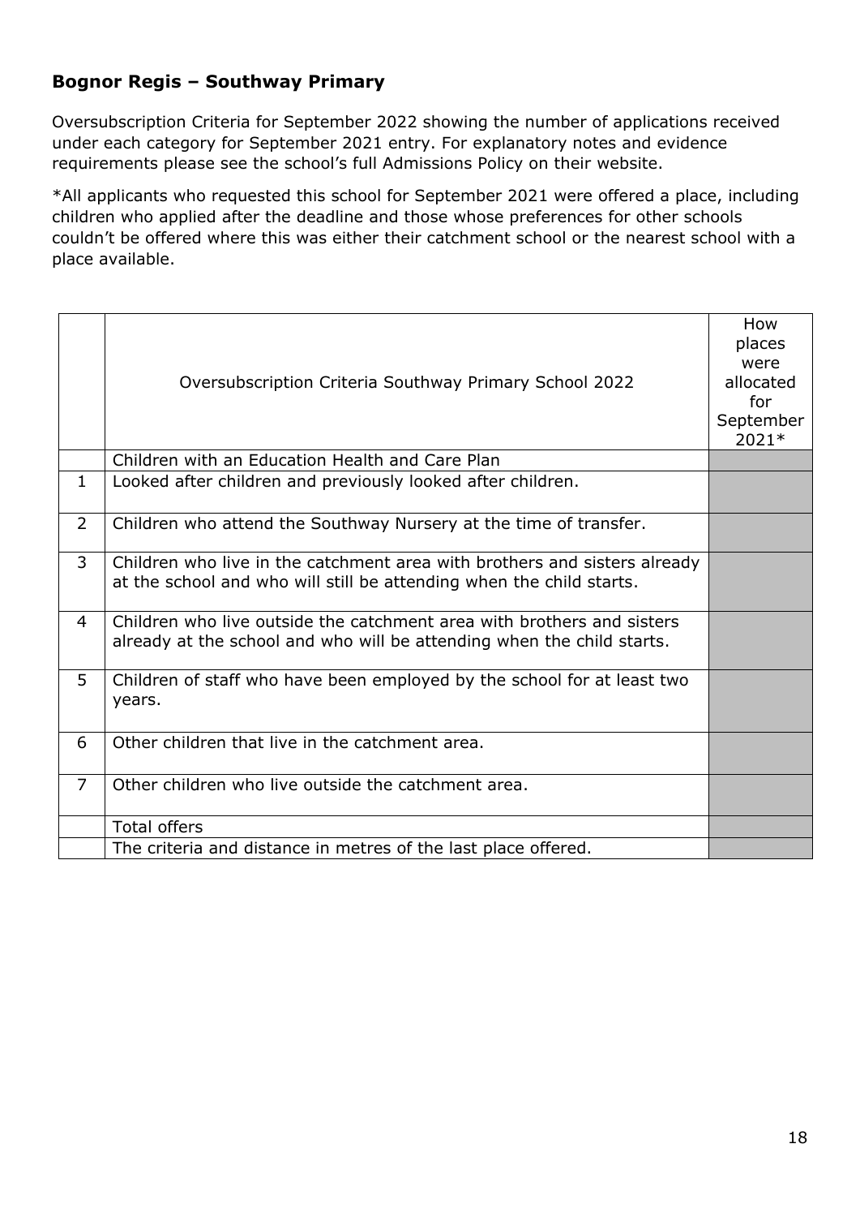## Bognor Regis – Southway Primary

Oversubscription Criteria for September 2022 showing the number of applications received under each category for September 2021 entry. For explanatory notes and evidence requirements please see the school's full Admissions Policy on their website.

*All applicants who requested this school for September 2021 were offered a place, including children who applied after the deadline and those whose preferences for other schools couldn't be offered where this was either their catchment school or the nearest school with a place available.

| | Oversubscription Criteria Southway Primary School 2022 | How places were allocated for September 2021* |
|---|---|---|
| | Children with an Education Health and Care Plan | |
| 1 | Looked after children and previously looked after children. | |
| 2 | Children who attend the Southway Nursery at the time of transfer. | |
| 3 | Children who live in the catchment area with brothers and sisters already at the school and who will still be attending when the child starts. | |
| 4 | Children who live outside the catchment area with brothers and sisters already at the school and who will be attending when the child starts. | |
| 5 | Children of staff who have been employed by the school for at least two years. | |
| 6 | Other children that live in the catchment area. | |
| 7 | Other children who live outside the catchment area. | |
| | Total offers | |
| | The criteria and distance in metres of the last place offered. | |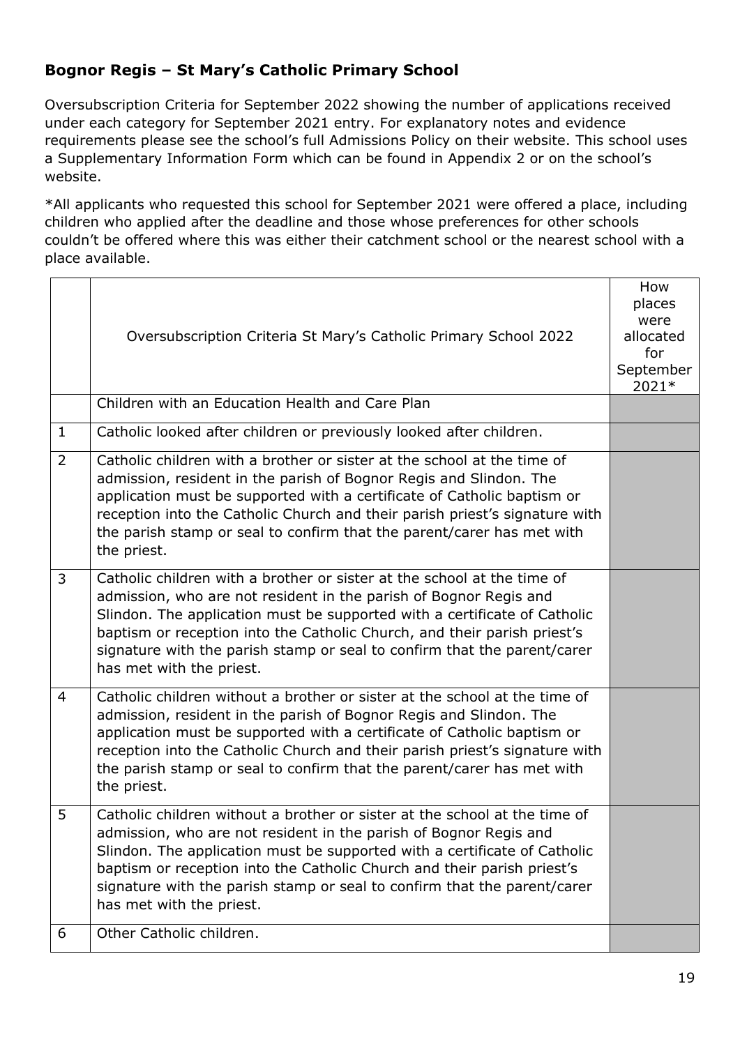## Bognor Regis – St Mary's Catholic Primary School

Oversubscription Criteria for September 2022 showing the number of applications received under each category for September 2021 entry. For explanatory notes and evidence requirements please see the school's full Admissions Policy on their website. This school uses a Supplementary Information Form which can be found in Appendix 2 or on the school's website.

*All applicants who requested this school for September 2021 were offered a place, including children who applied after the deadline and those whose preferences for other schools couldn't be offered where this was either their catchment school or the nearest school with a place available.

| | Oversubscription Criteria St Mary's Catholic Primary School 2022 | How places were allocated for September 2021* |
|---|---|---|
| | Children with an Education Health and Care Plan | |
| 1 | Catholic looked after children or previously looked after children. | |
| 2 | Catholic children with a brother or sister at the school at the time of admission, resident in the parish of Bognor Regis and Slindon. The application must be supported with a certificate of Catholic baptism or reception into the Catholic Church and their parish priest's signature with the parish stamp or seal to confirm that the parent/carer has met with the priest. | |
| 3 | Catholic children with a brother or sister at the school at the time of admission, who are not resident in the parish of Bognor Regis and Slindon. The application must be supported with a certificate of Catholic baptism or reception into the Catholic Church, and their parish priest's signature with the parish stamp or seal to confirm that the parent/carer has met with the priest. | |
| 4 | Catholic children without a brother or sister at the school at the time of admission, resident in the parish of Bognor Regis and Slindon. The application must be supported with a certificate of Catholic baptism or reception into the Catholic Church and their parish priest's signature with the parish stamp or seal to confirm that the parent/carer has met with the priest. | |
| 5 | Catholic children without a brother or sister at the school at the time of admission, who are not resident in the parish of Bognor Regis and Slindon. The application must be supported with a certificate of Catholic baptism or reception into the Catholic Church and their parish priest's signature with the parish stamp or seal to confirm that the parent/carer has met with the priest. | |
| 6 | Other Catholic children. | |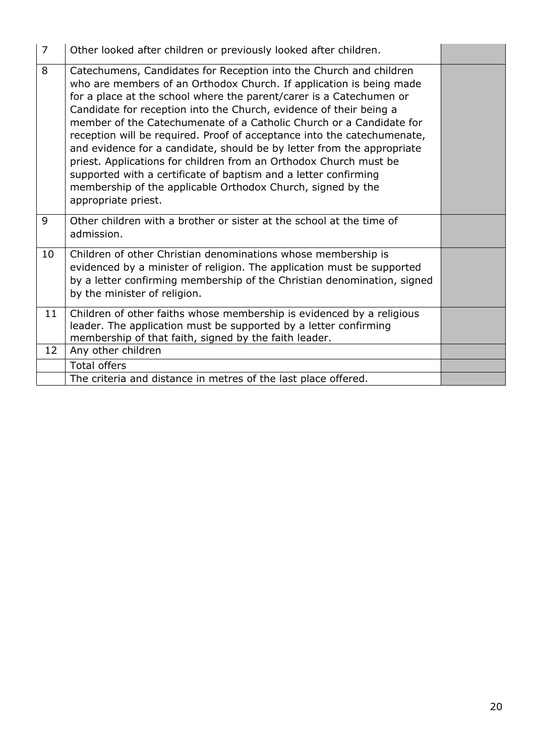| | | |
|---|---|---|
| 7 | Other looked after children or previously looked after children. | |
| 8 | Catechumens, Candidates for Reception into the Church and children who are members of an Orthodox Church. If application is being made for a place at the school where the parent/carer is a Catechumen or Candidate for reception into the Church, evidence of their being a member of the Catechumenate of a Catholic Church or a Candidate for reception will be required. Proof of acceptance into the catechumenate, and evidence for a candidate, should be by letter from the appropriate priest. Applications for children from an Orthodox Church must be supported with a certificate of baptism and a letter confirming membership of the applicable Orthodox Church, signed by the appropriate priest. | |
| 9 | Other children with a brother or sister at the school at the time of admission. | |
| 10 | Children of other Christian denominations whose membership is evidenced by a minister of religion. The application must be supported by a letter confirming membership of the Christian denomination, signed by the minister of religion. | |
| 11 | Children of other faiths whose membership is evidenced by a religious leader. The application must be supported by a letter confirming membership of that faith, signed by the faith leader. | |
| 12 | Any other children | |
| | Total offers | |
| | The criteria and distance in metres of the last place offered. | |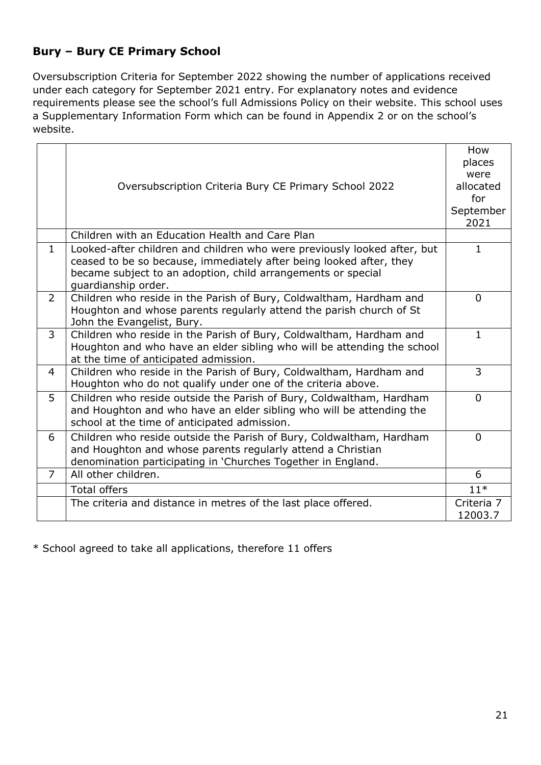## Bury – Bury CE Primary School

Oversubscription Criteria for September 2022 showing the number of applications received under each category for September 2021 entry. For explanatory notes and evidence requirements please see the school's full Admissions Policy on their website. This school uses a Supplementary Information Form which can be found in Appendix 2 or on the school's website.

| | Oversubscription Criteria Bury CE Primary School 2022 | How places were allocated for September 2021 |
|---|---|---|
| | Children with an Education Health and Care Plan | |
| 1 | Looked-after children and children who were previously looked after, but ceased to be so because, immediately after being looked after, they became subject to an adoption, child arrangements or special guardianship order. | 1 |
| 2 | Children who reside in the Parish of Bury, Coldwaltham, Hardham and Houghton and whose parents regularly attend the parish church of St John the Evangelist, Bury. | 0 |
| 3 | Children who reside in the Parish of Bury, Coldwaltham, Hardham and Houghton and who have an elder sibling who will be attending the school at the time of anticipated admission. | 1 |
| 4 | Children who reside in the Parish of Bury, Coldwaltham, Hardham and Houghton who do not qualify under one of the criteria above. | 3 |
| 5 | Children who reside outside the Parish of Bury, Coldwaltham, Hardham and Houghton and who have an elder sibling who will be attending the school at the time of anticipated admission. | 0 |
| 6 | Children who reside outside the Parish of Bury, Coldwaltham, Hardham and Houghton and whose parents regularly attend a Christian denomination participating in 'Churches Together in England. | 0 |
| 7 | All other children. | 6 |
| | Total offers | 11* |
| | The criteria and distance in metres of the last place offered. | Criteria 7 12003.7 |

* School agreed to take all applications, therefore 11 offers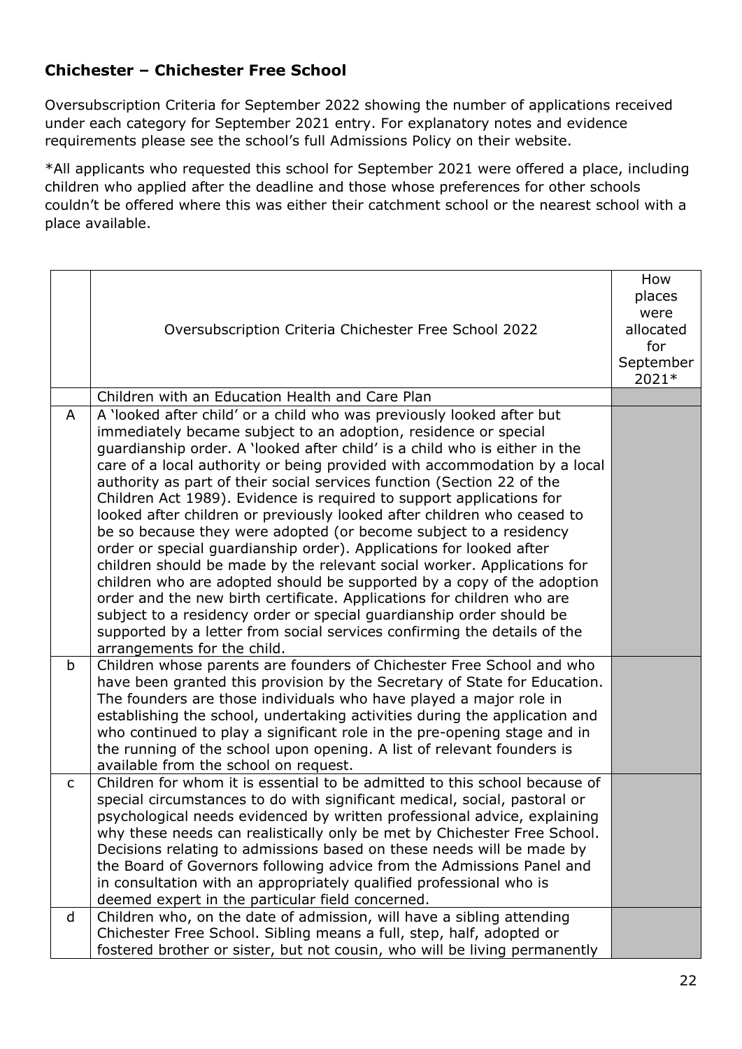## Chichester – Chichester Free School

Oversubscription Criteria for September 2022 showing the number of applications received under each category for September 2021 entry. For explanatory notes and evidence requirements please see the school's full Admissions Policy on their website.

*All applicants who requested this school for September 2021 were offered a place, including children who applied after the deadline and those whose preferences for other schools couldn't be offered where this was either their catchment school or the nearest school with a place available.

| | Oversubscription Criteria Chichester Free School 2022 | How places were allocated for September 2021* |
|---|---|---|
| | Children with an Education Health and Care Plan | |
| A | A 'looked after child' or a child who was previously looked after but immediately became subject to an adoption, residence or special guardianship order. A 'looked after child' is a child who is either in the care of a local authority or being provided with accommodation by a local authority as part of their social services function (Section 22 of the Children Act 1989). Evidence is required to support applications for looked after children or previously looked after children who ceased to be so because they were adopted (or become subject to a residency order or special guardianship order). Applications for looked after children should be made by the relevant social worker. Applications for children who are adopted should be supported by a copy of the adoption order and the new birth certificate. Applications for children who are subject to a residency order or special guardianship order should be supported by a letter from social services confirming the details of the arrangements for the child. | |
| b | Children whose parents are founders of Chichester Free School and who have been granted this provision by the Secretary of State for Education. The founders are those individuals who have played a major role in establishing the school, undertaking activities during the application and who continued to play a significant role in the pre-opening stage and in the running of the school upon opening. A list of relevant founders is available from the school on request. | |
| c | Children for whom it is essential to be admitted to this school because of special circumstances to do with significant medical, social, pastoral or psychological needs evidenced by written professional advice, explaining why these needs can realistically only be met by Chichester Free School. Decisions relating to admissions based on these needs will be made by the Board of Governors following advice from the Admissions Panel and in consultation with an appropriately qualified professional who is deemed expert in the particular field concerned. | |
| d | Children who, on the date of admission, will have a sibling attending Chichester Free School. Sibling means a full, step, half, adopted or fostered brother or sister, but not cousin, who will be living permanently | |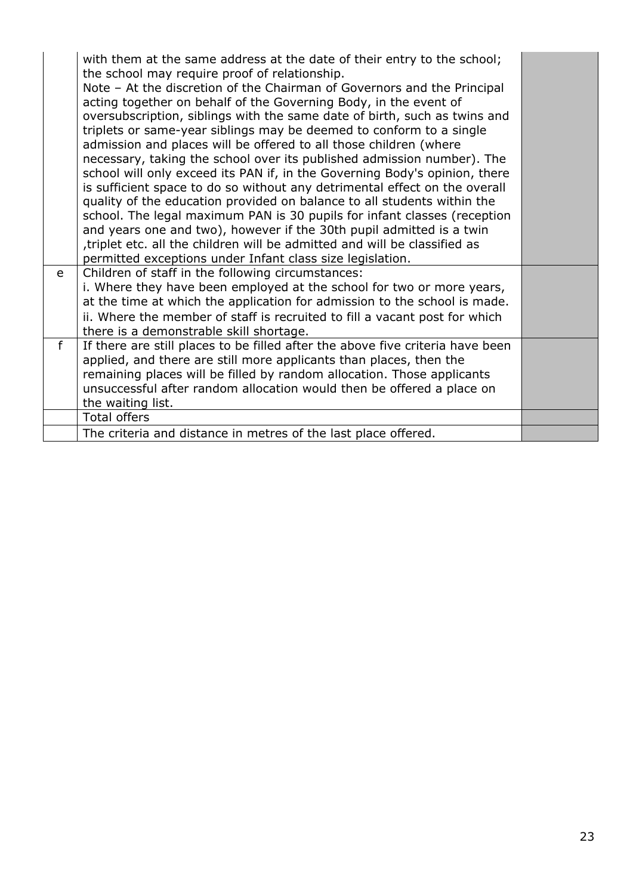| | | |
|---|---|---|
| | with them at the same address at the date of their entry to the school; the school may require proof of relationship.<br>Note – At the discretion of the Chairman of Governors and the Principal acting together on behalf of the Governing Body, in the event of oversubscription, siblings with the same date of birth, such as twins and triplets or same-year siblings may be deemed to conform to a single admission and places will be offered to all those children (where necessary, taking the school over its published admission number). The school will only exceed its PAN if, in the Governing Body's opinion, there is sufficient space to do so without any detrimental effect on the overall quality of the education provided on balance to all students within the school. The legal maximum PAN is 30 pupils for infant classes (reception and years one and two), however if the 30th pupil admitted is a twin ,triplet etc. all the children will be admitted and will be classified as permitted exceptions under Infant class size legislation. | |
| e | Children of staff in the following circumstances:<br>i. Where they have been employed at the school for two or more years, at the time at which the application for admission to the school is made.<br>ii. Where the member of staff is recruited to fill a vacant post for which there is a demonstrable skill shortage. | |
| f | If there are still places to be filled after the above five criteria have been applied, and there are still more applicants than places, then the remaining places will be filled by random allocation. Those applicants unsuccessful after random allocation would then be offered a place on the waiting list. | |
| | Total offers | |
| | The criteria and distance in metres of the last place offered. | |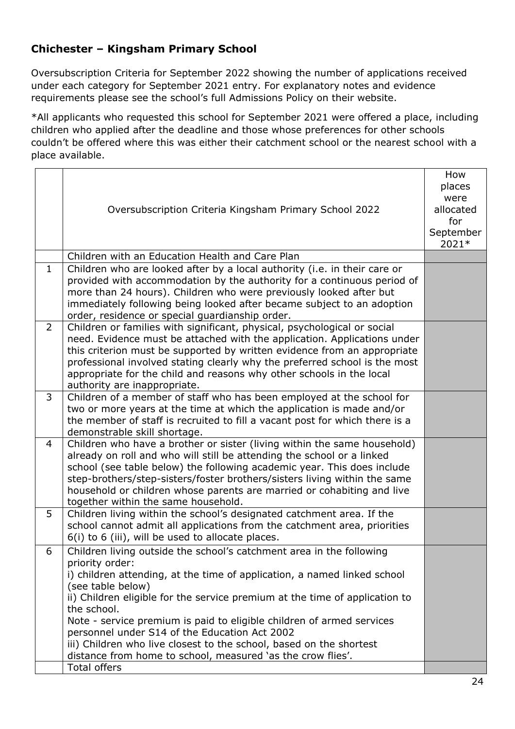## Chichester – Kingsham Primary School

Oversubscription Criteria for September 2022 showing the number of applications received under each category for September 2021 entry. For explanatory notes and evidence requirements please see the school's full Admissions Policy on their website.

*All applicants who requested this school for September 2021 were offered a place, including children who applied after the deadline and those whose preferences for other schools couldn't be offered where this was either their catchment school or the nearest school with a place available.

| | Oversubscription Criteria Kingsham Primary School 2022 | How places were allocated for September 2021* |
|---|---|---|
| | Children with an Education Health and Care Plan | |
| 1 | Children who are looked after by a local authority (i.e. in their care or provided with accommodation by the authority for a continuous period of more than 24 hours). Children who were previously looked after but immediately following being looked after became subject to an adoption order, residence or special guardianship order. | |
| 2 | Children or families with significant, physical, psychological or social need. Evidence must be attached with the application. Applications under this criterion must be supported by written evidence from an appropriate professional involved stating clearly why the preferred school is the most appropriate for the child and reasons why other schools in the local authority are inappropriate. | |
| 3 | Children of a member of staff who has been employed at the school for two or more years at the time at which the application is made and/or the member of staff is recruited to fill a vacant post for which there is a demonstrable skill shortage. | |
| 4 | Children who have a brother or sister (living within the same household) already on roll and who will still be attending the school or a linked school (see table below) the following academic year. This does include step-brothers/step-sisters/foster brothers/sisters living within the same household or children whose parents are married or cohabiting and live together within the same household. | |
| 5 | Children living within the school's designated catchment area. If the school cannot admit all applications from the catchment area, priorities 6(i) to 6 (iii), will be used to allocate places. | |
| 6 | Children living outside the school's catchment area in the following priority order:<br>i) children attending, at the time of application, a named linked school (see table below)<br>ii) Children eligible for the service premium at the time of application to the school.<br>Note - service premium is paid to eligible children of armed services personnel under S14 of the Education Act 2002<br>iii) Children who live closest to the school, based on the shortest distance from home to school, measured 'as the crow flies'. | |
| | Total offers | |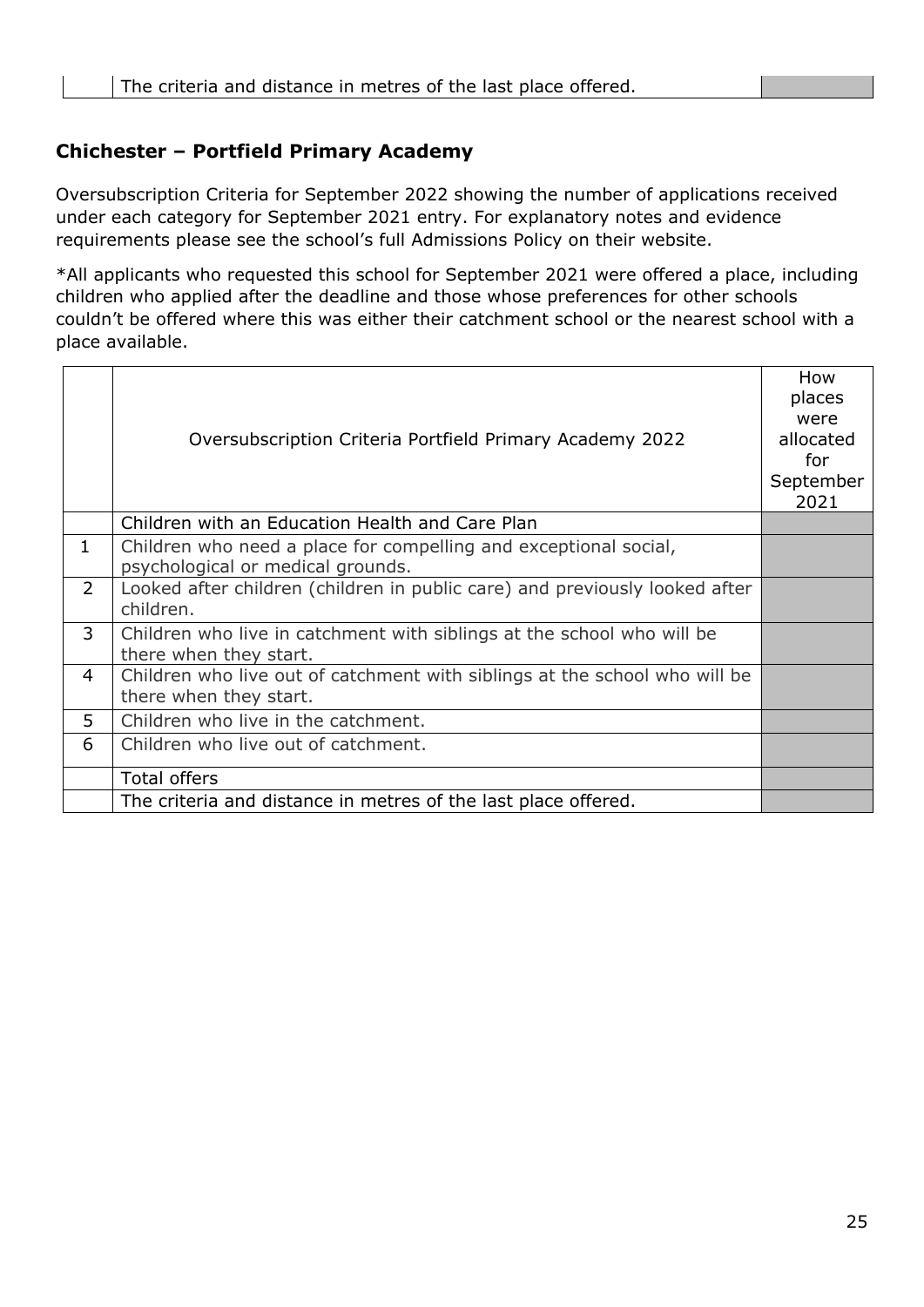| | | |
|---|---|---|
| | The criteria and distance in metres of the last place offered. | |

## Chichester – Portfield Primary Academy

Oversubscription Criteria for September 2022 showing the number of applications received under each category for September 2021 entry. For explanatory notes and evidence requirements please see the school's full Admissions Policy on their website.

*All applicants who requested this school for September 2021 were offered a place, including children who applied after the deadline and those whose preferences for other schools couldn't be offered where this was either their catchment school or the nearest school with a place available.

| | Oversubscription Criteria Portfield Primary Academy 2022 | How places were allocated for September 2021 |
|---|---|---|
| | Children with an Education Health and Care Plan | |
| 1 | Children who need a place for compelling and exceptional social, psychological or medical grounds. | |
| 2 | Looked after children (children in public care) and previously looked after children. | |
| 3 | Children who live in catchment with siblings at the school who will be there when they start. | |
| 4 | Children who live out of catchment with siblings at the school who will be there when they start. | |
| 5 | Children who live in the catchment. | |
| 6 | Children who live out of catchment. | |
| | Total offers | |
| | The criteria and distance in metres of the last place offered. | |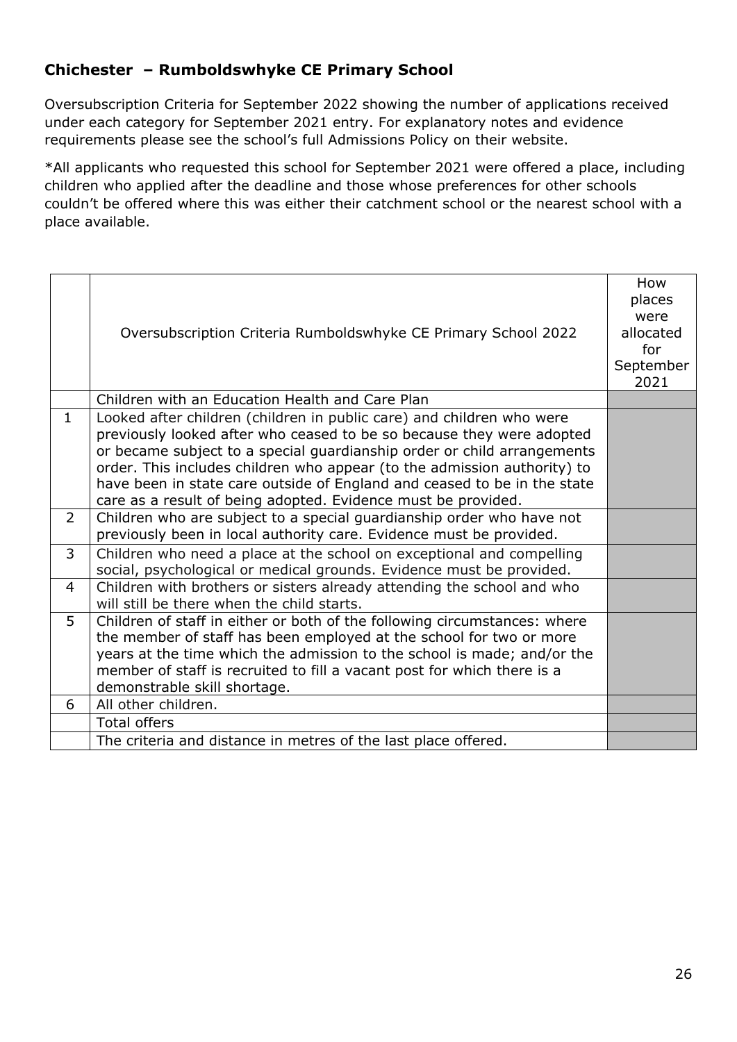### Chichester – Rumboldswhyke CE Primary School

Oversubscription Criteria for September 2022 showing the number of applications received under each category for September 2021 entry. For explanatory notes and evidence requirements please see the school's full Admissions Policy on their website.

*All applicants who requested this school for September 2021 were offered a place, including children who applied after the deadline and those whose preferences for other schools couldn't be offered where this was either their catchment school or the nearest school with a place available.

| | Oversubscription Criteria Rumboldswhyke CE Primary School 2022 | How places were allocated for September 2021 |
|---|---|---|
| | Children with an Education Health and Care Plan | |
| 1 | Looked after children (children in public care) and children who were previously looked after who ceased to be so because they were adopted or became subject to a special guardianship order or child arrangements order. This includes children who appear (to the admission authority) to have been in state care outside of England and ceased to be in the state care as a result of being adopted. Evidence must be provided. | |
| 2 | Children who are subject to a special guardianship order who have not previously been in local authority care. Evidence must be provided. | |
| 3 | Children who need a place at the school on exceptional and compelling social, psychological or medical grounds. Evidence must be provided. | |
| 4 | Children with brothers or sisters already attending the school and who will still be there when the child starts. | |
| 5 | Children of staff in either or both of the following circumstances: where the member of staff has been employed at the school for two or more years at the time which the admission to the school is made; and/or the member of staff is recruited to fill a vacant post for which there is a demonstrable skill shortage. | |
| 6 | All other children. | |
| | Total offers | |
| | The criteria and distance in metres of the last place offered. | |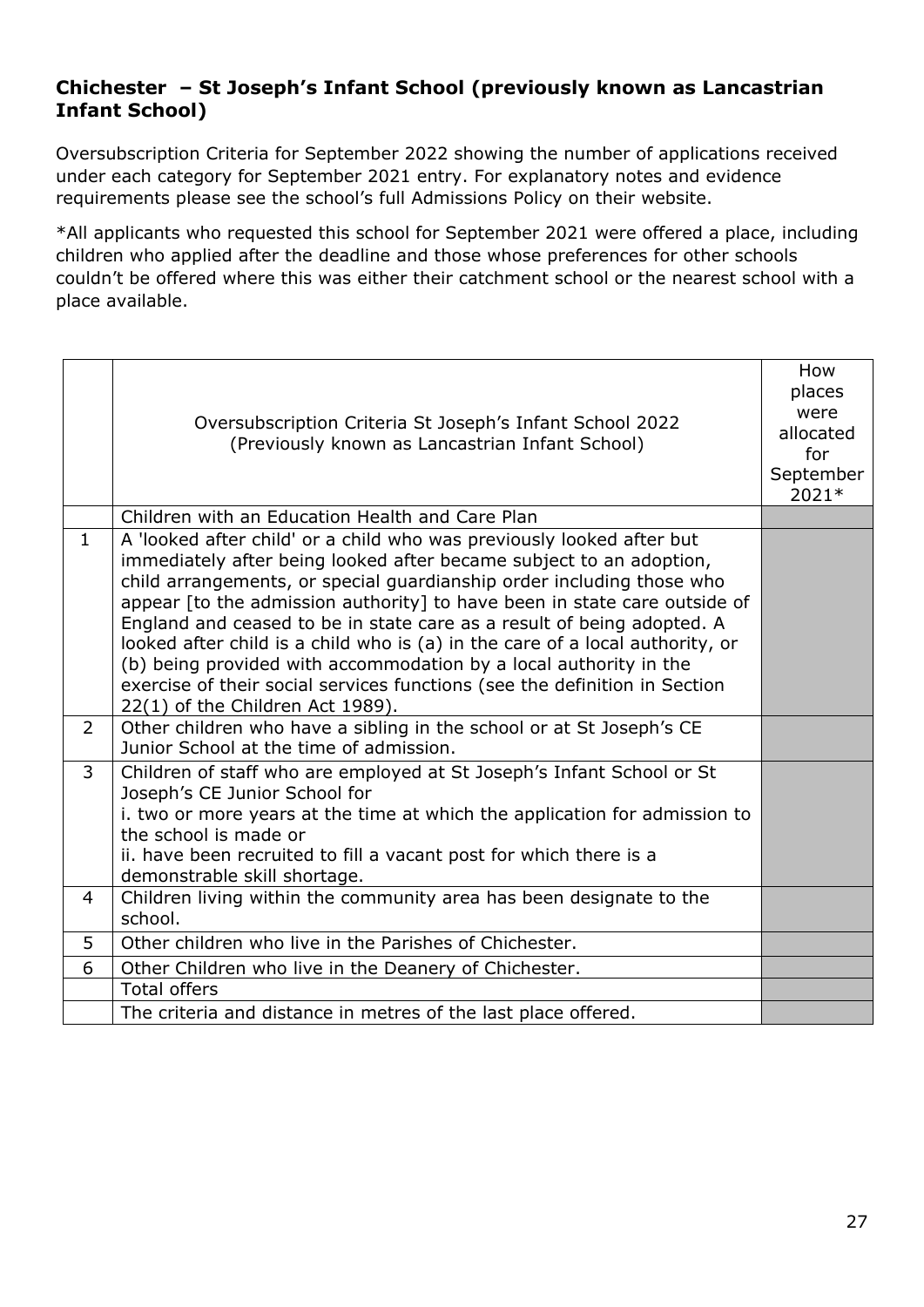## Chichester – St Joseph's Infant School (previously known as Lancastrian Infant School)

Oversubscription Criteria for September 2022 showing the number of applications received under each category for September 2021 entry. For explanatory notes and evidence requirements please see the school's full Admissions Policy on their website.

*All applicants who requested this school for September 2021 were offered a place, including children who applied after the deadline and those whose preferences for other schools couldn't be offered where this was either their catchment school or the nearest school with a place available.

| | Oversubscription Criteria St Joseph's Infant School 2022 (Previously known as Lancastrian Infant School) | How places were allocated for September 2021* |
|---|---|---|
| | Children with an Education Health and Care Plan | |
| 1 | A 'looked after child' or a child who was previously looked after but immediately after being looked after became subject to an adoption, child arrangements, or special guardianship order including those who appear [to the admission authority] to have been in state care outside of England and ceased to be in state care as a result of being adopted. A looked after child is a child who is (a) in the care of a local authority, or (b) being provided with accommodation by a local authority in the exercise of their social services functions (see the definition in Section 22(1) of the Children Act 1989). | |
| 2 | Other children who have a sibling in the school or at St Joseph's CE Junior School at the time of admission. | |
| 3 | Children of staff who are employed at St Joseph's Infant School or St Joseph's CE Junior School for<br>i. two or more years at the time at which the application for admission to the school is made or<br>ii. have been recruited to fill a vacant post for which there is a demonstrable skill shortage. | |
| 4 | Children living within the community area has been designate to the school. | |
| 5 | Other children who live in the Parishes of Chichester. | |
| 6 | Other Children who live in the Deanery of Chichester. | |
| | Total offers | |
| | The criteria and distance in metres of the last place offered. | |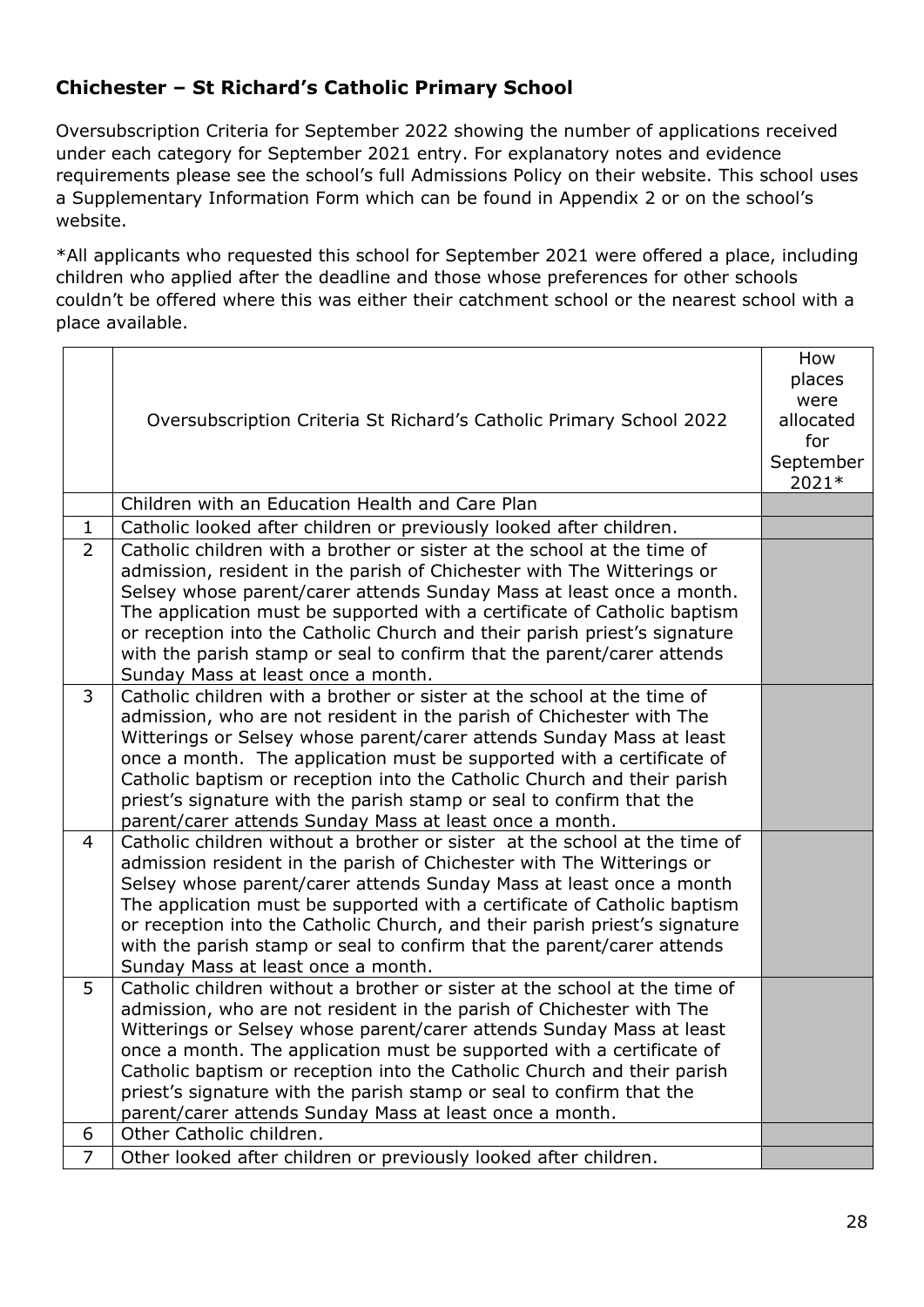### Chichester – St Richard's Catholic Primary School

Oversubscription Criteria for September 2022 showing the number of applications received under each category for September 2021 entry. For explanatory notes and evidence requirements please see the school's full Admissions Policy on their website. This school uses a Supplementary Information Form which can be found in Appendix 2 or on the school's website.

*All applicants who requested this school for September 2021 were offered a place, including children who applied after the deadline and those whose preferences for other schools couldn't be offered where this was either their catchment school or the nearest school with a place available.

| | Oversubscription Criteria St Richard's Catholic Primary School 2022 | How places were allocated for September 2021* |
|---|---|---|
| | Children with an Education Health and Care Plan | |
| 1 | Catholic looked after children or previously looked after children. | |
| 2 | Catholic children with a brother or sister at the school at the time of admission, resident in the parish of Chichester with The Witterings or Selsey whose parent/carer attends Sunday Mass at least once a month. The application must be supported with a certificate of Catholic baptism or reception into the Catholic Church and their parish priest's signature with the parish stamp or seal to confirm that the parent/carer attends Sunday Mass at least once a month. | |
| 3 | Catholic children with a brother or sister at the school at the time of admission, who are not resident in the parish of Chichester with The Witterings or Selsey whose parent/carer attends Sunday Mass at least once a month. The application must be supported with a certificate of Catholic baptism or reception into the Catholic Church and their parish priest's signature with the parish stamp or seal to confirm that the parent/carer attends Sunday Mass at least once a month. | |
| 4 | Catholic children without a brother or sister at the school at the time of admission resident in the parish of Chichester with The Witterings or Selsey whose parent/carer attends Sunday Mass at least once a month The application must be supported with a certificate of Catholic baptism or reception into the Catholic Church, and their parish priest's signature with the parish stamp or seal to confirm that the parent/carer attends Sunday Mass at least once a month. | |
| 5 | Catholic children without a brother or sister at the school at the time of admission, who are not resident in the parish of Chichester with The Witterings or Selsey whose parent/carer attends Sunday Mass at least once a month. The application must be supported with a certificate of Catholic baptism or reception into the Catholic Church and their parish priest's signature with the parish stamp or seal to confirm that the parent/carer attends Sunday Mass at least once a month. | |
| 6 | Other Catholic children. | |
| 7 | Other looked after children or previously looked after children. | |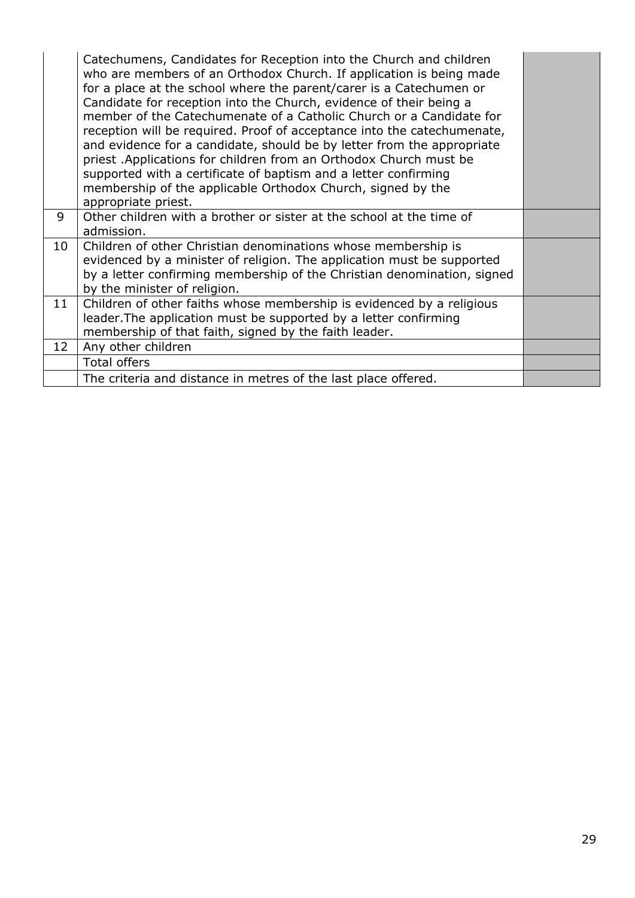| | | |
|---|---|---|
| | Catechumens, Candidates for Reception into the Church and children who are members of an Orthodox Church. If application is being made for a place at the school where the parent/carer is a Catechumen or Candidate for reception into the Church, evidence of their being a member of the Catechumenate of a Catholic Church or a Candidate for reception will be required. Proof of acceptance into the catechumenate, and evidence for a candidate, should be by letter from the appropriate priest .Applications for children from an Orthodox Church must be supported with a certificate of baptism and a letter confirming membership of the applicable Orthodox Church, signed by the appropriate priest. | |
| 9 | Other children with a brother or sister at the school at the time of admission. | |
| 10 | Children of other Christian denominations whose membership is evidenced by a minister of religion. The application must be supported by a letter confirming membership of the Christian denomination, signed by the minister of religion. | |
| 11 | Children of other faiths whose membership is evidenced by a religious leader.The application must be supported by a letter confirming membership of that faith, signed by the faith leader. | |
| 12 | Any other children | |
| | Total offers | |
| | The criteria and distance in metres of the last place offered. | |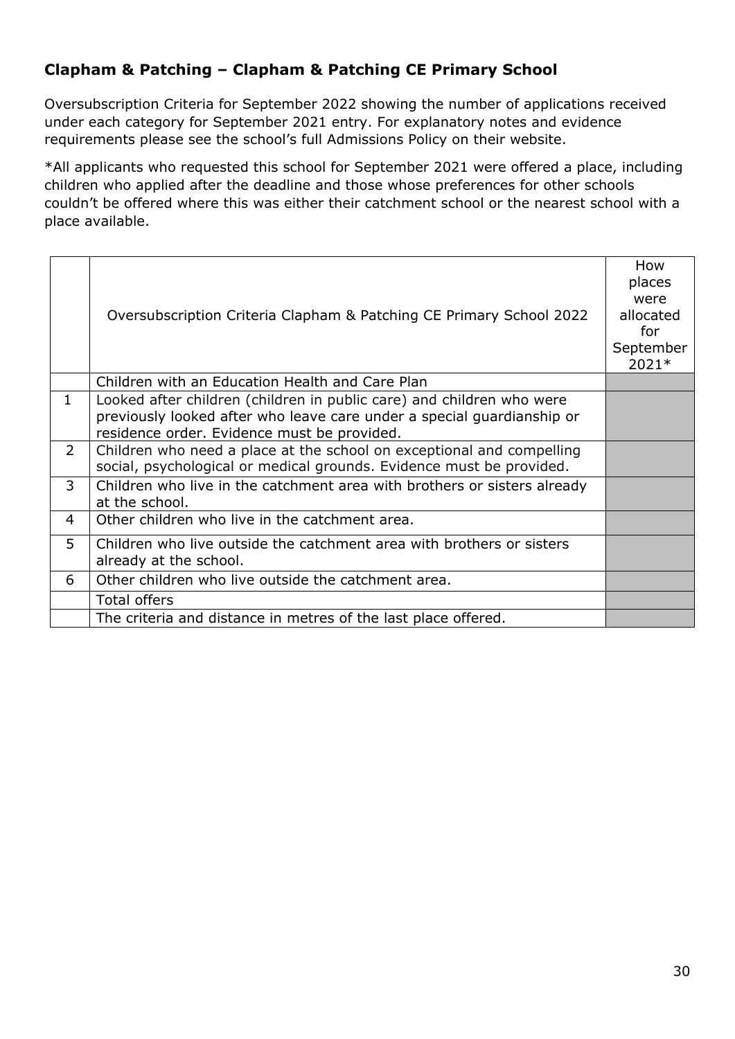### Clapham & Patching – Clapham & Patching CE Primary School

Oversubscription Criteria for September 2022 showing the number of applications received under each category for September 2021 entry. For explanatory notes and evidence requirements please see the school's full Admissions Policy on their website.

*All applicants who requested this school for September 2021 were offered a place, including children who applied after the deadline and those whose preferences for other schools couldn't be offered where this was either their catchment school or the nearest school with a place available.

| | Oversubscription Criteria Clapham & Patching CE Primary School 2022 | How places were allocated for September 2021* |
|---|---|---|
| | Children with an Education Health and Care Plan | |
| 1 | Looked after children (children in public care) and children who were previously looked after who leave care under a special guardianship or residence order. Evidence must be provided. | |
| 2 | Children who need a place at the school on exceptional and compelling social, psychological or medical grounds. Evidence must be provided. | |
| 3 | Children who live in the catchment area with brothers or sisters already at the school. | |
| 4 | Other children who live in the catchment area. | |
| 5 | Children who live outside the catchment area with brothers or sisters already at the school. | |
| 6 | Other children who live outside the catchment area. | |
| | Total offers | |
| | The criteria and distance in metres of the last place offered. | |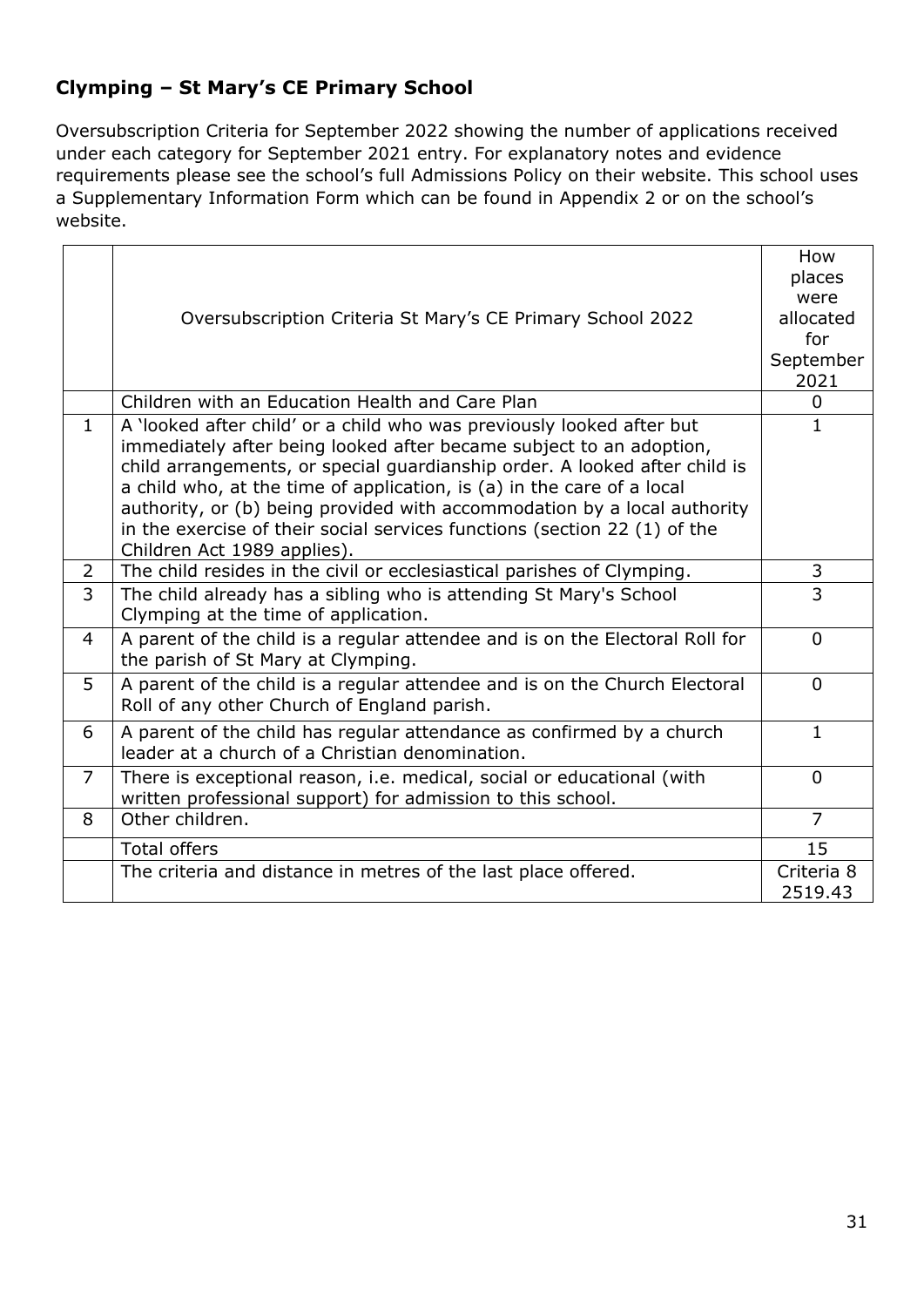## Clymping – St Mary's CE Primary School

Oversubscription Criteria for September 2022 showing the number of applications received under each category for September 2021 entry. For explanatory notes and evidence requirements please see the school's full Admissions Policy on their website. This school uses a Supplementary Information Form which can be found in Appendix 2 or on the school's website.

| | Oversubscription Criteria St Mary's CE Primary School 2022 | How places were allocated for September 2021 |
|---|---|---|
| | Children with an Education Health and Care Plan | 0 |
| 1 | A 'looked after child' or a child who was previously looked after but immediately after being looked after became subject to an adoption, child arrangements, or special guardianship order. A looked after child is a child who, at the time of application, is (a) in the care of a local authority, or (b) being provided with accommodation by a local authority in the exercise of their social services functions (section 22 (1) of the Children Act 1989 applies). | 1 |
| 2 | The child resides in the civil or ecclesiastical parishes of Clymping. | 3 |
| 3 | The child already has a sibling who is attending St Mary's School Clymping at the time of application. | 3 |
| 4 | A parent of the child is a regular attendee and is on the Electoral Roll for the parish of St Mary at Clymping. | 0 |
| 5 | A parent of the child is a regular attendee and is on the Church Electoral Roll of any other Church of England parish. | 0 |
| 6 | A parent of the child has regular attendance as confirmed by a church leader at a church of a Christian denomination. | 1 |
| 7 | There is exceptional reason, i.e. medical, social or educational (with written professional support) for admission to this school. | 0 |
| 8 | Other children. | 7 |
| | Total offers | 15 |
| | The criteria and distance in metres of the last place offered. | Criteria 8 2519.43 |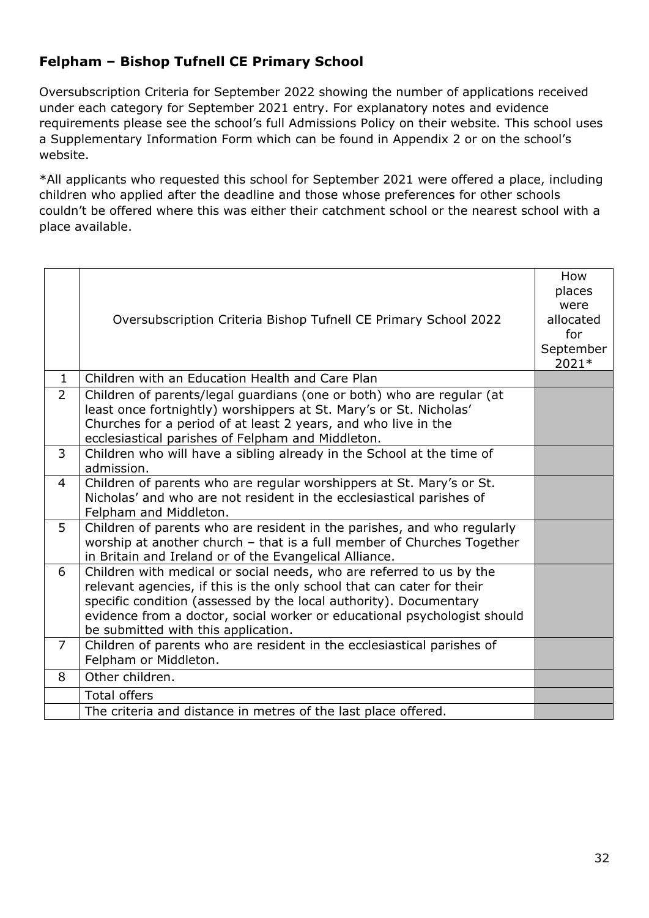## Felpham – Bishop Tufnell CE Primary School

Oversubscription Criteria for September 2022 showing the number of applications received under each category for September 2021 entry. For explanatory notes and evidence requirements please see the school's full Admissions Policy on their website. This school uses a Supplementary Information Form which can be found in Appendix 2 or on the school's website.

*All applicants who requested this school for September 2021 were offered a place, including children who applied after the deadline and those whose preferences for other schools couldn't be offered where this was either their catchment school or the nearest school with a place available.

| | Oversubscription Criteria Bishop Tufnell CE Primary School 2022 | How places were allocated for September 2021* |
|---|---|---|
| 1 | Children with an Education Health and Care Plan | |
| 2 | Children of parents/legal guardians (one or both) who are regular (at least once fortnightly) worshippers at St. Mary's or St. Nicholas' Churches for a period of at least 2 years, and who live in the ecclesiastical parishes of Felpham and Middleton. | |
| 3 | Children who will have a sibling already in the School at the time of admission. | |
| 4 | Children of parents who are regular worshippers at St. Mary's or St. Nicholas' and who are not resident in the ecclesiastical parishes of Felpham and Middleton. | |
| 5 | Children of parents who are resident in the parishes, and who regularly worship at another church – that is a full member of Churches Together in Britain and Ireland or of the Evangelical Alliance. | |
| 6 | Children with medical or social needs, who are referred to us by the relevant agencies, if this is the only school that can cater for their specific condition (assessed by the local authority). Documentary evidence from a doctor, social worker or educational psychologist should be submitted with this application. | |
| 7 | Children of parents who are resident in the ecclesiastical parishes of Felpham or Middleton. | |
| 8 | Other children. | |
| | Total offers | |
| | The criteria and distance in metres of the last place offered. | |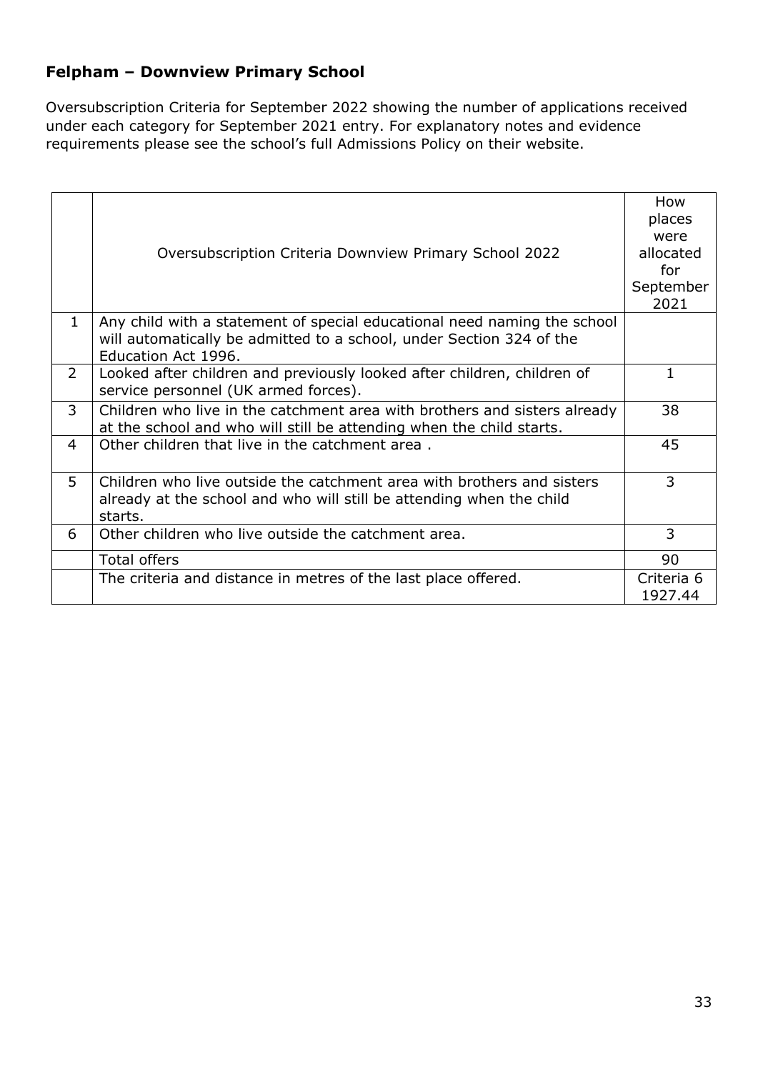## Felpham – Downview Primary School

Oversubscription Criteria for September 2022 showing the number of applications received under each category for September 2021 entry. For explanatory notes and evidence requirements please see the school's full Admissions Policy on their website.

| | Oversubscription Criteria Downview Primary School 2022 | How places were allocated for September 2021 |
|---|---|---|
| 1 | Any child with a statement of special educational need naming the school will automatically be admitted to a school, under Section 324 of the Education Act 1996. | |
| 2 | Looked after children and previously looked after children, children of service personnel (UK armed forces). | 1 |
| 3 | Children who live in the catchment area with brothers and sisters already at the school and who will still be attending when the child starts. | 38 |
| 4 | Other children that live in the catchment area . | 45 |
| 5 | Children who live outside the catchment area with brothers and sisters already at the school and who will still be attending when the child starts. | 3 |
| 6 | Other children who live outside the catchment area. | 3 |
| | Total offers | 90 |
| | The criteria and distance in metres of the last place offered. | Criteria 6 1927.44 |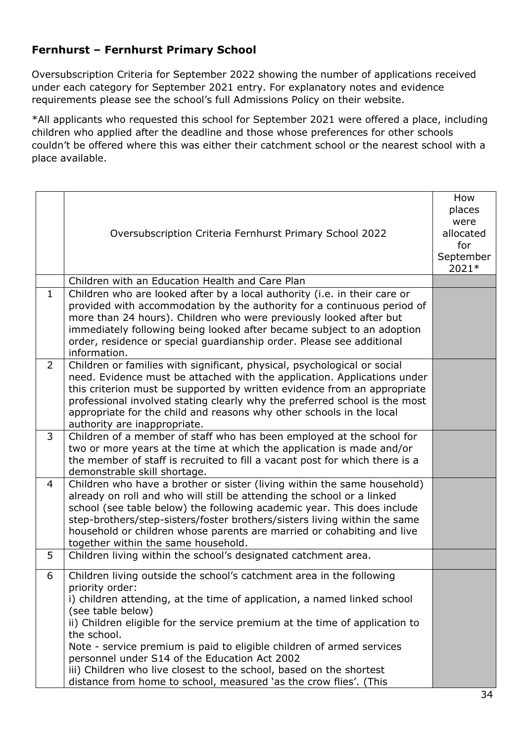## Fernhurst – Fernhurst Primary School

Oversubscription Criteria for September 2022 showing the number of applications received under each category for September 2021 entry. For explanatory notes and evidence requirements please see the school's full Admissions Policy on their website.

*All applicants who requested this school for September 2021 were offered a place, including children who applied after the deadline and those whose preferences for other schools couldn't be offered where this was either their catchment school or the nearest school with a place available.

| | Oversubscription Criteria Fernhurst Primary School 2022 | How places were allocated for September 2021* |
|---|---|---|
| | Children with an Education Health and Care Plan | |
| 1 | Children who are looked after by a local authority (i.e. in their care or provided with accommodation by the authority for a continuous period of more than 24 hours). Children who were previously looked after but immediately following being looked after became subject to an adoption order, residence or special guardianship order. Please see additional information. | |
| 2 | Children or families with significant, physical, psychological or social need. Evidence must be attached with the application. Applications under this criterion must be supported by written evidence from an appropriate professional involved stating clearly why the preferred school is the most appropriate for the child and reasons why other schools in the local authority are inappropriate. | |
| 3 | Children of a member of staff who has been employed at the school for two or more years at the time at which the application is made and/or the member of staff is recruited to fill a vacant post for which there is a demonstrable skill shortage. | |
| 4 | Children who have a brother or sister (living within the same household) already on roll and who will still be attending the school or a linked school (see table below) the following academic year. This does include step-brothers/step-sisters/foster brothers/sisters living within the same household or children whose parents are married or cohabiting and live together within the same household. | |
| 5 | Children living within the school's designated catchment area. | |
| 6 | Children living outside the school's catchment area in the following priority order:<br>i) children attending, at the time of application, a named linked school (see table below)<br>ii) Children eligible for the service premium at the time of application to the school.<br>Note - service premium is paid to eligible children of armed services personnel under S14 of the Education Act 2002<br>iii) Children who live closest to the school, based on the shortest distance from home to school, measured 'as the crow flies'. (This | |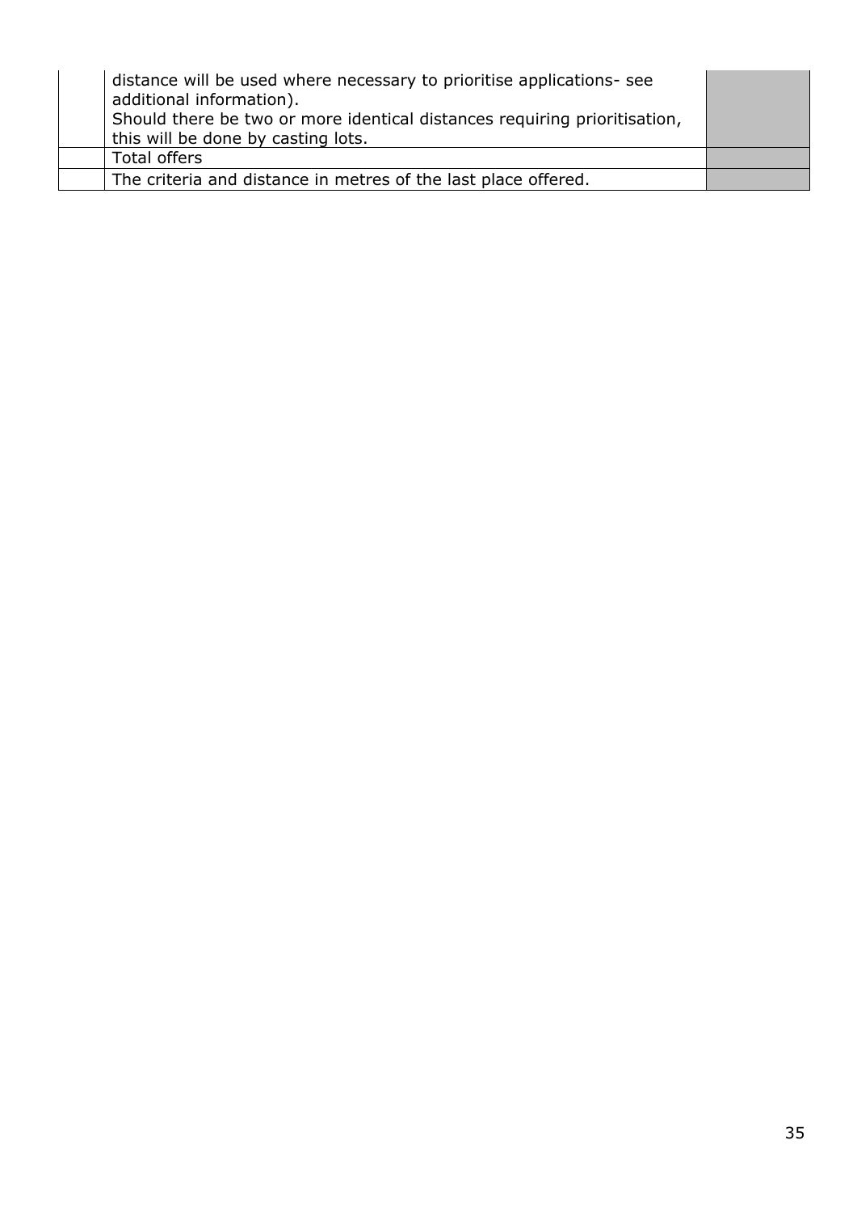| | | |
|---|---|---|
| | distance will be used where necessary to prioritise applications- see additional information).<br>Should there be two or more identical distances requiring prioritisation, this will be done by casting lots. | |
| | Total offers | |
| | The criteria and distance in metres of the last place offered. | |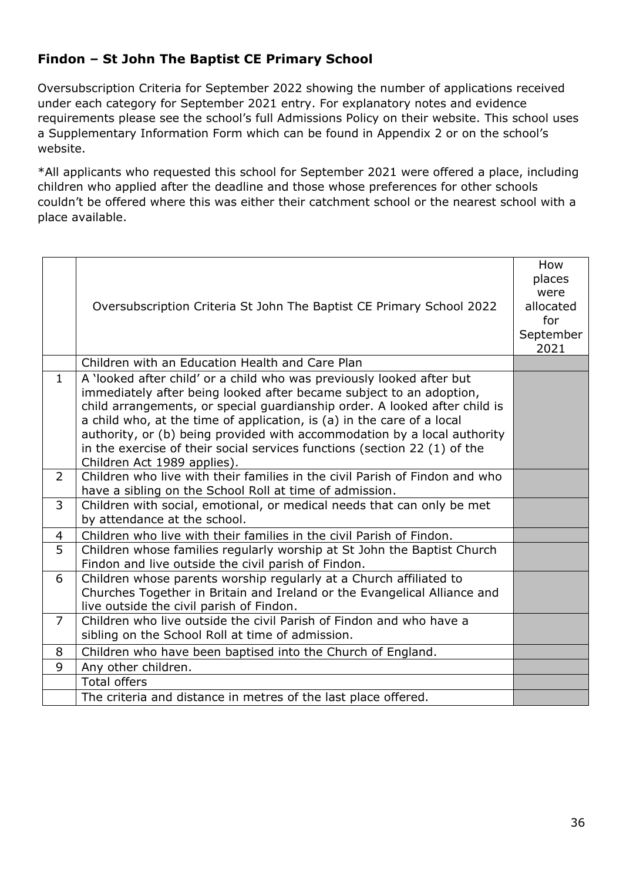## Findon – St John The Baptist CE Primary School

Oversubscription Criteria for September 2022 showing the number of applications received under each category for September 2021 entry. For explanatory notes and evidence requirements please see the school's full Admissions Policy on their website. This school uses a Supplementary Information Form which can be found in Appendix 2 or on the school's website.

*All applicants who requested this school for September 2021 were offered a place, including children who applied after the deadline and those whose preferences for other schools couldn't be offered where this was either their catchment school or the nearest school with a place available.

| | Oversubscription Criteria St John The Baptist CE Primary School 2022 | How places were allocated for September 2021 |
|---|---|---|
| | Children with an Education Health and Care Plan | |
| 1 | A 'looked after child' or a child who was previously looked after but immediately after being looked after became subject to an adoption, child arrangements, or special guardianship order. A looked after child is a child who, at the time of application, is (a) in the care of a local authority, or (b) being provided with accommodation by a local authority in the exercise of their social services functions (section 22 (1) of the Children Act 1989 applies). | |
| 2 | Children who live with their families in the civil Parish of Findon and who have a sibling on the School Roll at time of admission. | |
| 3 | Children with social, emotional, or medical needs that can only be met by attendance at the school. | |
| 4 | Children who live with their families in the civil Parish of Findon. | |
| 5 | Children whose families regularly worship at St John the Baptist Church Findon and live outside the civil parish of Findon. | |
| 6 | Children whose parents worship regularly at a Church affiliated to Churches Together in Britain and Ireland or the Evangelical Alliance and live outside the civil parish of Findon. | |
| 7 | Children who live outside the civil Parish of Findon and who have a sibling on the School Roll at time of admission. | |
| 8 | Children who have been baptised into the Church of England. | |
| 9 | Any other children. | |
| | Total offers | |
| | The criteria and distance in metres of the last place offered. | |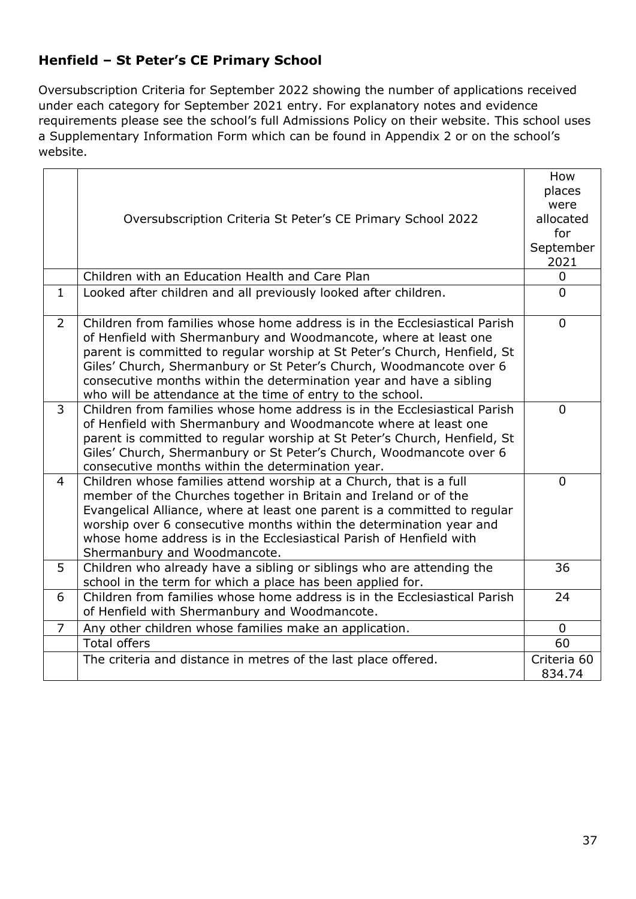## Henfield – St Peter's CE Primary School

Oversubscription Criteria for September 2022 showing the number of applications received under each category for September 2021 entry. For explanatory notes and evidence requirements please see the school's full Admissions Policy on their website. This school uses a Supplementary Information Form which can be found in Appendix 2 or on the school's website.

| | Oversubscription Criteria St Peter's CE Primary School 2022 | How places were allocated for September 2021 |
|---|---|---|
| | Children with an Education Health and Care Plan | 0 |
| 1 | Looked after children and all previously looked after children. | 0 |
| 2 | Children from families whose home address is in the Ecclesiastical Parish of Henfield with Shermanbury and Woodmancote, where at least one parent is committed to regular worship at St Peter's Church, Henfield, St Giles' Church, Shermanbury or St Peter's Church, Woodmancote over 6 consecutive months within the determination year and have a sibling who will be attendance at the time of entry to the school. | 0 |
| 3 | Children from families whose home address is in the Ecclesiastical Parish of Henfield with Shermanbury and Woodmancote where at least one parent is committed to regular worship at St Peter's Church, Henfield, St Giles' Church, Shermanbury or St Peter's Church, Woodmancote over 6 consecutive months within the determination year. | 0 |
| 4 | Children whose families attend worship at a Church, that is a full member of the Churches together in Britain and Ireland or of the Evangelical Alliance, where at least one parent is a committed to regular worship over 6 consecutive months within the determination year and whose home address is in the Ecclesiastical Parish of Henfield with Shermanbury and Woodmancote. | 0 |
| 5 | Children who already have a sibling or siblings who are attending the school in the term for which a place has been applied for. | 36 |
| 6 | Children from families whose home address is in the Ecclesiastical Parish of Henfield with Shermanbury and Woodmancote. | 24 |
| 7 | Any other children whose families make an application. | 0 |
| | Total offers | 60 |
| | The criteria and distance in metres of the last place offered. | Criteria 60 834.74 |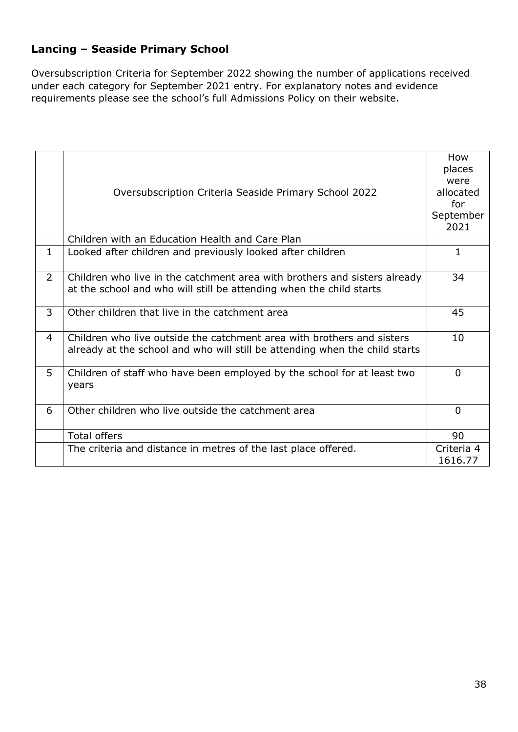## Lancing – Seaside Primary School

Oversubscription Criteria for September 2022 showing the number of applications received under each category for September 2021 entry. For explanatory notes and evidence requirements please see the school's full Admissions Policy on their website.

| | Oversubscription Criteria Seaside Primary School 2022 | How places were allocated for September 2021 |
|---|---|---|
| | Children with an Education Health and Care Plan | |
| 1 | Looked after children and previously looked after children | 1 |
| 2 | Children who live in the catchment area with brothers and sisters already at the school and who will still be attending when the child starts | 34 |
| 3 | Other children that live in the catchment area | 45 |
| 4 | Children who live outside the catchment area with brothers and sisters already at the school and who will still be attending when the child starts | 10 |
| 5 | Children of staff who have been employed by the school for at least two years | 0 |
| 6 | Other children who live outside the catchment area | 0 |
| | Total offers | 90 |
| | The criteria and distance in metres of the last place offered. | Criteria 4 1616.77 |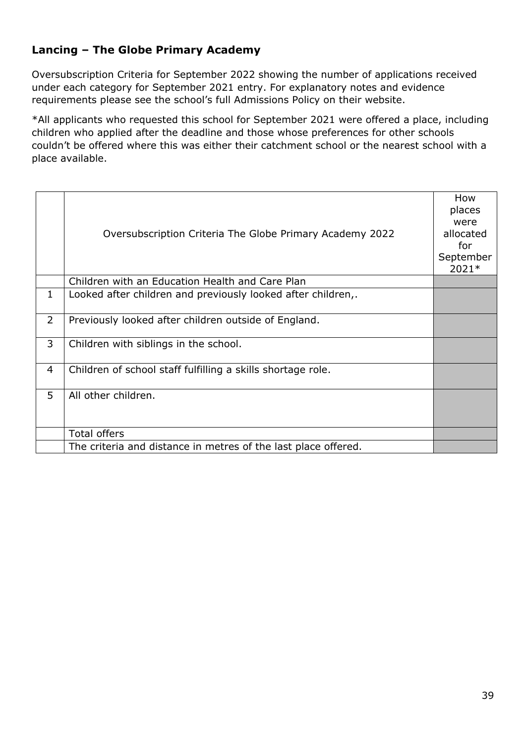## Lancing – The Globe Primary Academy

Oversubscription Criteria for September 2022 showing the number of applications received under each category for September 2021 entry. For explanatory notes and evidence requirements please see the school's full Admissions Policy on their website.

*All applicants who requested this school for September 2021 were offered a place, including children who applied after the deadline and those whose preferences for other schools couldn't be offered where this was either their catchment school or the nearest school with a place available.

| | Oversubscription Criteria The Globe Primary Academy 2022 | How places were allocated for September 2021* |
|---|---|---|
| | Children with an Education Health and Care Plan | |
| 1 | Looked after children and previously looked after children,. | |
| 2 | Previously looked after children outside of England. | |
| 3 | Children with siblings in the school. | |
| 4 | Children of school staff fulfilling a skills shortage role. | |
| 5 | All other children. | |
| | Total offers | |
| | The criteria and distance in metres of the last place offered. | |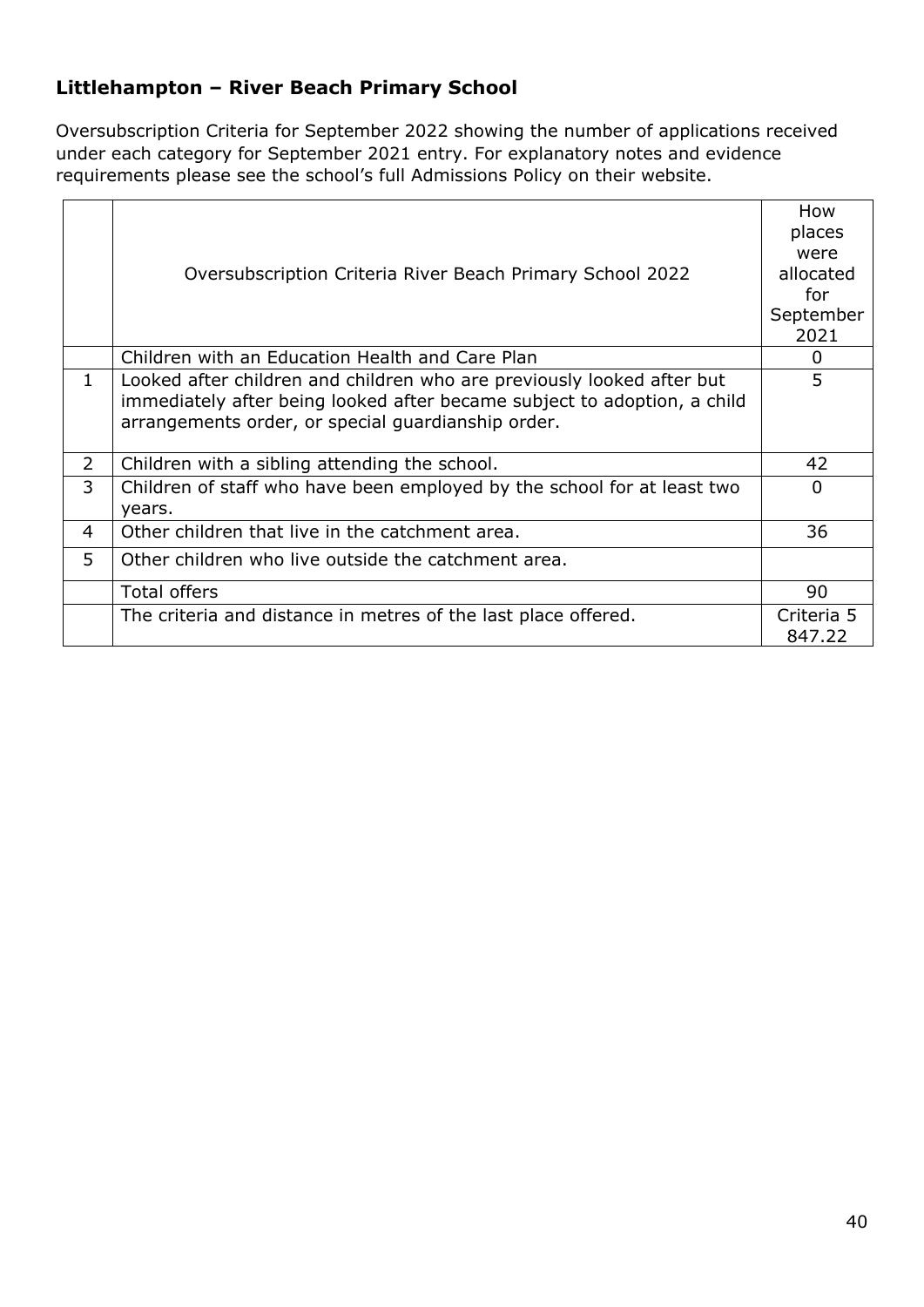## Littlehampton – River Beach Primary School

Oversubscription Criteria for September 2022 showing the number of applications received under each category for September 2021 entry. For explanatory notes and evidence requirements please see the school's full Admissions Policy on their website.

| | Oversubscription Criteria River Beach Primary School 2022 | How places were allocated for September 2021 |
|---|---|---|
| | Children with an Education Health and Care Plan | 0 |
| 1 | Looked after children and children who are previously looked after but immediately after being looked after became subject to adoption, a child arrangements order, or special guardianship order. | 5 |
| 2 | Children with a sibling attending the school. | 42 |
| 3 | Children of staff who have been employed by the school for at least two years. | 0 |
| 4 | Other children that live in the catchment area. | 36 |
| 5 | Other children who live outside the catchment area. | |
| | Total offers | 90 |
| | The criteria and distance in metres of the last place offered. | Criteria 5 847.22 |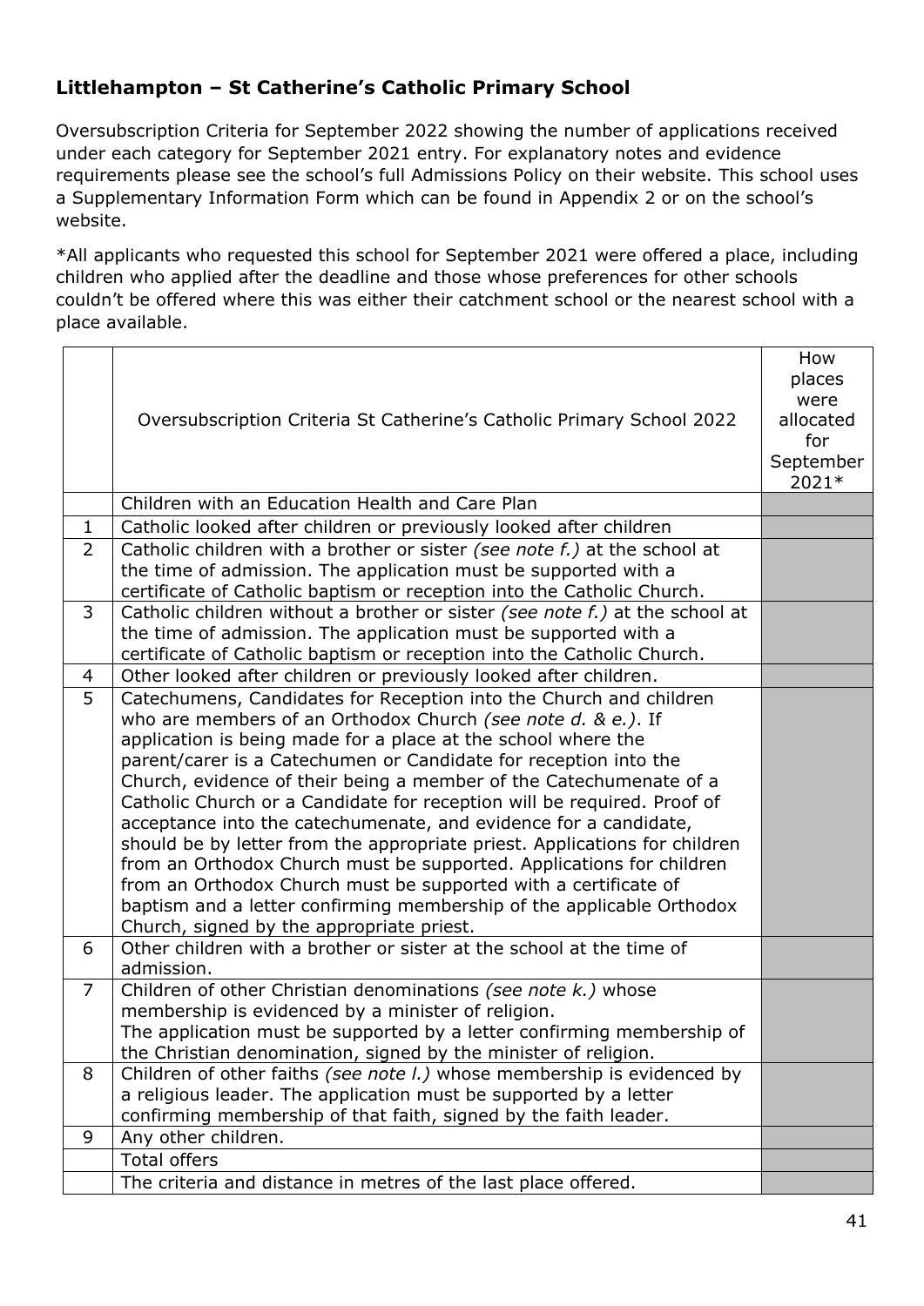## Littlehampton – St Catherine's Catholic Primary School

Oversubscription Criteria for September 2022 showing the number of applications received under each category for September 2021 entry. For explanatory notes and evidence requirements please see the school's full Admissions Policy on their website. This school uses a Supplementary Information Form which can be found in Appendix 2 or on the school's website.

*All applicants who requested this school for September 2021 were offered a place, including children who applied after the deadline and those whose preferences for other schools couldn't be offered where this was either their catchment school or the nearest school with a place available.

| | Oversubscription Criteria St Catherine's Catholic Primary School 2022 | How places were allocated for September 2021* |
|---|---|---|
| | Children with an Education Health and Care Plan | |
| 1 | Catholic looked after children or previously looked after children | |
| 2 | Catholic children with a brother or sister *(see note f.)* at the school at the time of admission. The application must be supported with a certificate of Catholic baptism or reception into the Catholic Church. | |
| 3 | Catholic children without a brother or sister *(see note f.)* at the school at the time of admission. The application must be supported with a certificate of Catholic baptism or reception into the Catholic Church. | |
| 4 | Other looked after children or previously looked after children. | |
| 5 | Catechumens, Candidates for Reception into the Church and children who are members of an Orthodox Church *(see note d. & e.)*. If application is being made for a place at the school where the parent/carer is a Catechumen or Candidate for reception into the Church, evidence of their being a member of the Catechumenate of a Catholic Church or a Candidate for reception will be required. Proof of acceptance into the catechumenate, and evidence for a candidate, should be by letter from the appropriate priest. Applications for children from an Orthodox Church must be supported. Applications for children from an Orthodox Church must be supported with a certificate of baptism and a letter confirming membership of the applicable Orthodox Church, signed by the appropriate priest. | |
| 6 | Other children with a brother or sister at the school at the time of admission. | |
| 7 | Children of other Christian denominations *(see note k.)* whose membership is evidenced by a minister of religion. The application must be supported by a letter confirming membership of the Christian denomination, signed by the minister of religion. | |
| 8 | Children of other faiths *(see note l.)* whose membership is evidenced by a religious leader. The application must be supported by a letter confirming membership of that faith, signed by the faith leader. | |
| 9 | Any other children. | |
| | Total offers | |
| | The criteria and distance in metres of the last place offered. | |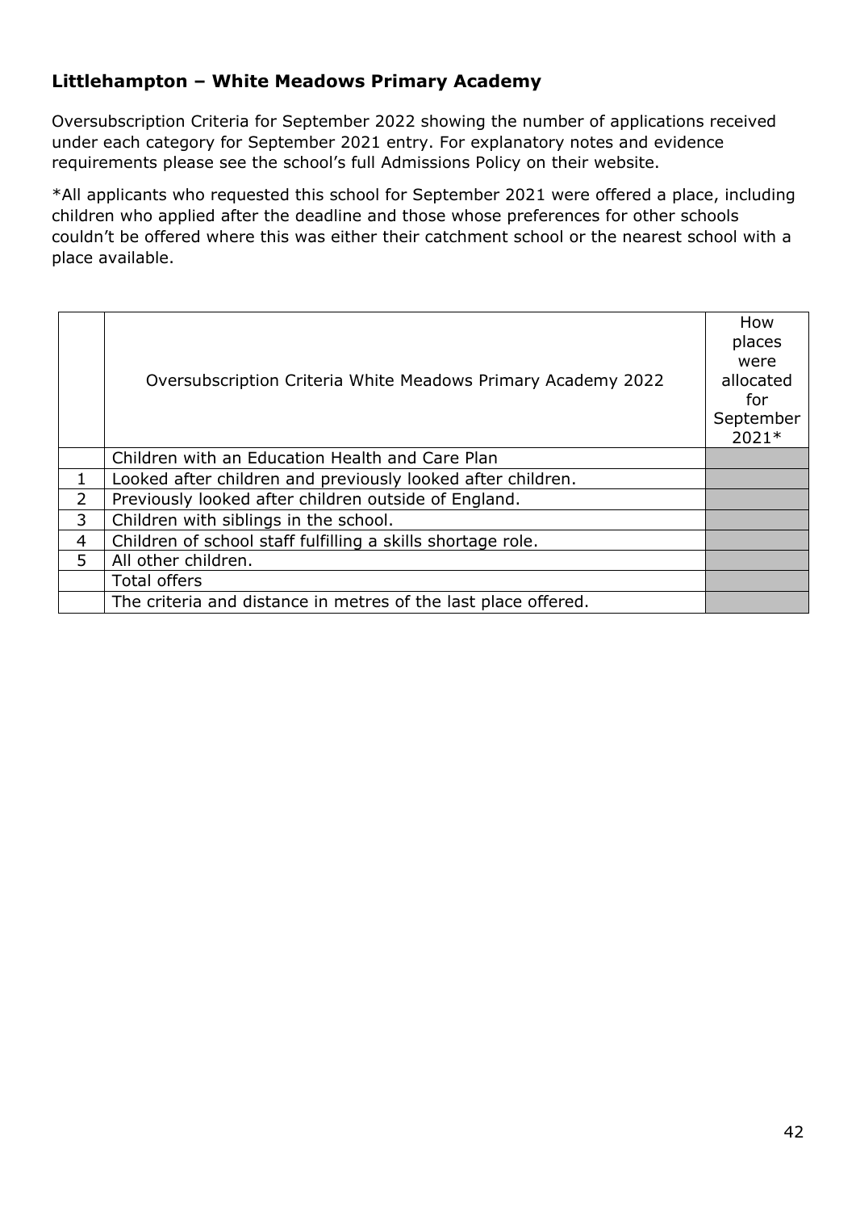## Littlehampton – White Meadows Primary Academy

Oversubscription Criteria for September 2022 showing the number of applications received under each category for September 2021 entry. For explanatory notes and evidence requirements please see the school's full Admissions Policy on their website.

*All applicants who requested this school for September 2021 were offered a place, including children who applied after the deadline and those whose preferences for other schools couldn't be offered where this was either their catchment school or the nearest school with a place available.

| | Oversubscription Criteria White Meadows Primary Academy 2022 | How places were allocated for September 2021* |
|---|---|---|
| | Children with an Education Health and Care Plan | |
| 1 | Looked after children and previously looked after children. | |
| 2 | Previously looked after children outside of England. | |
| 3 | Children with siblings in the school. | |
| 4 | Children of school staff fulfilling a skills shortage role. | |
| 5 | All other children. | |
| | Total offers | |
| | The criteria and distance in metres of the last place offered. | |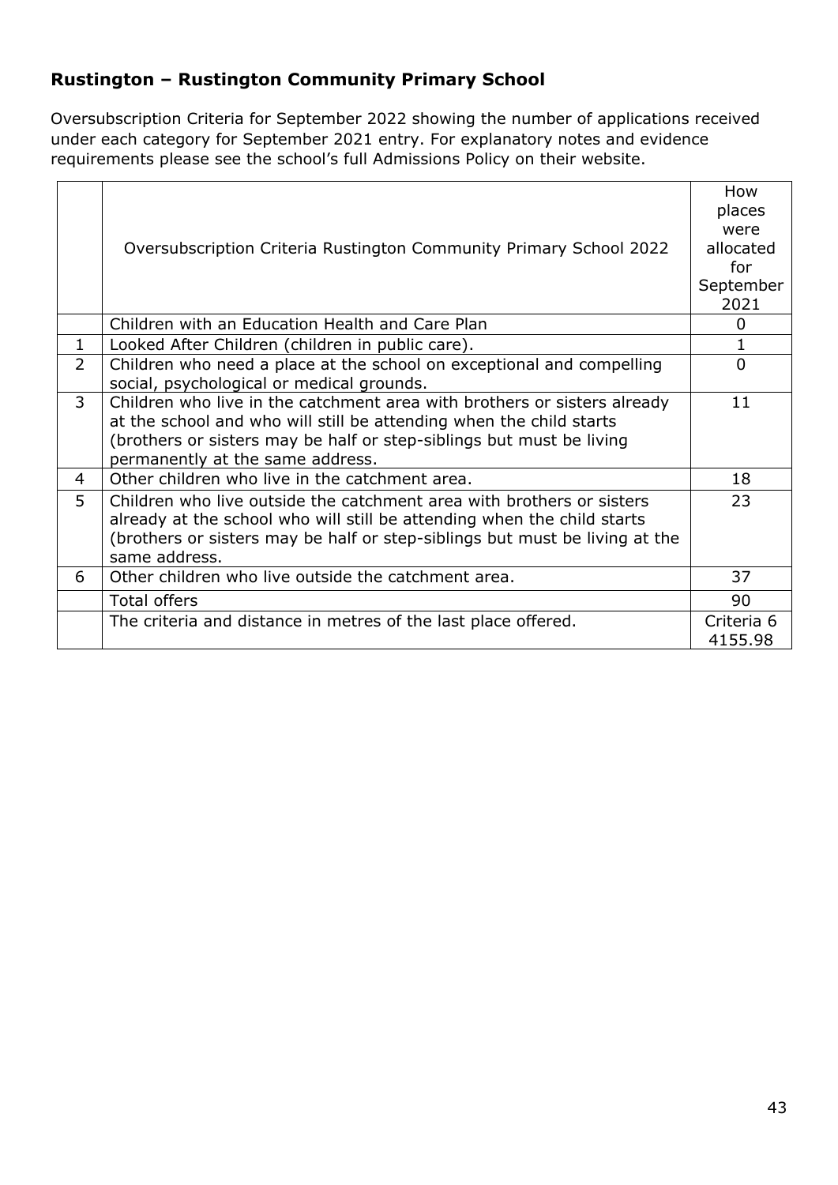## Rustington – Rustington Community Primary School

Oversubscription Criteria for September 2022 showing the number of applications received under each category for September 2021 entry. For explanatory notes and evidence requirements please see the school's full Admissions Policy on their website.

| | Oversubscription Criteria Rustington Community Primary School 2022 | How places were allocated for September 2021 |
|---|---|---|
| | Children with an Education Health and Care Plan | 0 |
| 1 | Looked After Children (children in public care). | 1 |
| 2 | Children who need a place at the school on exceptional and compelling social, psychological or medical grounds. | 0 |
| 3 | Children who live in the catchment area with brothers or sisters already at the school and who will still be attending when the child starts (brothers or sisters may be half or step-siblings but must be living permanently at the same address. | 11 |
| 4 | Other children who live in the catchment area. | 18 |
| 5 | Children who live outside the catchment area with brothers or sisters already at the school who will still be attending when the child starts (brothers or sisters may be half or step-siblings but must be living at the same address. | 23 |
| 6 | Other children who live outside the catchment area. | 37 |
| | Total offers | 90 |
| | The criteria and distance in metres of the last place offered. | Criteria 6 4155.98 |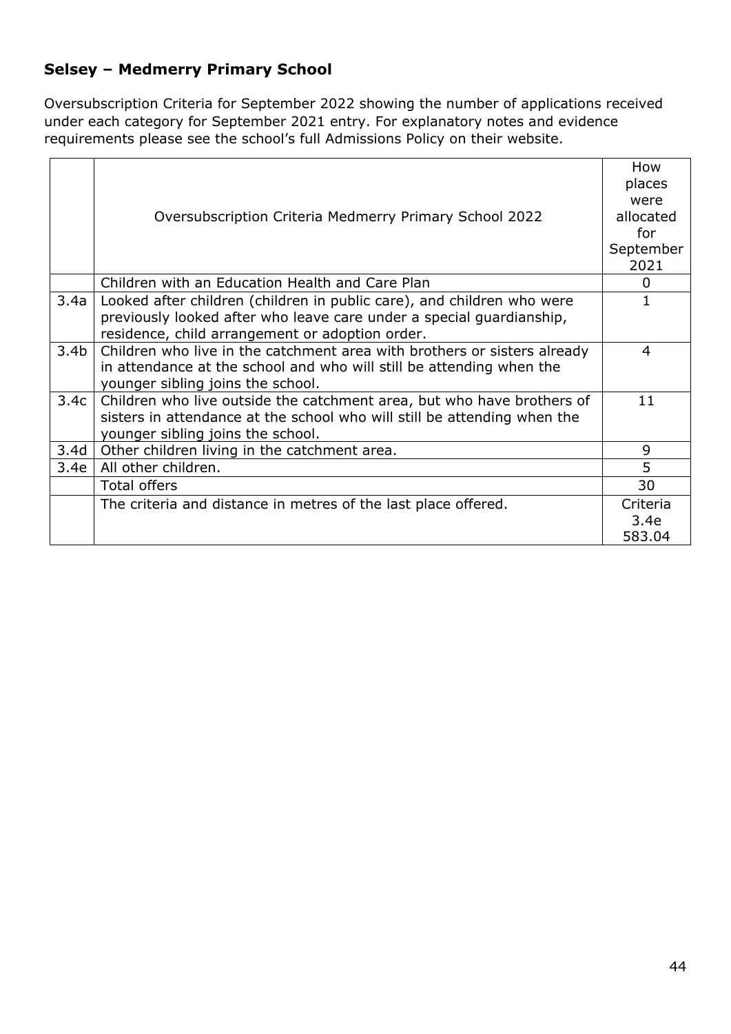## Selsey – Medmerry Primary School

Oversubscription Criteria for September 2022 showing the number of applications received under each category for September 2021 entry. For explanatory notes and evidence requirements please see the school's full Admissions Policy on their website.

| | Oversubscription Criteria Medmerry Primary School 2022 | How places were allocated for September 2021 |
|---|---|---|
| | Children with an Education Health and Care Plan | 0 |
| 3.4a | Looked after children (children in public care), and children who were previously looked after who leave care under a special guardianship, residence, child arrangement or adoption order. | 1 |
| 3.4b | Children who live in the catchment area with brothers or sisters already in attendance at the school and who will still be attending when the younger sibling joins the school. | 4 |
| 3.4c | Children who live outside the catchment area, but who have brothers of sisters in attendance at the school who will still be attending when the younger sibling joins the school. | 11 |
| 3.4d | Other children living in the catchment area. | 9 |
| 3.4e | All other children. | 5 |
| | Total offers | 30 |
| | The criteria and distance in metres of the last place offered. | Criteria 3.4e 583.04 |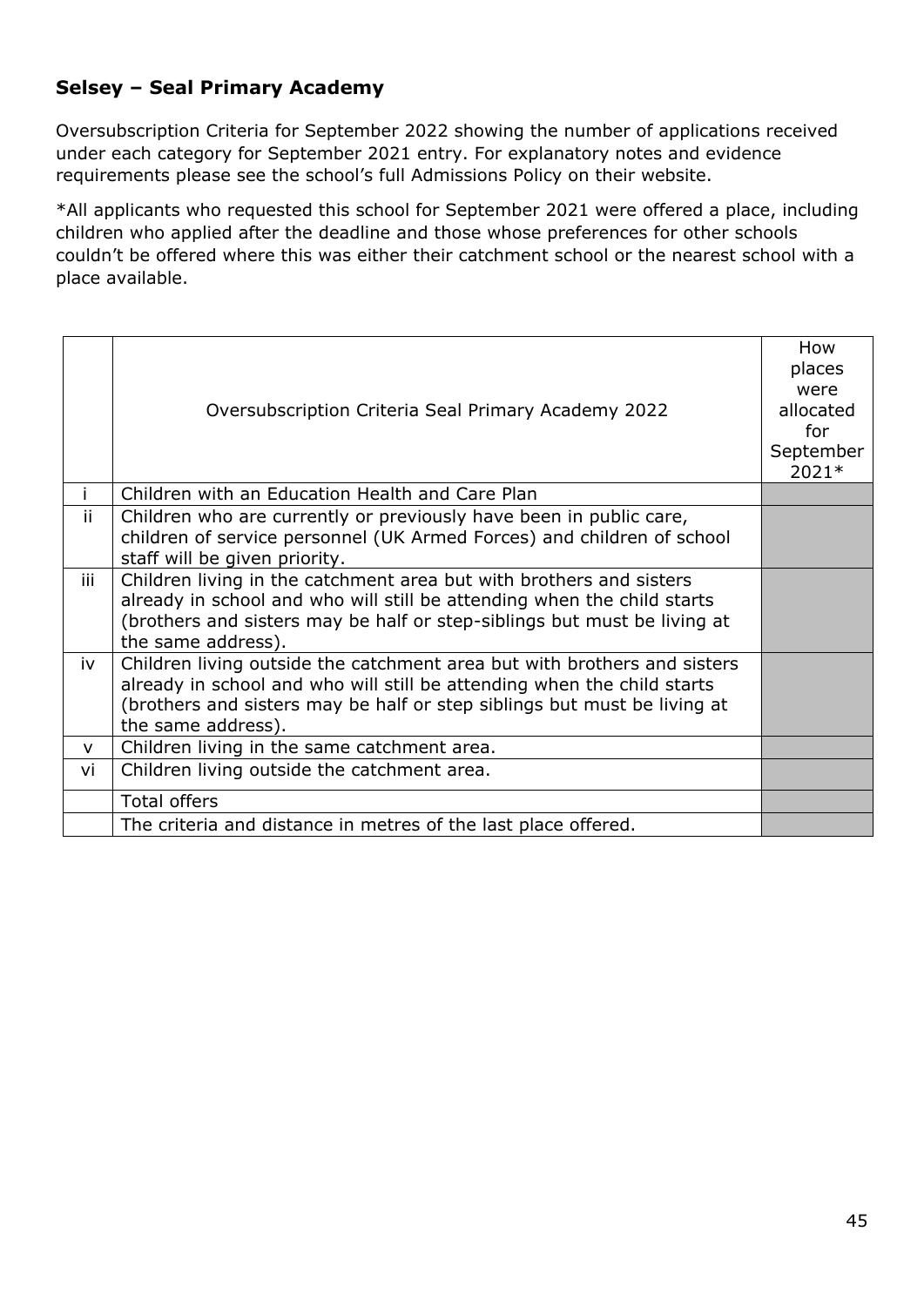## Selsey – Seal Primary Academy

Oversubscription Criteria for September 2022 showing the number of applications received under each category for September 2021 entry. For explanatory notes and evidence requirements please see the school's full Admissions Policy on their website.

*All applicants who requested this school for September 2021 were offered a place, including children who applied after the deadline and those whose preferences for other schools couldn't be offered where this was either their catchment school or the nearest school with a place available.

| | Oversubscription Criteria Seal Primary Academy 2022 | How places were allocated for September 2021* |
|---|---|---|
| i | Children with an Education Health and Care Plan | |
| ii | Children who are currently or previously have been in public care, children of service personnel (UK Armed Forces) and children of school staff will be given priority. | |
| iii | Children living in the catchment area but with brothers and sisters already in school and who will still be attending when the child starts (brothers and sisters may be half or step-siblings but must be living at the same address). | |
| iv | Children living outside the catchment area but with brothers and sisters already in school and who will still be attending when the child starts (brothers and sisters may be half or step siblings but must be living at the same address). | |
| v | Children living in the same catchment area. | |
| vi | Children living outside the catchment area. | |
| | Total offers | |
| | The criteria and distance in metres of the last place offered. | |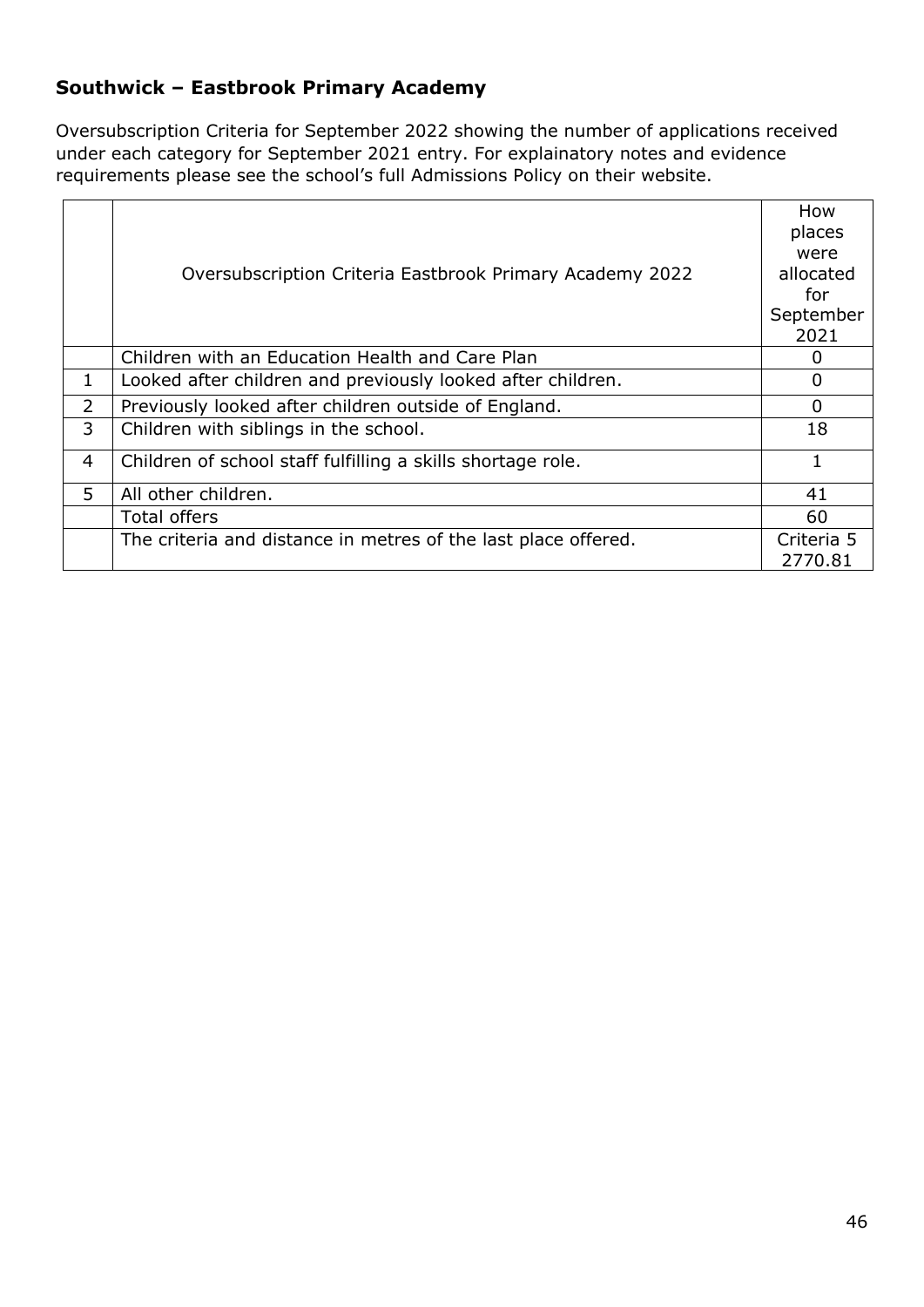## Southwick – Eastbrook Primary Academy

Oversubscription Criteria for September 2022 showing the number of applications received under each category for September 2021 entry. For explainatory notes and evidence requirements please see the school's full Admissions Policy on their website.

| | Oversubscription Criteria Eastbrook Primary Academy 2022 | How places were allocated for September 2021 |
|---|---|---|
| | Children with an Education Health and Care Plan | 0 |
| 1 | Looked after children and previously looked after children. | 0 |
| 2 | Previously looked after children outside of England. | 0 |
| 3 | Children with siblings in the school. | 18 |
| 4 | Children of school staff fulfilling a skills shortage role. | 1 |
| 5 | All other children. | 41 |
| | Total offers | 60 |
| | The criteria and distance in metres of the last place offered. | Criteria 5 2770.81 |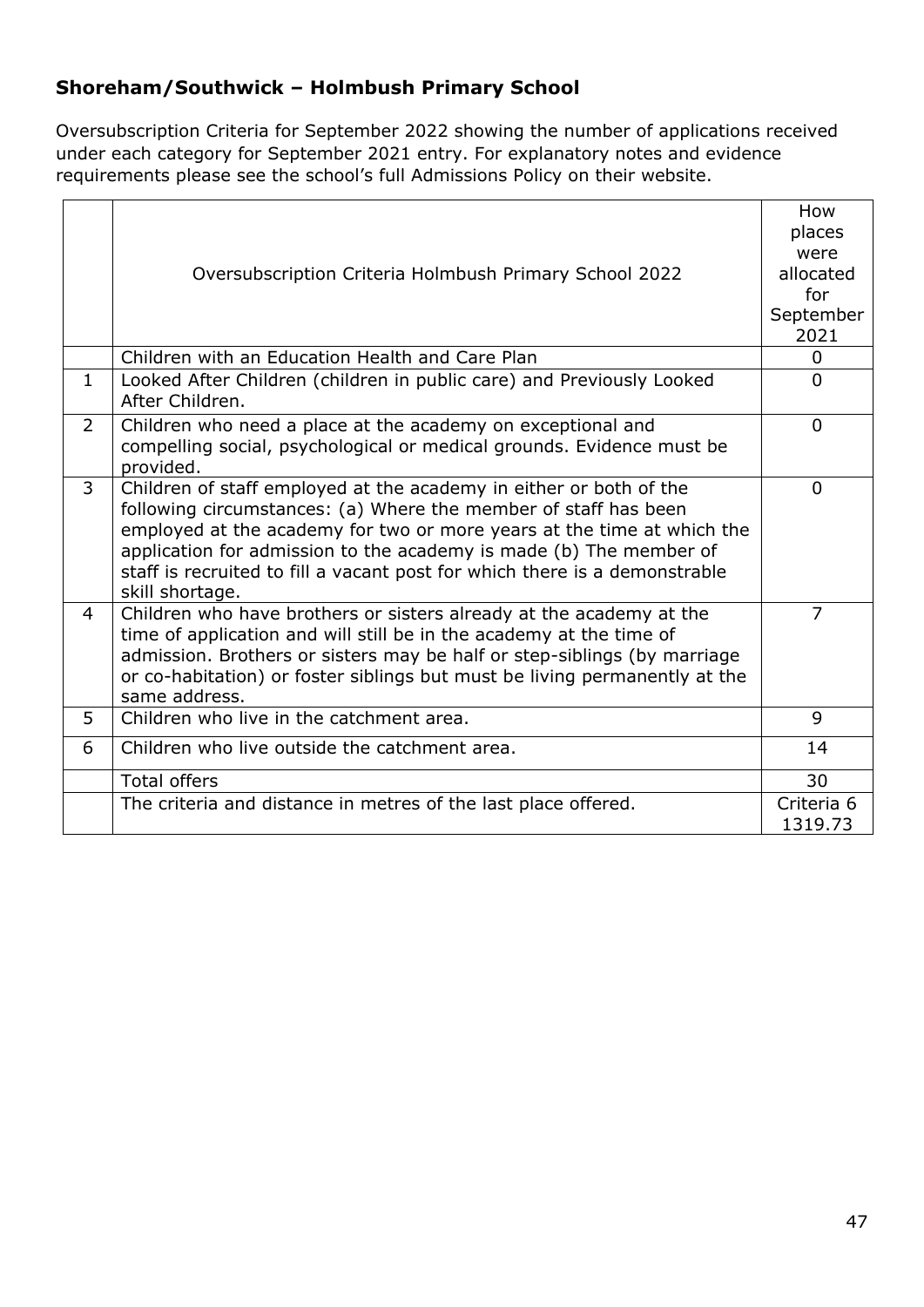## Shoreham/Southwick – Holmbush Primary School

Oversubscription Criteria for September 2022 showing the number of applications received under each category for September 2021 entry. For explanatory notes and evidence requirements please see the school's full Admissions Policy on their website.

| | Oversubscription Criteria Holmbush Primary School 2022 | How places were allocated for September 2021 |
|---|---|---|
| | Children with an Education Health and Care Plan | 0 |
| 1 | Looked After Children (children in public care) and Previously Looked After Children. | 0 |
| 2 | Children who need a place at the academy on exceptional and compelling social, psychological or medical grounds. Evidence must be provided. | 0 |
| 3 | Children of staff employed at the academy in either or both of the following circumstances: (a) Where the member of staff has been employed at the academy for two or more years at the time at which the application for admission to the academy is made (b) The member of staff is recruited to fill a vacant post for which there is a demonstrable skill shortage. | 0 |
| 4 | Children who have brothers or sisters already at the academy at the time of application and will still be in the academy at the time of admission. Brothers or sisters may be half or step-siblings (by marriage or co-habitation) or foster siblings but must be living permanently at the same address. | 7 |
| 5 | Children who live in the catchment area. | 9 |
| 6 | Children who live outside the catchment area. | 14 |
| | Total offers | 30 |
| | The criteria and distance in metres of the last place offered. | Criteria 6 1319.73 |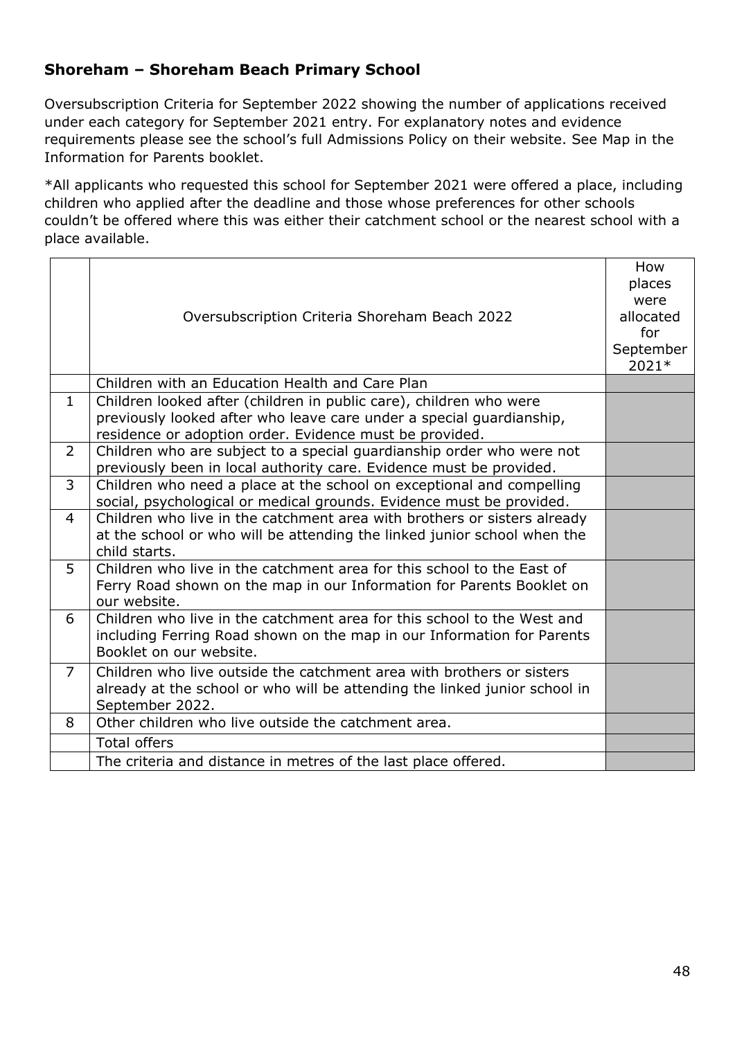## Shoreham – Shoreham Beach Primary School

Oversubscription Criteria for September 2022 showing the number of applications received under each category for September 2021 entry. For explanatory notes and evidence requirements please see the school's full Admissions Policy on their website. See Map in the Information for Parents booklet.

*All applicants who requested this school for September 2021 were offered a place, including children who applied after the deadline and those whose preferences for other schools couldn't be offered where this was either their catchment school or the nearest school with a place available.

| | Oversubscription Criteria Shoreham Beach 2022 | How places were allocated for September 2021* |
|---|---|---|
| | Children with an Education Health and Care Plan | |
| 1 | Children looked after (children in public care), children who were previously looked after who leave care under a special guardianship, residence or adoption order. Evidence must be provided. | |
| 2 | Children who are subject to a special guardianship order who were not previously been in local authority care. Evidence must be provided. | |
| 3 | Children who need a place at the school on exceptional and compelling social, psychological or medical grounds. Evidence must be provided. | |
| 4 | Children who live in the catchment area with brothers or sisters already at the school or who will be attending the linked junior school when the child starts. | |
| 5 | Children who live in the catchment area for this school to the East of Ferry Road shown on the map in our Information for Parents Booklet on our website. | |
| 6 | Children who live in the catchment area for this school to the West and including Ferring Road shown on the map in our Information for Parents Booklet on our website. | |
| 7 | Children who live outside the catchment area with brothers or sisters already at the school or who will be attending the linked junior school in September 2022. | |
| 8 | Other children who live outside the catchment area. | |
| | Total offers | |
| | The criteria and distance in metres of the last place offered. | |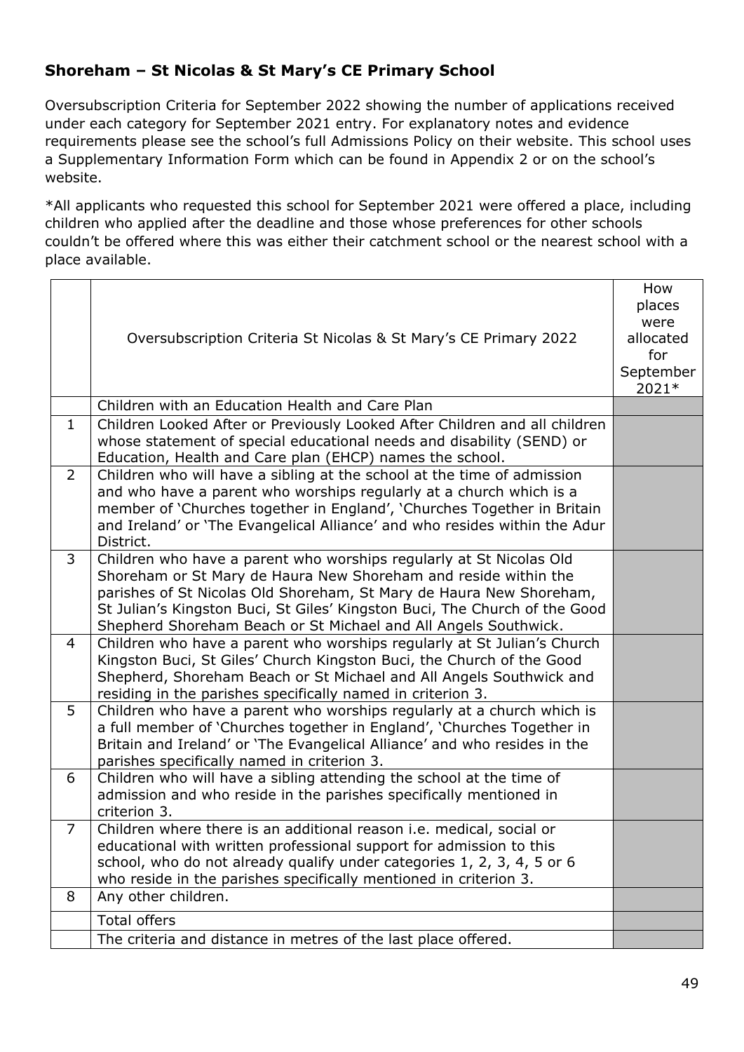## Shoreham – St Nicolas & St Mary's CE Primary School

Oversubscription Criteria for September 2022 showing the number of applications received under each category for September 2021 entry. For explanatory notes and evidence requirements please see the school's full Admissions Policy on their website. This school uses a Supplementary Information Form which can be found in Appendix 2 or on the school's website.

*All applicants who requested this school for September 2021 were offered a place, including children who applied after the deadline and those whose preferences for other schools couldn't be offered where this was either their catchment school or the nearest school with a place available.

| | Oversubscription Criteria St Nicolas & St Mary's CE Primary 2022 | How places were allocated for September 2021* |
|---|---|---|
| | Children with an Education Health and Care Plan | |
| 1 | Children Looked After or Previously Looked After Children and all children whose statement of special educational needs and disability (SEND) or Education, Health and Care plan (EHCP) names the school. | |
| 2 | Children who will have a sibling at the school at the time of admission and who have a parent who worships regularly at a church which is a member of 'Churches together in England', 'Churches Together in Britain and Ireland' or 'The Evangelical Alliance' and who resides within the Adur District. | |
| 3 | Children who have a parent who worships regularly at St Nicolas Old Shoreham or St Mary de Haura New Shoreham and reside within the parishes of St Nicolas Old Shoreham, St Mary de Haura New Shoreham, St Julian's Kingston Buci, St Giles' Kingston Buci, The Church of the Good Shepherd Shoreham Beach or St Michael and All Angels Southwick. | |
| 4 | Children who have a parent who worships regularly at St Julian's Church Kingston Buci, St Giles' Church Kingston Buci, the Church of the Good Shepherd, Shoreham Beach or St Michael and All Angels Southwick and residing in the parishes specifically named in criterion 3. | |
| 5 | Children who have a parent who worships regularly at a church which is a full member of 'Churches together in England', 'Churches Together in Britain and Ireland' or 'The Evangelical Alliance' and who resides in the parishes specifically named in criterion 3. | |
| 6 | Children who will have a sibling attending the school at the time of admission and who reside in the parishes specifically mentioned in criterion 3. | |
| 7 | Children where there is an additional reason i.e. medical, social or educational with written professional support for admission to this school, who do not already qualify under categories 1, 2, 3, 4, 5 or 6 who reside in the parishes specifically mentioned in criterion 3. | |
| 8 | Any other children. | |
| | Total offers | |
| | The criteria and distance in metres of the last place offered. | |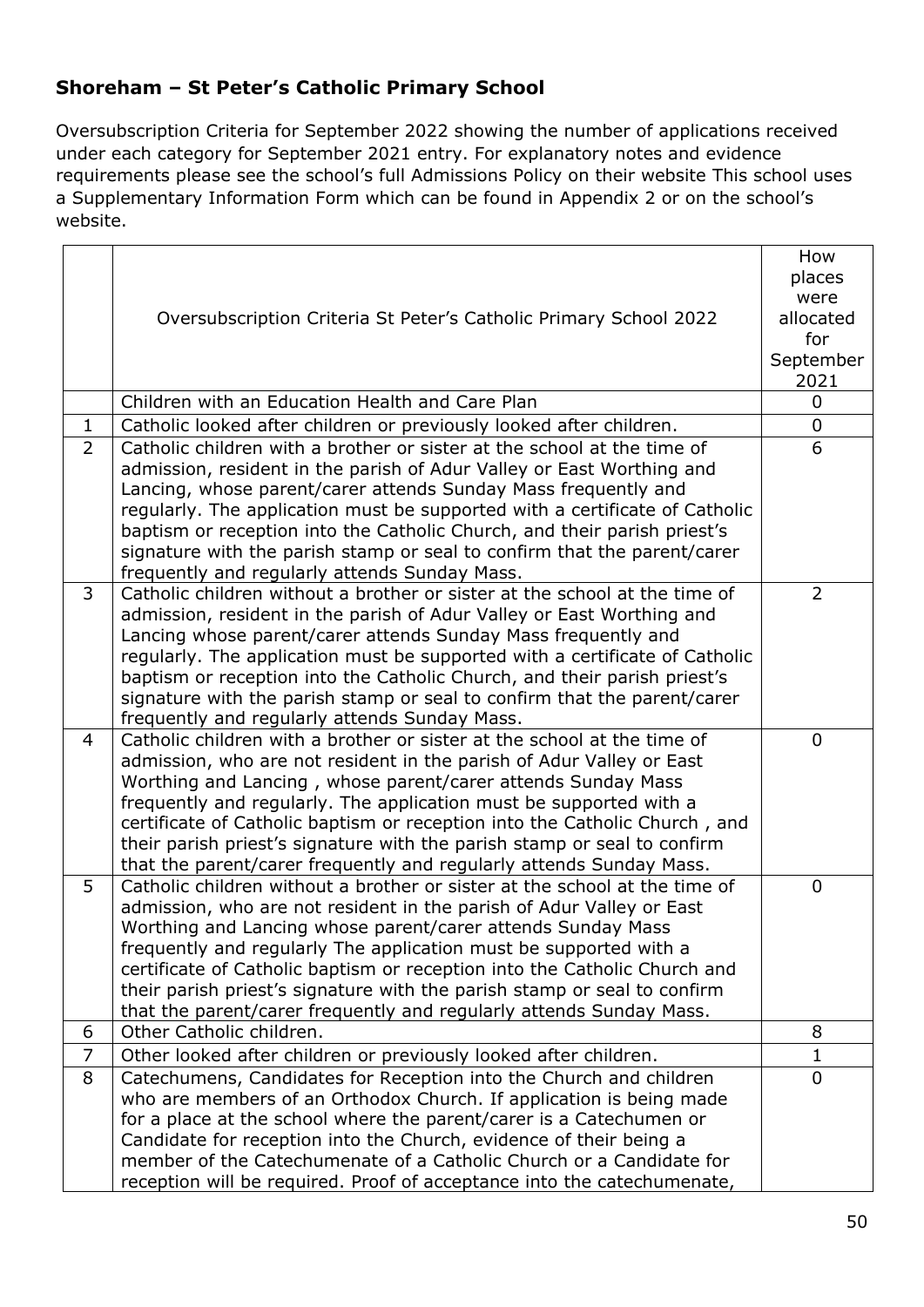## Shoreham – St Peter's Catholic Primary School

Oversubscription Criteria for September 2022 showing the number of applications received under each category for September 2021 entry. For explanatory notes and evidence requirements please see the school's full Admissions Policy on their website This school uses a Supplementary Information Form which can be found in Appendix 2 or on the school's website.

| | Oversubscription Criteria St Peter's Catholic Primary School 2022 | How places were allocated for September 2021 |
|---|---|---|
| | Children with an Education Health and Care Plan | 0 |
| 1 | Catholic looked after children or previously looked after children. | 0 |
| 2 | Catholic children with a brother or sister at the school at the time of admission, resident in the parish of Adur Valley or East Worthing and Lancing, whose parent/carer attends Sunday Mass frequently and regularly. The application must be supported with a certificate of Catholic baptism or reception into the Catholic Church, and their parish priest's signature with the parish stamp or seal to confirm that the parent/carer frequently and regularly attends Sunday Mass. | 6 |
| 3 | Catholic children without a brother or sister at the school at the time of admission, resident in the parish of Adur Valley or East Worthing and Lancing whose parent/carer attends Sunday Mass frequently and regularly. The application must be supported with a certificate of Catholic baptism or reception into the Catholic Church, and their parish priest's signature with the parish stamp or seal to confirm that the parent/carer frequently and regularly attends Sunday Mass. | 2 |
| 4 | Catholic children with a brother or sister at the school at the time of admission, who are not resident in the parish of Adur Valley or East Worthing and Lancing , whose parent/carer attends Sunday Mass frequently and regularly. The application must be supported with a certificate of Catholic baptism or reception into the Catholic Church , and their parish priest's signature with the parish stamp or seal to confirm that the parent/carer frequently and regularly attends Sunday Mass. | 0 |
| 5 | Catholic children without a brother or sister at the school at the time of admission, who are not resident in the parish of Adur Valley or East Worthing and Lancing whose parent/carer attends Sunday Mass frequently and regularly The application must be supported with a certificate of Catholic baptism or reception into the Catholic Church and their parish priest's signature with the parish stamp or seal to confirm that the parent/carer frequently and regularly attends Sunday Mass. | 0 |
| 6 | Other Catholic children. | 8 |
| 7 | Other looked after children or previously looked after children. | 1 |
| 8 | Catechumens, Candidates for Reception into the Church and children who are members of an Orthodox Church. If application is being made for a place at the school where the parent/carer is a Catechumen or Candidate for reception into the Church, evidence of their being a member of the Catechumenate of a Catholic Church or a Candidate for reception will be required. Proof of acceptance into the catechumenate, | 0 |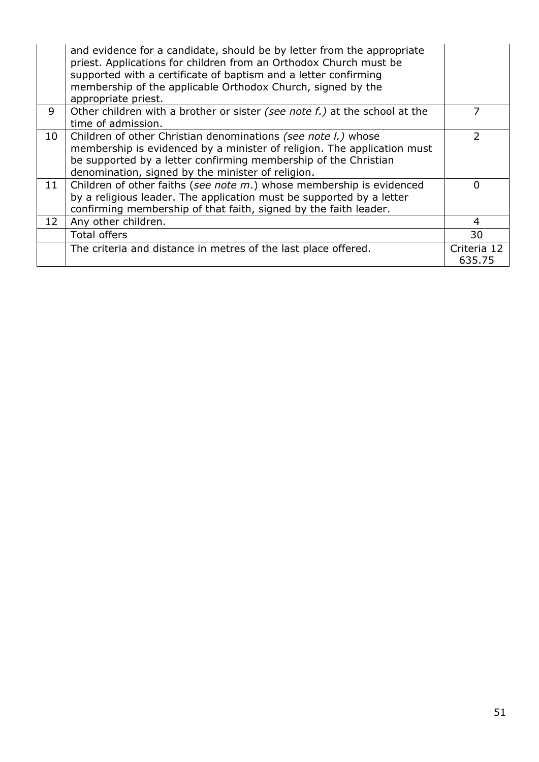| | | |
|---|---|---|
| | and evidence for a candidate, should be by letter from the appropriate priest. Applications for children from an Orthodox Church must be supported with a certificate of baptism and a letter confirming membership of the applicable Orthodox Church, signed by the appropriate priest. | |
| 9 | Other children with a brother or sister *(see note f.)* at the school at the time of admission. | 7 |
| 10 | Children of other Christian denominations *(see note l.)* whose membership is evidenced by a minister of religion. The application must be supported by a letter confirming membership of the Christian denomination, signed by the minister of religion. | 2 |
| 11 | Children of other faiths (*see note m*.) whose membership is evidenced by a religious leader. The application must be supported by a letter confirming membership of that faith, signed by the faith leader. | 0 |
| 12 | Any other children. | 4 |
| | Total offers | 30 |
| | The criteria and distance in metres of the last place offered. | Criteria 12 635.75 |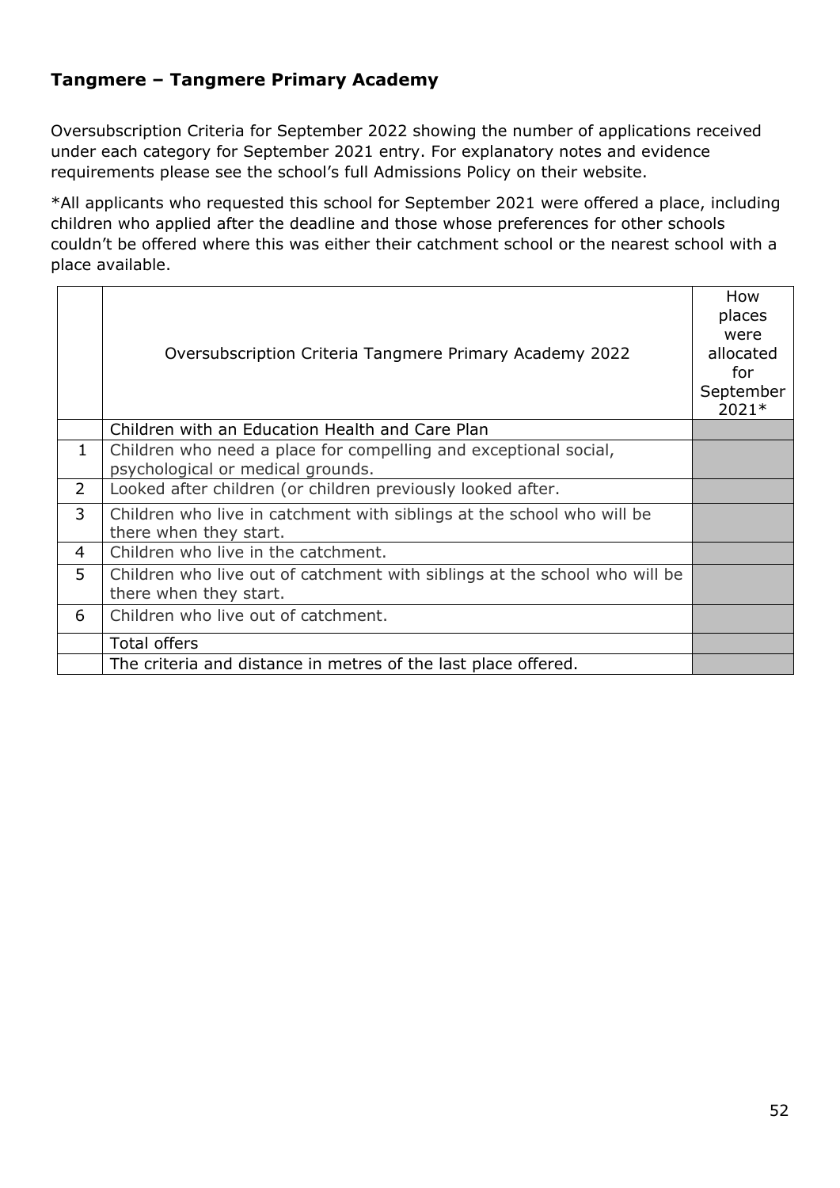## Tangmere – Tangmere Primary Academy

Oversubscription Criteria for September 2022 showing the number of applications received under each category for September 2021 entry. For explanatory notes and evidence requirements please see the school's full Admissions Policy on their website.

*All applicants who requested this school for September 2021 were offered a place, including children who applied after the deadline and those whose preferences for other schools couldn't be offered where this was either their catchment school or the nearest school with a place available.

| | Oversubscription Criteria Tangmere Primary Academy 2022 | How places were allocated for September 2021* |
|---|---|---|
| | Children with an Education Health and Care Plan | |
| 1 | Children who need a place for compelling and exceptional social, psychological or medical grounds. | |
| 2 | Looked after children (or children previously looked after. | |
| 3 | Children who live in catchment with siblings at the school who will be there when they start. | |
| 4 | Children who live in the catchment. | |
| 5 | Children who live out of catchment with siblings at the school who will be there when they start. | |
| 6 | Children who live out of catchment. | |
| | Total offers | |
| | The criteria and distance in metres of the last place offered. | |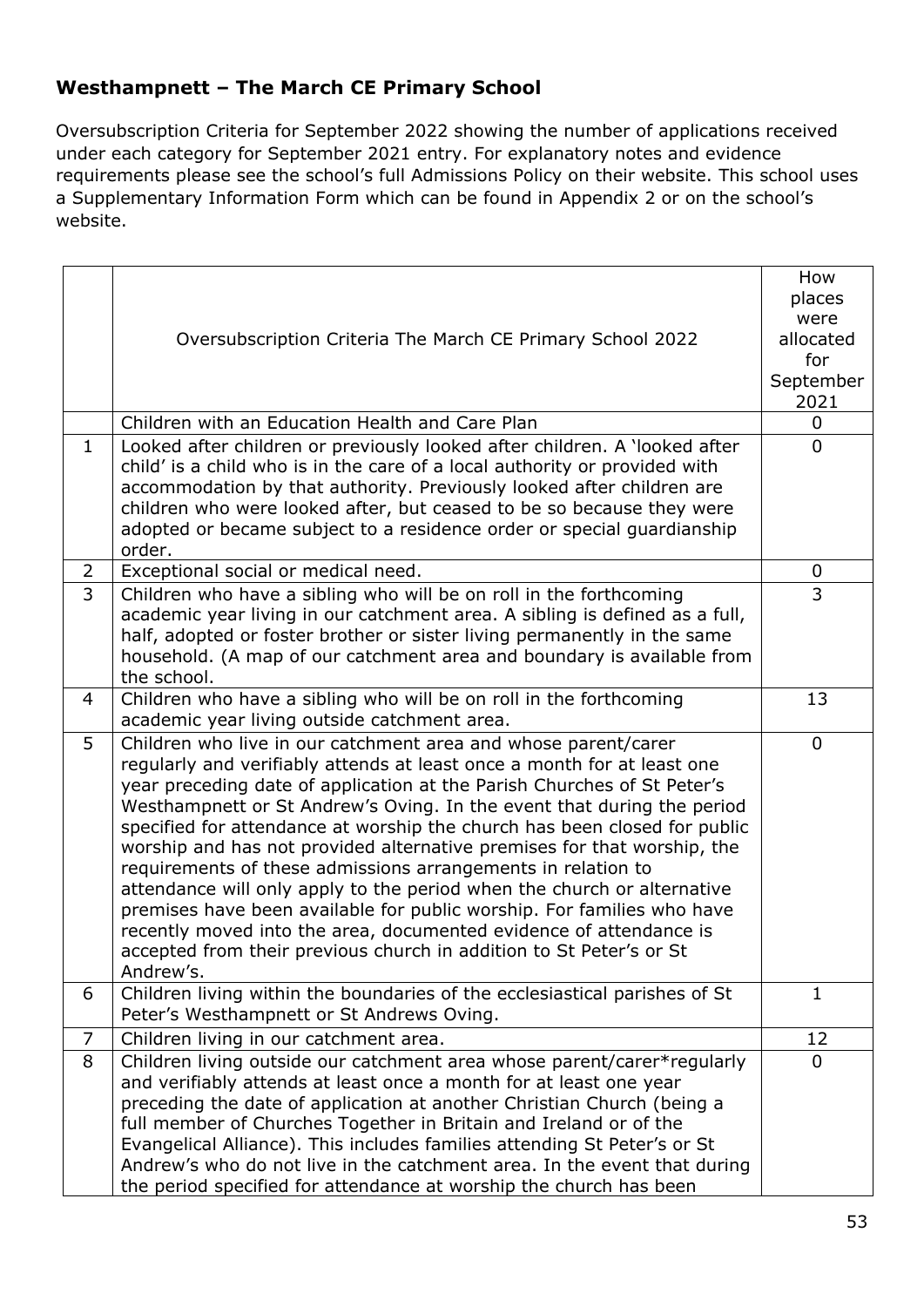## Westhampnett – The March CE Primary School

Oversubscription Criteria for September 2022 showing the number of applications received under each category for September 2021 entry. For explanatory notes and evidence requirements please see the school's full Admissions Policy on their website. This school uses a Supplementary Information Form which can be found in Appendix 2 or on the school's website.

| | Oversubscription Criteria The March CE Primary School 2022 | How places were allocated for September 2021 |
|---|---|---|
| | Children with an Education Health and Care Plan | 0 |
| 1 | Looked after children or previously looked after children. A 'looked after child' is a child who is in the care of a local authority or provided with accommodation by that authority. Previously looked after children are children who were looked after, but ceased to be so because they were adopted or became subject to a residence order or special guardianship order. | 0 |
| 2 | Exceptional social or medical need. | 0 |
| 3 | Children who have a sibling who will be on roll in the forthcoming academic year living in our catchment area. A sibling is defined as a full, half, adopted or foster brother or sister living permanently in the same household. (A map of our catchment area and boundary is available from the school. | 3 |
| 4 | Children who have a sibling who will be on roll in the forthcoming academic year living outside catchment area. | 13 |
| 5 | Children who live in our catchment area and whose parent/carer regularly and verifiably attends at least once a month for at least one year preceding date of application at the Parish Churches of St Peter's Westhampnett or St Andrew's Oving. In the event that during the period specified for attendance at worship the church has been closed for public worship and has not provided alternative premises for that worship, the requirements of these admissions arrangements in relation to attendance will only apply to the period when the church or alternative premises have been available for public worship. For families who have recently moved into the area, documented evidence of attendance is accepted from their previous church in addition to St Peter's or St Andrew's. | 0 |
| 6 | Children living within the boundaries of the ecclesiastical parishes of St Peter's Westhampnett or St Andrews Oving. | 1 |
| 7 | Children living in our catchment area. | 12 |
| 8 | Children living outside our catchment area whose parent/carer*regularly and verifiably attends at least once a month for at least one year preceding the date of application at another Christian Church (being a full member of Churches Together in Britain and Ireland or of the Evangelical Alliance). This includes families attending St Peter's or St Andrew's who do not live in the catchment area. In the event that during the period specified for attendance at worship the church has been | 0 |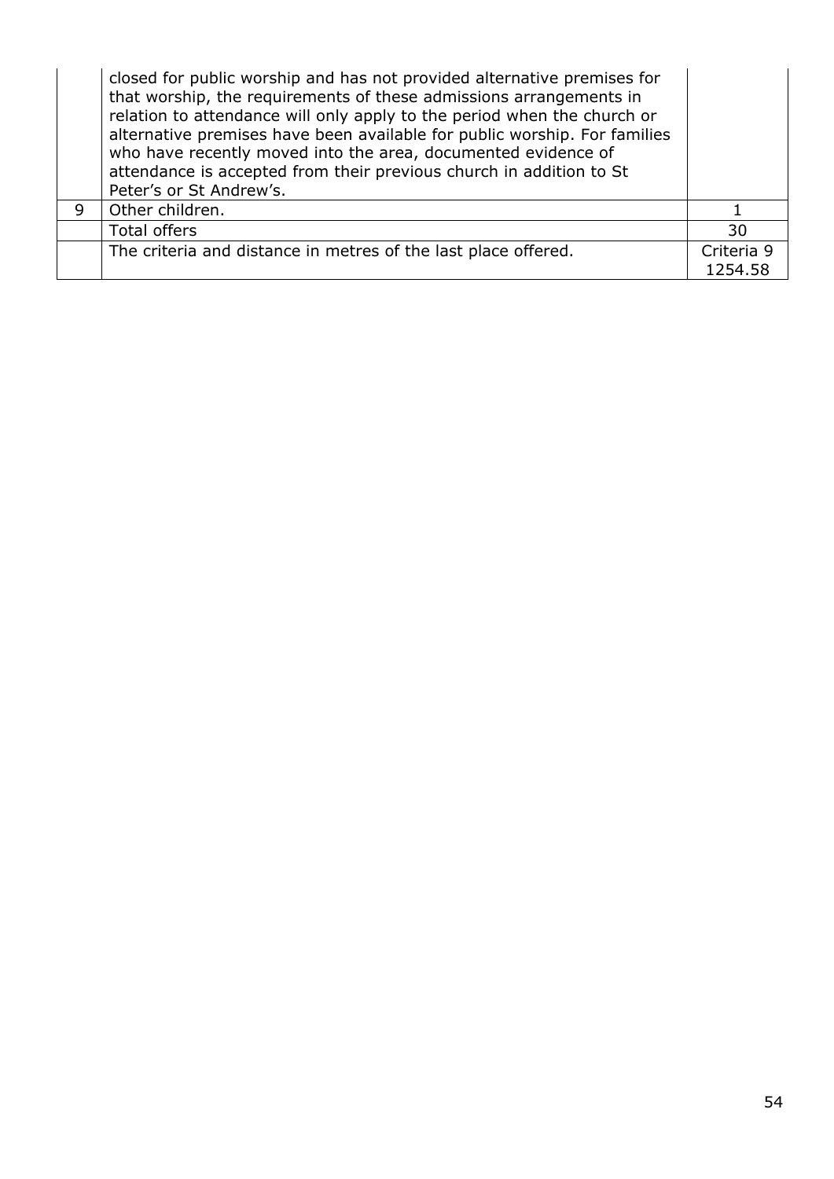| | | |
|---|---|---|
| | closed for public worship and has not provided alternative premises for that worship, the requirements of these admissions arrangements in relation to attendance will only apply to the period when the church or alternative premises have been available for public worship. For families who have recently moved into the area, documented evidence of attendance is accepted from their previous church in addition to St Peter's or St Andrew's. | |
| 9 | Other children. | 1 |
| | Total offers | 30 |
| | The criteria and distance in metres of the last place offered. | Criteria 9 1254.58 |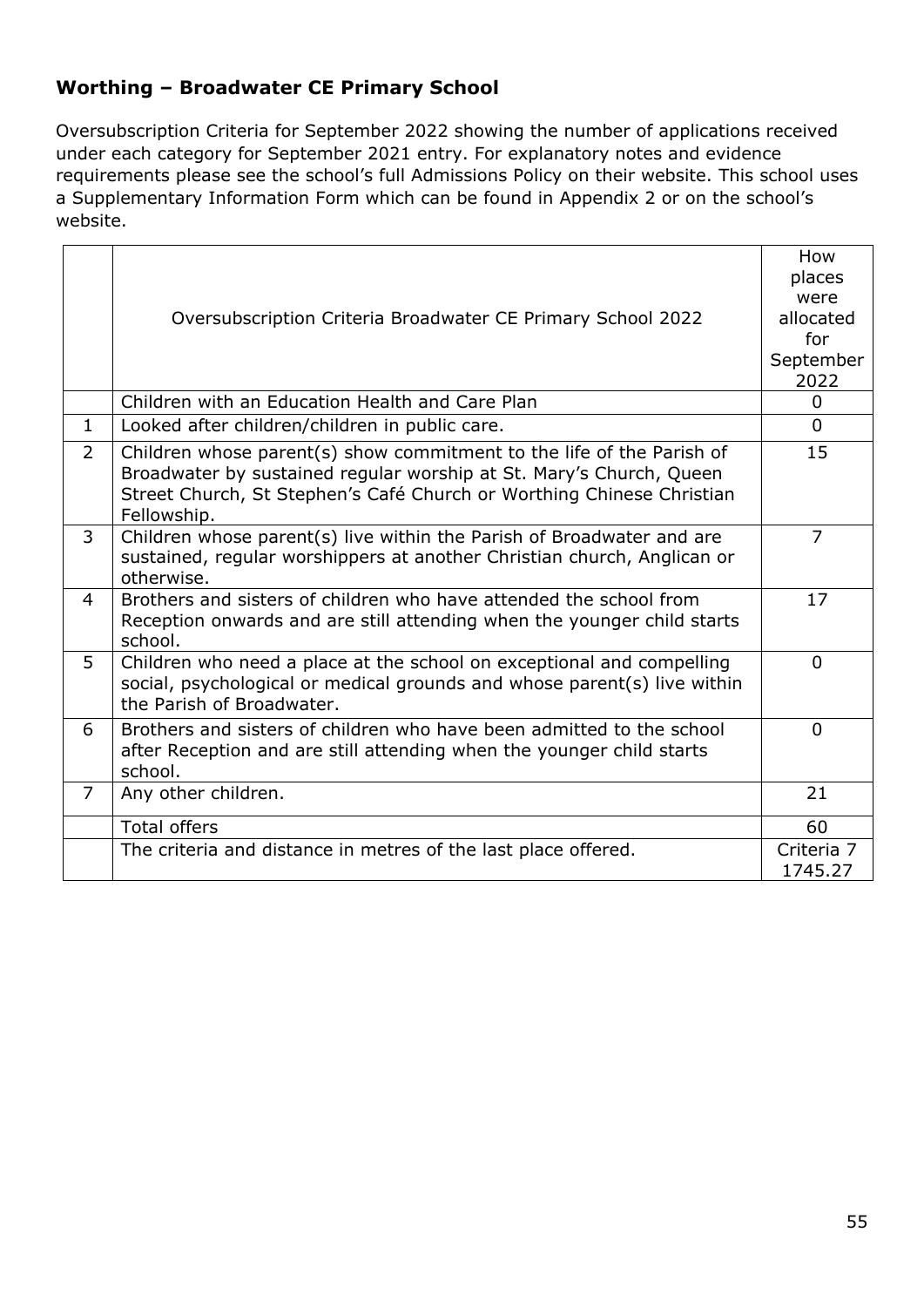### Worthing – Broadwater CE Primary School

Oversubscription Criteria for September 2022 showing the number of applications received under each category for September 2021 entry. For explanatory notes and evidence requirements please see the school's full Admissions Policy on their website. This school uses a Supplementary Information Form which can be found in Appendix 2 or on the school's website.

| | Oversubscription Criteria Broadwater CE Primary School 2022 | How places were allocated for September 2022 |
|---|---|---|
| | Children with an Education Health and Care Plan | 0 |
| 1 | Looked after children/children in public care. | 0 |
| 2 | Children whose parent(s) show commitment to the life of the Parish of Broadwater by sustained regular worship at St. Mary's Church, Queen Street Church, St Stephen's Café Church or Worthing Chinese Christian Fellowship. | 15 |
| 3 | Children whose parent(s) live within the Parish of Broadwater and are sustained, regular worshippers at another Christian church, Anglican or otherwise. | 7 |
| 4 | Brothers and sisters of children who have attended the school from Reception onwards and are still attending when the younger child starts school. | 17 |
| 5 | Children who need a place at the school on exceptional and compelling social, psychological or medical grounds and whose parent(s) live within the Parish of Broadwater. | 0 |
| 6 | Brothers and sisters of children who have been admitted to the school after Reception and are still attending when the younger child starts school. | 0 |
| 7 | Any other children. | 21 |
| | Total offers | 60 |
| | The criteria and distance in metres of the last place offered. | Criteria 7 1745.27 |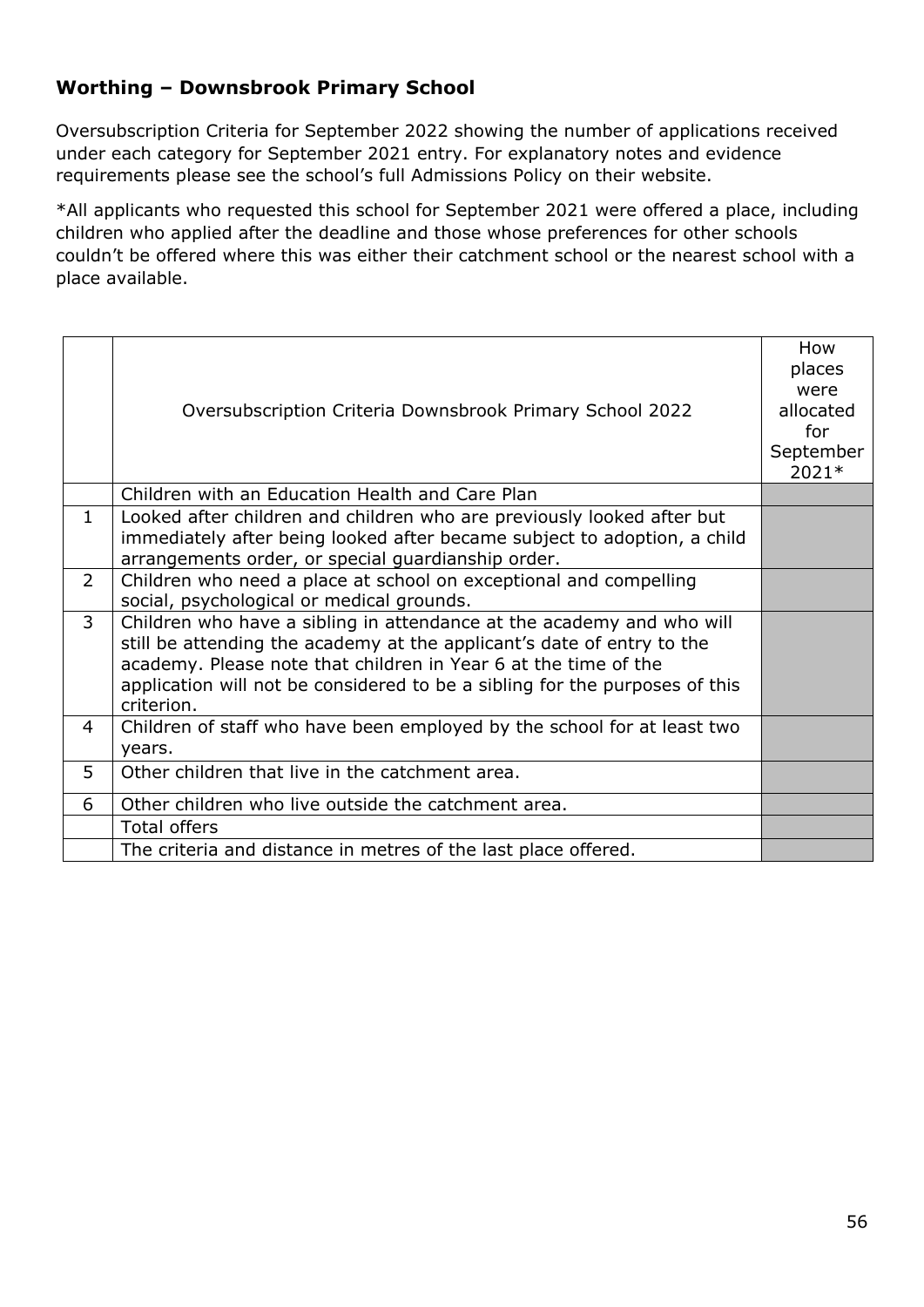## Worthing – Downsbrook Primary School

Oversubscription Criteria for September 2022 showing the number of applications received under each category for September 2021 entry. For explanatory notes and evidence requirements please see the school's full Admissions Policy on their website.

*All applicants who requested this school for September 2021 were offered a place, including children who applied after the deadline and those whose preferences for other schools couldn't be offered where this was either their catchment school or the nearest school with a place available.

| | Oversubscription Criteria Downsbrook Primary School 2022 | How places were allocated for September 2021* |
|---|---|---|
| | Children with an Education Health and Care Plan | |
| 1 | Looked after children and children who are previously looked after but immediately after being looked after became subject to adoption, a child arrangements order, or special guardianship order. | |
| 2 | Children who need a place at school on exceptional and compelling social, psychological or medical grounds. | |
| 3 | Children who have a sibling in attendance at the academy and who will still be attending the academy at the applicant's date of entry to the academy. Please note that children in Year 6 at the time of the application will not be considered to be a sibling for the purposes of this criterion. | |
| 4 | Children of staff who have been employed by the school for at least two years. | |
| 5 | Other children that live in the catchment area. | |
| 6 | Other children who live outside the catchment area. | |
| | Total offers | |
| | The criteria and distance in metres of the last place offered. | |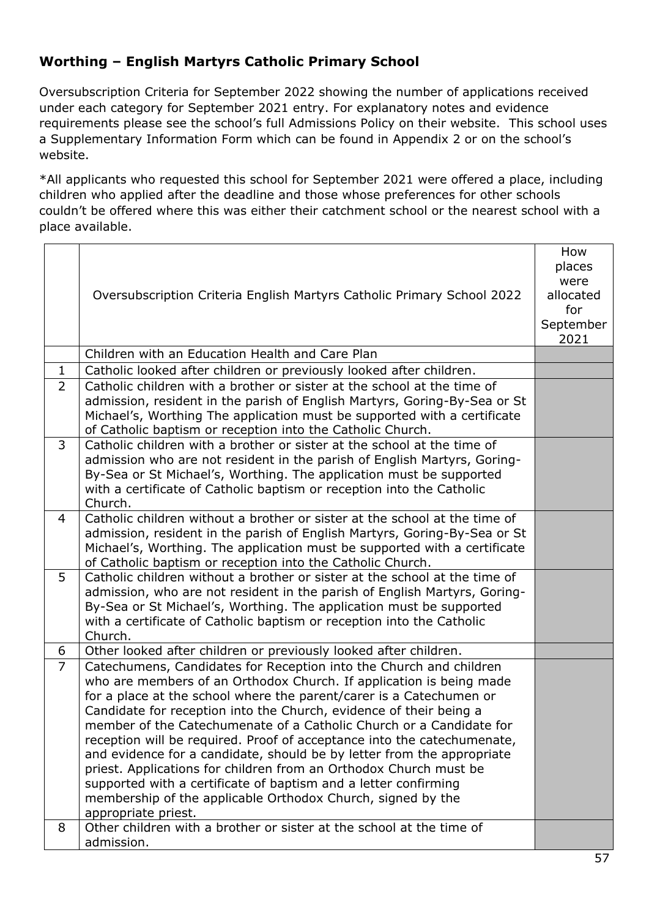## Worthing – English Martyrs Catholic Primary School

Oversubscription Criteria for September 2022 showing the number of applications received under each category for September 2021 entry. For explanatory notes and evidence requirements please see the school's full Admissions Policy on their website. This school uses a Supplementary Information Form which can be found in Appendix 2 or on the school's website.

*All applicants who requested this school for September 2021 were offered a place, including children who applied after the deadline and those whose preferences for other schools couldn't be offered where this was either their catchment school or the nearest school with a place available.

| | Oversubscription Criteria English Martyrs Catholic Primary School 2022 | How places were allocated for September 2021 |
|---|---|---|
| | Children with an Education Health and Care Plan | |
| 1 | Catholic looked after children or previously looked after children. | |
| 2 | Catholic children with a brother or sister at the school at the time of admission, resident in the parish of English Martyrs, Goring-By-Sea or St Michael's, Worthing The application must be supported with a certificate of Catholic baptism or reception into the Catholic Church. | |
| 3 | Catholic children with a brother or sister at the school at the time of admission who are not resident in the parish of English Martyrs, Goring-By-Sea or St Michael's, Worthing. The application must be supported with a certificate of Catholic baptism or reception into the Catholic Church. | |
| 4 | Catholic children without a brother or sister at the school at the time of admission, resident in the parish of English Martyrs, Goring-By-Sea or St Michael's, Worthing. The application must be supported with a certificate of Catholic baptism or reception into the Catholic Church. | |
| 5 | Catholic children without a brother or sister at the school at the time of admission, who are not resident in the parish of English Martyrs, Goring-By-Sea or St Michael's, Worthing. The application must be supported with a certificate of Catholic baptism or reception into the Catholic Church. | |
| 6 | Other looked after children or previously looked after children. | |
| 7 | Catechumens, Candidates for Reception into the Church and children who are members of an Orthodox Church. If application is being made for a place at the school where the parent/carer is a Catechumen or Candidate for reception into the Church, evidence of their being a member of the Catechumenate of a Catholic Church or a Candidate for reception will be required. Proof of acceptance into the catechumenate, and evidence for a candidate, should be by letter from the appropriate priest. Applications for children from an Orthodox Church must be supported with a certificate of baptism and a letter confirming membership of the applicable Orthodox Church, signed by the appropriate priest. | |
| 8 | Other children with a brother or sister at the school at the time of admission. | |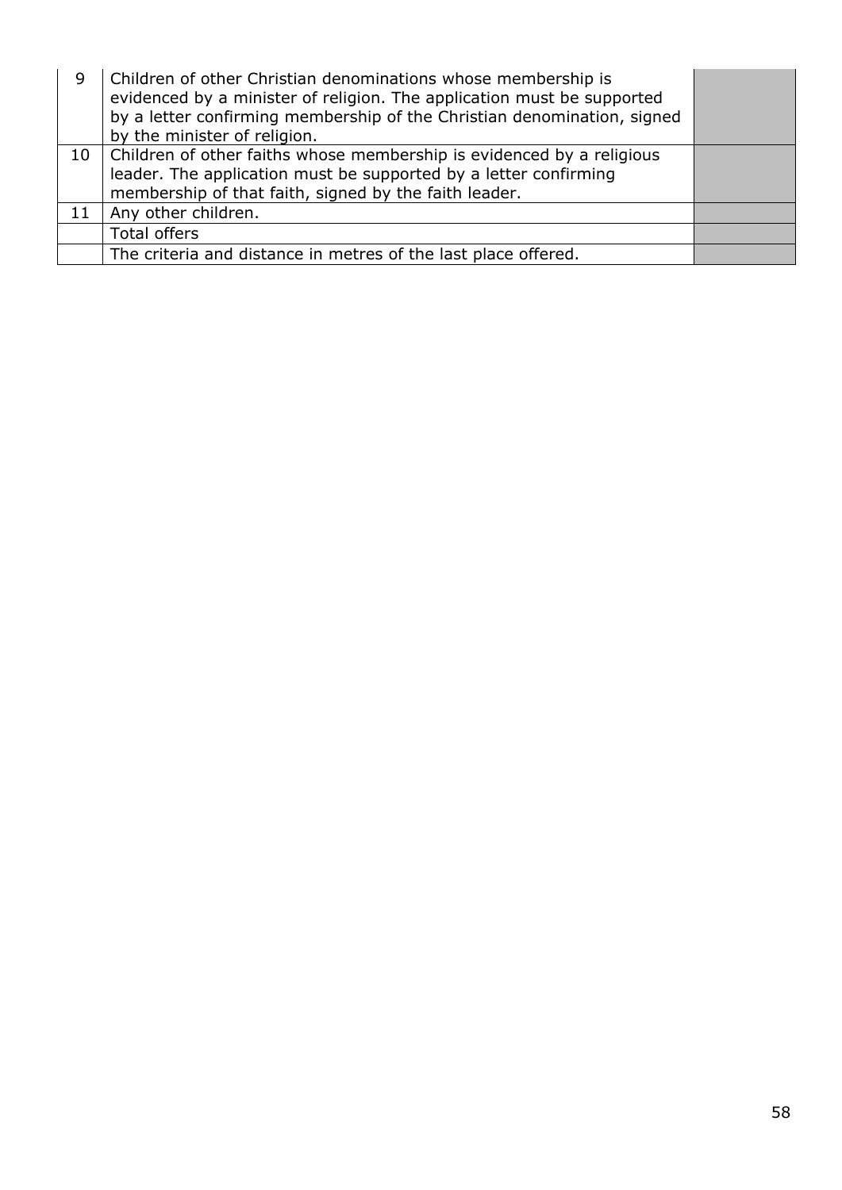| | | |
|---|---|---|
| 9 | Children of other Christian denominations whose membership is evidenced by a minister of religion. The application must be supported by a letter confirming membership of the Christian denomination, signed by the minister of religion. | |
| 10 | Children of other faiths whose membership is evidenced by a religious leader. The application must be supported by a letter confirming membership of that faith, signed by the faith leader. | |
| 11 | Any other children. | |
| | Total offers | |
| | The criteria and distance in metres of the last place offered. | |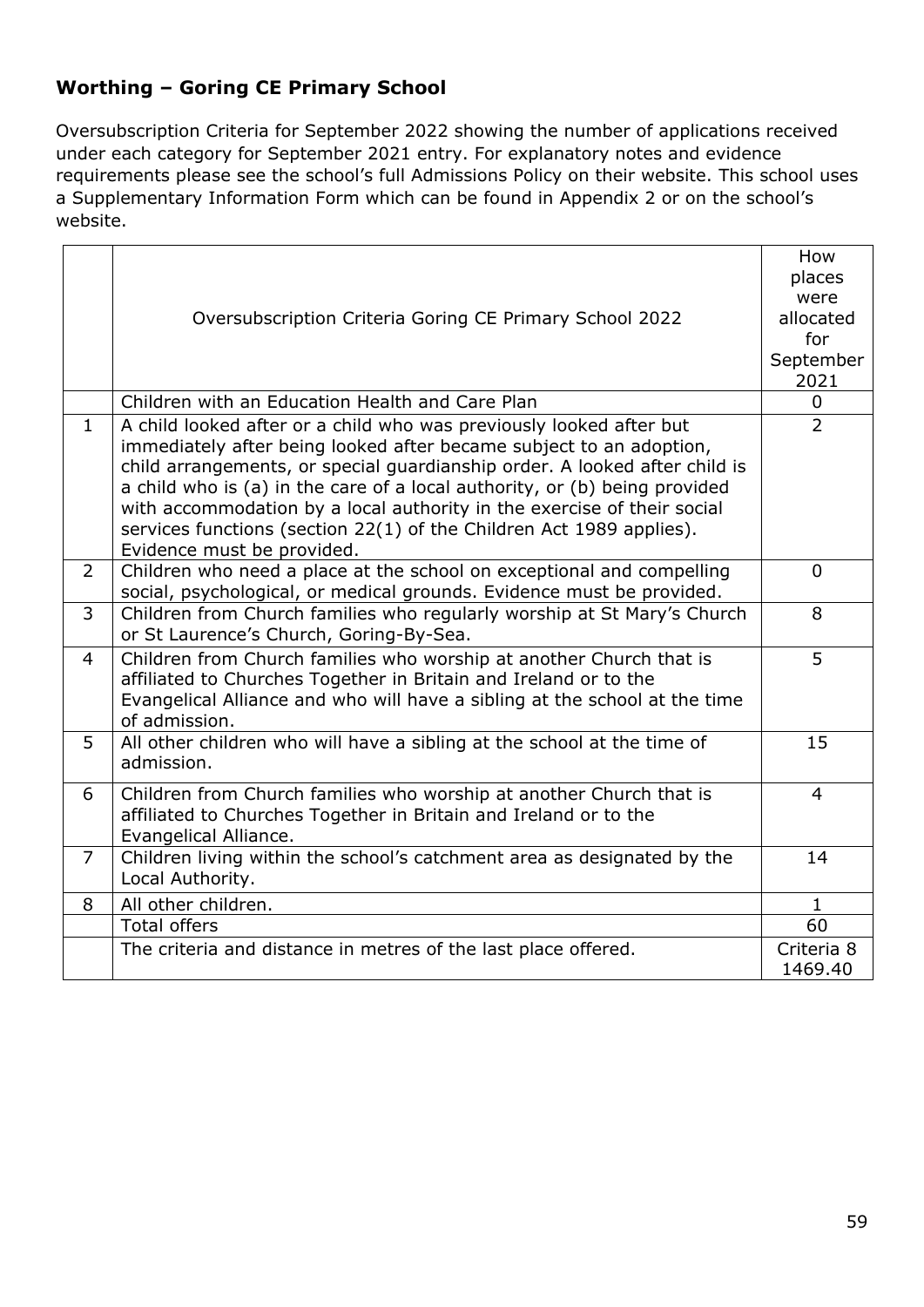## Worthing – Goring CE Primary School

Oversubscription Criteria for September 2022 showing the number of applications received under each category for September 2021 entry. For explanatory notes and evidence requirements please see the school's full Admissions Policy on their website. This school uses a Supplementary Information Form which can be found in Appendix 2 or on the school's website.

| | Oversubscription Criteria Goring CE Primary School 2022 | How places were allocated for September 2021 |
|---|---|---|
| | Children with an Education Health and Care Plan | 0 |
| 1 | A child looked after or a child who was previously looked after but immediately after being looked after became subject to an adoption, child arrangements, or special guardianship order. A looked after child is a child who is (a) in the care of a local authority, or (b) being provided with accommodation by a local authority in the exercise of their social services functions (section 22(1) of the Children Act 1989 applies). Evidence must be provided. | 2 |
| 2 | Children who need a place at the school on exceptional and compelling social, psychological, or medical grounds. Evidence must be provided. | 0 |
| 3 | Children from Church families who regularly worship at St Mary's Church or St Laurence's Church, Goring-By-Sea. | 8 |
| 4 | Children from Church families who worship at another Church that is affiliated to Churches Together in Britain and Ireland or to the Evangelical Alliance and who will have a sibling at the school at the time of admission. | 5 |
| 5 | All other children who will have a sibling at the school at the time of admission. | 15 |
| 6 | Children from Church families who worship at another Church that is affiliated to Churches Together in Britain and Ireland or to the Evangelical Alliance. | 4 |
| 7 | Children living within the school's catchment area as designated by the Local Authority. | 14 |
| 8 | All other children. | 1 |
| | Total offers | 60 |
| | The criteria and distance in metres of the last place offered. | Criteria 8 1469.40 |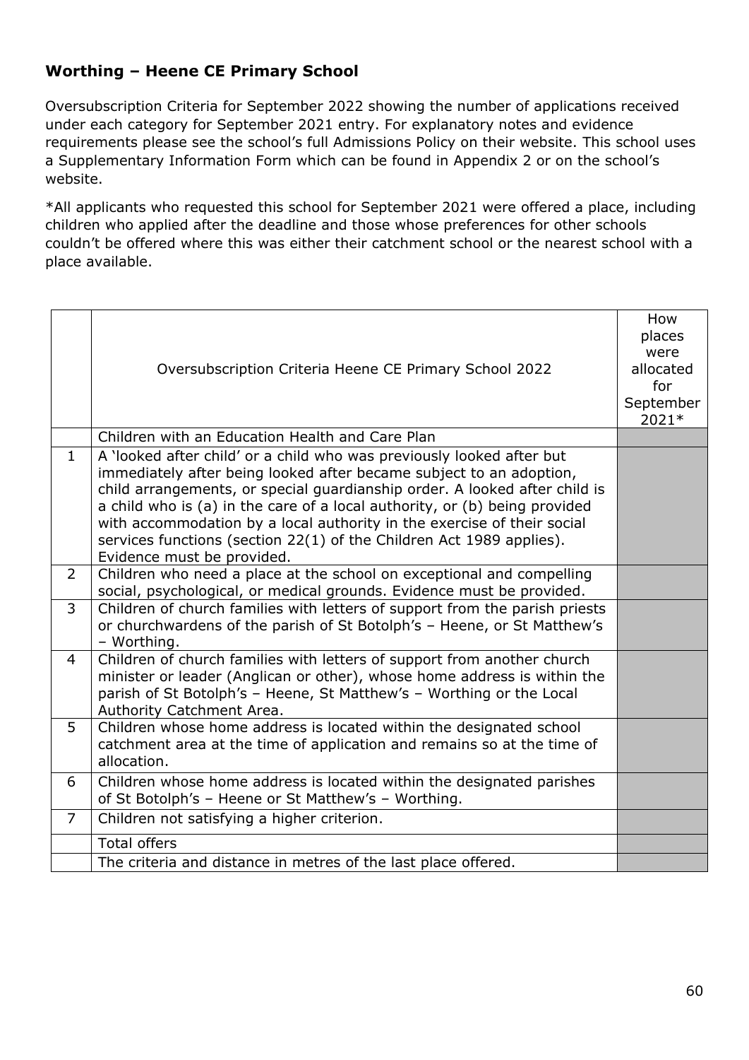## Worthing – Heene CE Primary School

Oversubscription Criteria for September 2022 showing the number of applications received under each category for September 2021 entry. For explanatory notes and evidence requirements please see the school's full Admissions Policy on their website. This school uses a Supplementary Information Form which can be found in Appendix 2 or on the school's website.

*All applicants who requested this school for September 2021 were offered a place, including children who applied after the deadline and those whose preferences for other schools couldn't be offered where this was either their catchment school or the nearest school with a place available.

| | Oversubscription Criteria Heene CE Primary School 2022 | How places were allocated for September 2021* |
|---|---|---|
| | Children with an Education Health and Care Plan | |
| 1 | A 'looked after child' or a child who was previously looked after but immediately after being looked after became subject to an adoption, child arrangements, or special guardianship order. A looked after child is a child who is (a) in the care of a local authority, or (b) being provided with accommodation by a local authority in the exercise of their social services functions (section 22(1) of the Children Act 1989 applies). Evidence must be provided. | |
| 2 | Children who need a place at the school on exceptional and compelling social, psychological, or medical grounds. Evidence must be provided. | |
| 3 | Children of church families with letters of support from the parish priests or churchwardens of the parish of St Botolph's – Heene, or St Matthew's – Worthing. | |
| 4 | Children of church families with letters of support from another church minister or leader (Anglican or other), whose home address is within the parish of St Botolph's – Heene, St Matthew's – Worthing or the Local Authority Catchment Area. | |
| 5 | Children whose home address is located within the designated school catchment area at the time of application and remains so at the time of allocation. | |
| 6 | Children whose home address is located within the designated parishes of St Botolph's – Heene or St Matthew's – Worthing. | |
| 7 | Children not satisfying a higher criterion. | |
| | Total offers | |
| | The criteria and distance in metres of the last place offered. | |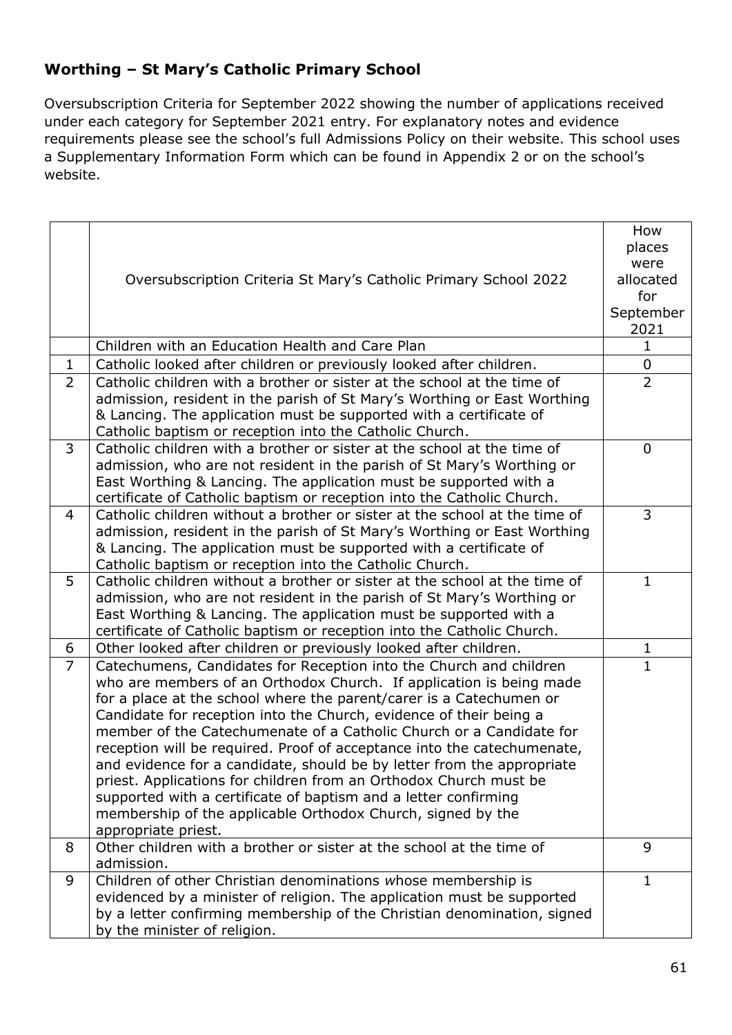## Worthing – St Mary's Catholic Primary School

Oversubscription Criteria for September 2022 showing the number of applications received under each category for September 2021 entry. For explanatory notes and evidence requirements please see the school's full Admissions Policy on their website. This school uses a Supplementary Information Form which can be found in Appendix 2 or on the school's website.

| | Oversubscription Criteria St Mary's Catholic Primary School 2022 | How places were allocated for September 2021 |
|---|---|---|
| | Children with an Education Health and Care Plan | 1 |
| 1 | Catholic looked after children or previously looked after children. | 0 |
| 2 | Catholic children with a brother or sister at the school at the time of admission, resident in the parish of St Mary's Worthing or East Worthing & Lancing. The application must be supported with a certificate of Catholic baptism or reception into the Catholic Church. | 2 |
| 3 | Catholic children with a brother or sister at the school at the time of admission, who are not resident in the parish of St Mary's Worthing or East Worthing & Lancing. The application must be supported with a certificate of Catholic baptism or reception into the Catholic Church. | 0 |
| 4 | Catholic children without a brother or sister at the school at the time of admission, resident in the parish of St Mary's Worthing or East Worthing & Lancing. The application must be supported with a certificate of Catholic baptism or reception into the Catholic Church. | 3 |
| 5 | Catholic children without a brother or sister at the school at the time of admission, who are not resident in the parish of St Mary's Worthing or East Worthing & Lancing. The application must be supported with a certificate of Catholic baptism or reception into the Catholic Church. | 1 |
| 6 | Other looked after children or previously looked after children. | 1 |
| 7 | Catechumens, Candidates for Reception into the Church and children who are members of an Orthodox Church. If application is being made for a place at the school where the parent/carer is a Catechumen or Candidate for reception into the Church, evidence of their being a member of the Catechumenate of a Catholic Church or a Candidate for reception will be required. Proof of acceptance into the catechumenate, and evidence for a candidate, should be by letter from the appropriate priest. Applications for children from an Orthodox Church must be supported with a certificate of baptism and a letter confirming membership of the applicable Orthodox Church, signed by the appropriate priest. | 1 |
| 8 | Other children with a brother or sister at the school at the time of admission. | 9 |
| 9 | Children of other Christian denominations whose membership is evidenced by a minister of religion. The application must be supported by a letter confirming membership of the Christian denomination, signed by the minister of religion. | 1 |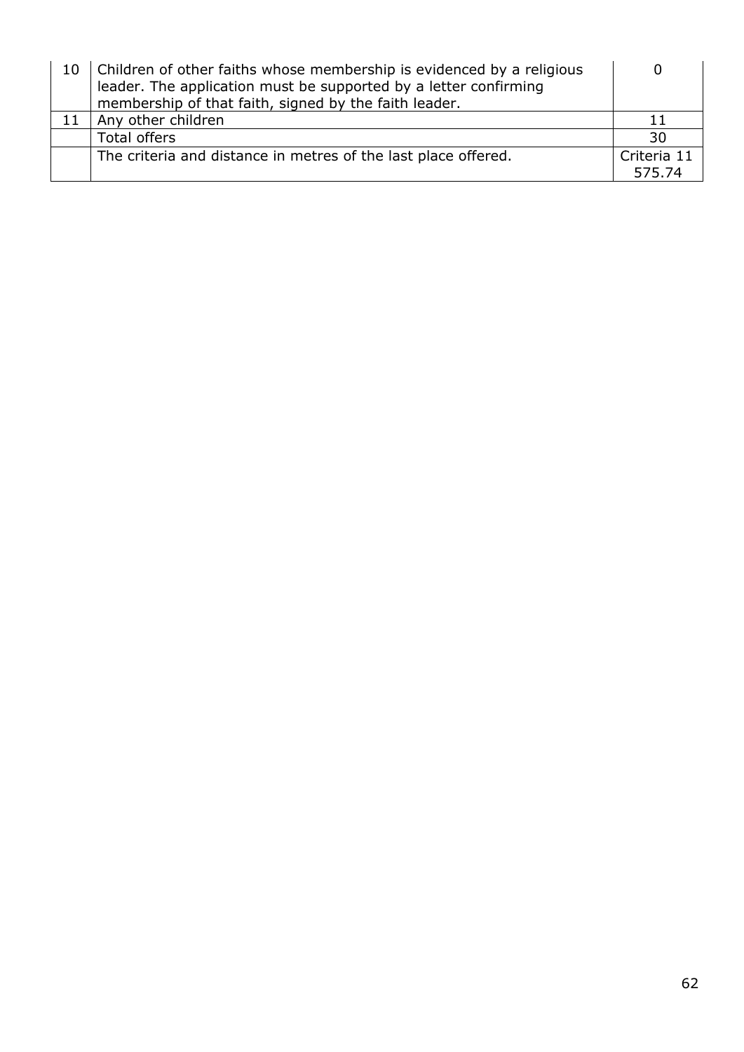| | | |
|---|---|---|
| 10 | Children of other faiths whose membership is evidenced by a religious leader. The application must be supported by a letter confirming membership of that faith, signed by the faith leader. | 0 |
| 11 | Any other children | 11 |
| | Total offers | 30 |
| | The criteria and distance in metres of the last place offered. | Criteria 11 575.74 |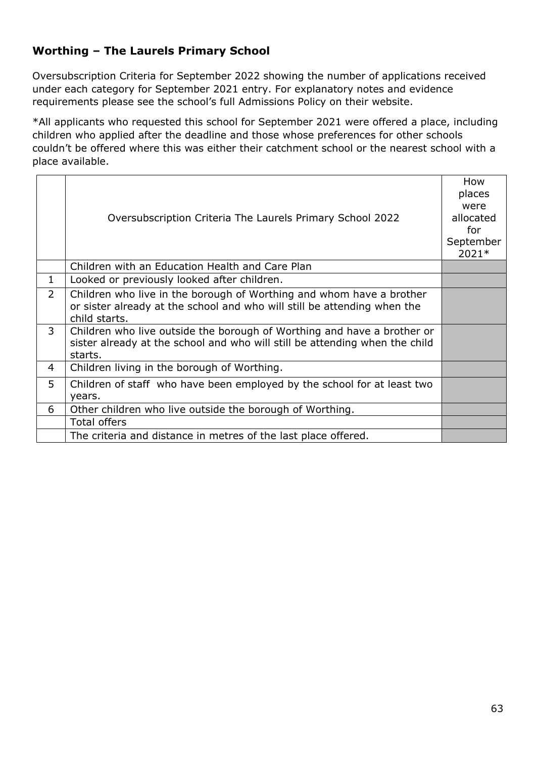## Worthing – The Laurels Primary School

Oversubscription Criteria for September 2022 showing the number of applications received under each category for September 2021 entry. For explanatory notes and evidence requirements please see the school's full Admissions Policy on their website.

*All applicants who requested this school for September 2021 were offered a place, including children who applied after the deadline and those whose preferences for other schools couldn't be offered where this was either their catchment school or the nearest school with a place available.

| | Oversubscription Criteria The Laurels Primary School 2022 | How places were allocated for September 2021* |
|---|---|---|
| | Children with an Education Health and Care Plan | |
| 1 | Looked or previously looked after children. | |
| 2 | Children who live in the borough of Worthing and whom have a brother or sister already at the school and who will still be attending when the child starts. | |
| 3 | Children who live outside the borough of Worthing and have a brother or sister already at the school and who will still be attending when the child starts. | |
| 4 | Children living in the borough of Worthing. | |
| 5 | Children of staff who have been employed by the school for at least two years. | |
| 6 | Other children who live outside the borough of Worthing. | |
| | Total offers | |
| | The criteria and distance in metres of the last place offered. | |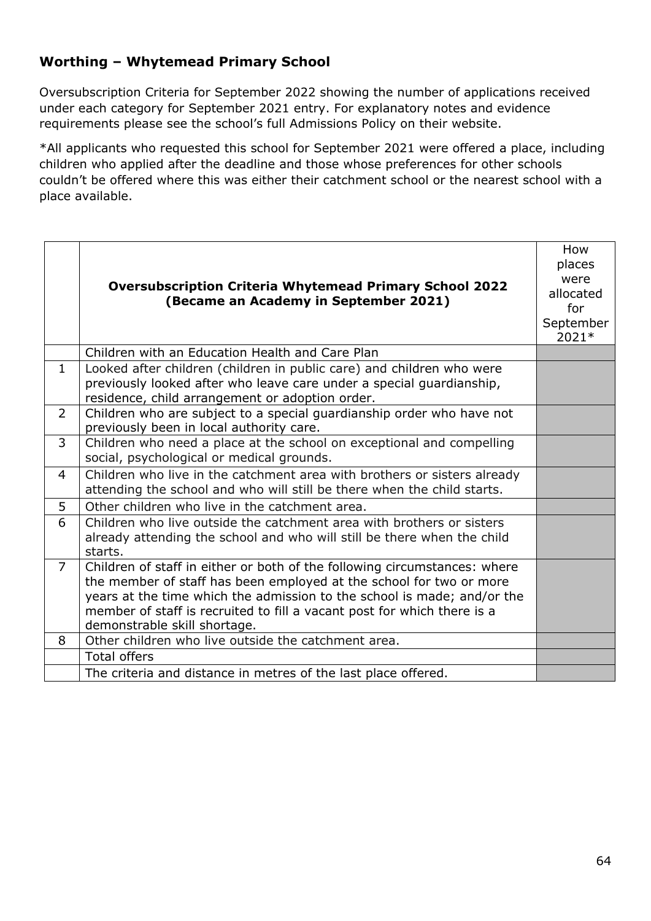## Worthing – Whytemead Primary School

Oversubscription Criteria for September 2022 showing the number of applications received under each category for September 2021 entry. For explanatory notes and evidence requirements please see the school's full Admissions Policy on their website.

*All applicants who requested this school for September 2021 were offered a place, including children who applied after the deadline and those whose preferences for other schools couldn't be offered where this was either their catchment school or the nearest school with a place available.

| | **Oversubscription Criteria Whytemead Primary School 2022 (Became an Academy in September 2021)** | How places were allocated for September 2021* |
|---|---|---|
| | Children with an Education Health and Care Plan | |
| 1 | Looked after children (children in public care) and children who were previously looked after who leave care under a special guardianship, residence, child arrangement or adoption order. | |
| 2 | Children who are subject to a special guardianship order who have not previously been in local authority care. | |
| 3 | Children who need a place at the school on exceptional and compelling social, psychological or medical grounds. | |
| 4 | Children who live in the catchment area with brothers or sisters already attending the school and who will still be there when the child starts. | |
| 5 | Other children who live in the catchment area. | |
| 6 | Children who live outside the catchment area with brothers or sisters already attending the school and who will still be there when the child starts. | |
| 7 | Children of staff in either or both of the following circumstances: where the member of staff has been employed at the school for two or more years at the time which the admission to the school is made; and/or the member of staff is recruited to fill a vacant post for which there is a demonstrable skill shortage. | |
| 8 | Other children who live outside the catchment area. | |
| | Total offers | |
| | The criteria and distance in metres of the last place offered. | |